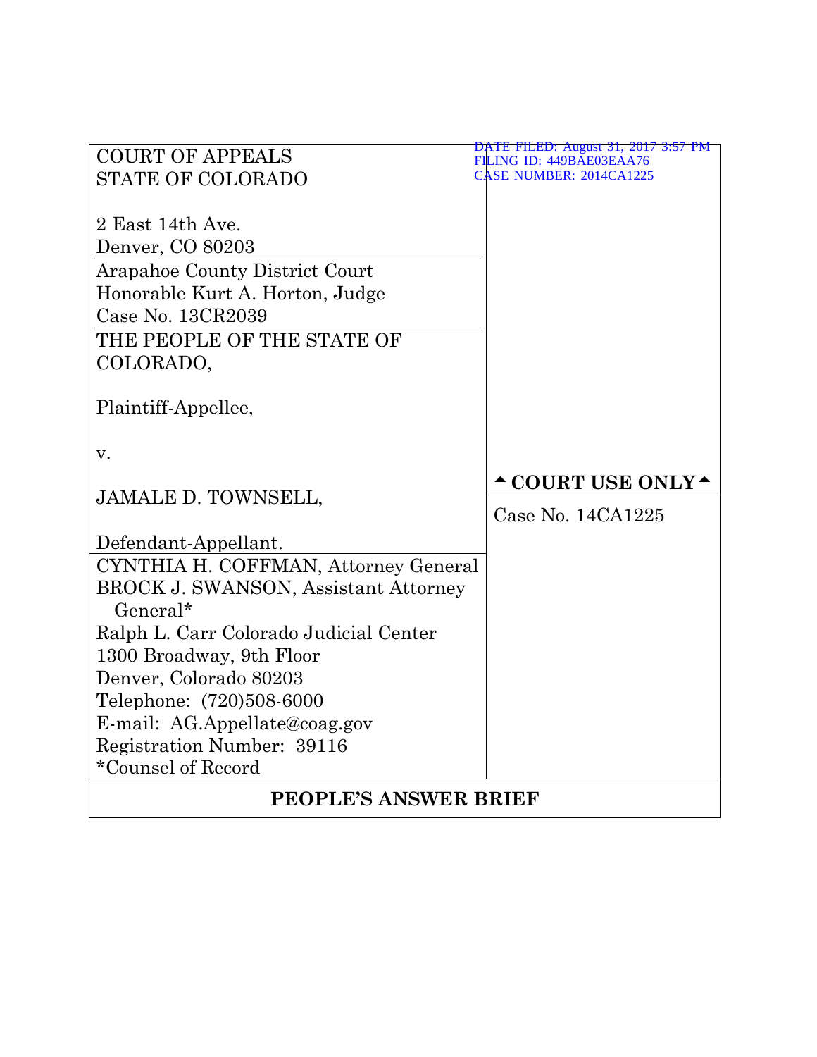DATE FILED: August 31, 2017 3:57 PM
FILING ID: 449BAE03EAA76
CASE NUMBER: 2014CA1225

COURT OF APPEALS
STATE OF COLORADO

2 East 14th Ave.
Denver, CO 80203

Arapahoe County District Court
Honorable Kurt A. Horton, Judge
Case No. 13CR2039

THE PEOPLE OF THE STATE OF COLORADO,

Plaintiff-Appellee,

v.

JAMALE D. TOWNSELL,

Defendant-Appellant.

▲ COURT USE ONLY ▲

Case No. 14CA1225

CYNTHIA H. COFFMAN, Attorney General
BROCK J. SWANSON, Assistant Attorney General*
Ralph L. Carr Colorado Judicial Center
1300 Broadway, 9th Floor
Denver, Colorado 80203
Telephone: (720)508-6000
E-mail: AG.Appellate@coag.gov
Registration Number: 39116
*Counsel of Record

# PEOPLE'S ANSWER BRIEF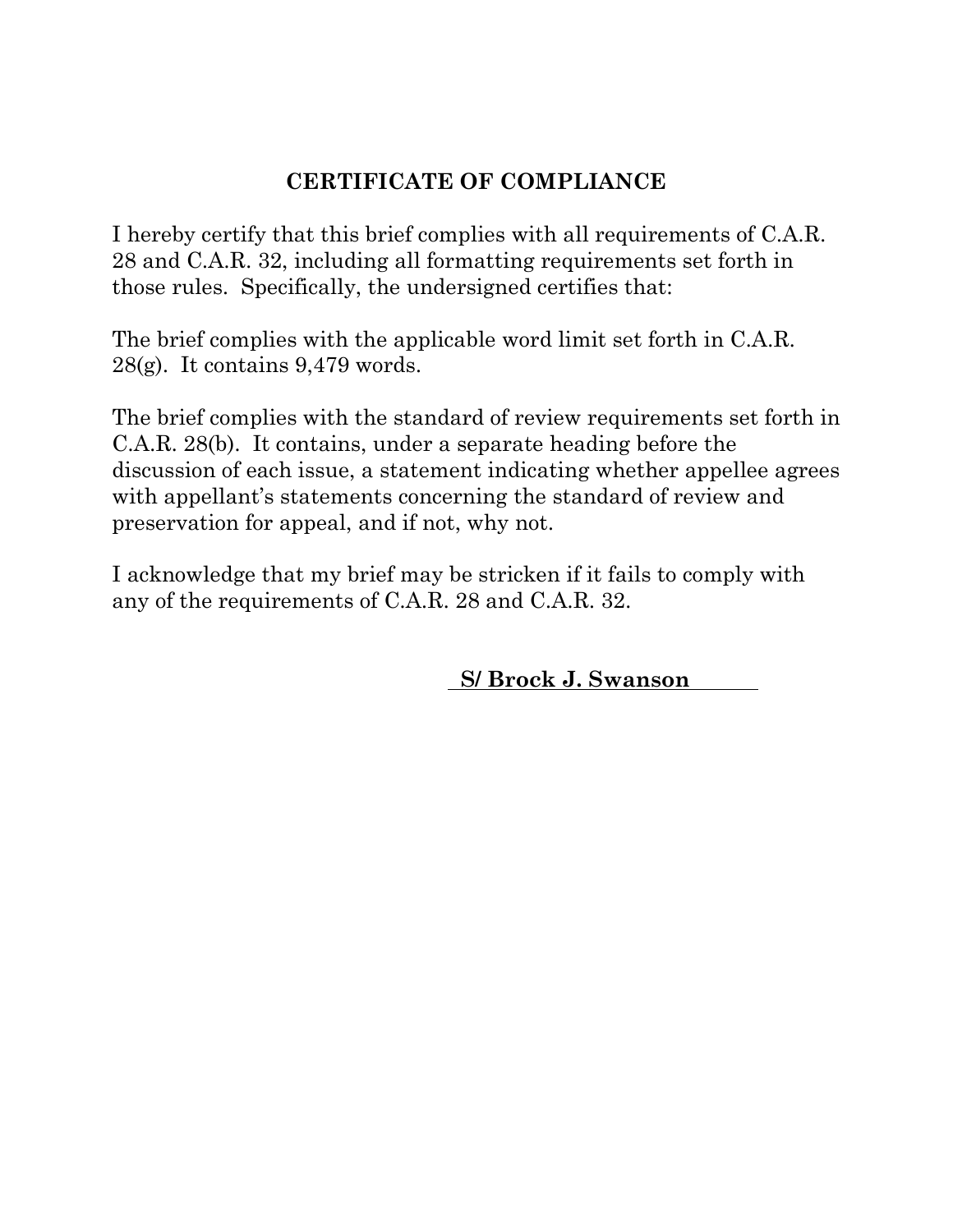## CERTIFICATE OF COMPLIANCE

I hereby certify that this brief complies with all requirements of C.A.R. 28 and C.A.R. 32, including all formatting requirements set forth in those rules. Specifically, the undersigned certifies that:

The brief complies with the applicable word limit set forth in C.A.R. 28(g). It contains 9,479 words.

The brief complies with the standard of review requirements set forth in C.A.R. 28(b). It contains, under a separate heading before the discussion of each issue, a statement indicating whether appellee agrees with appellant's statements concerning the standard of review and preservation for appeal, and if not, why not.

I acknowledge that my brief may be stricken if it fails to comply with any of the requirements of C.A.R. 28 and C.A.R. 32.

**S/ Brock J. Swanson**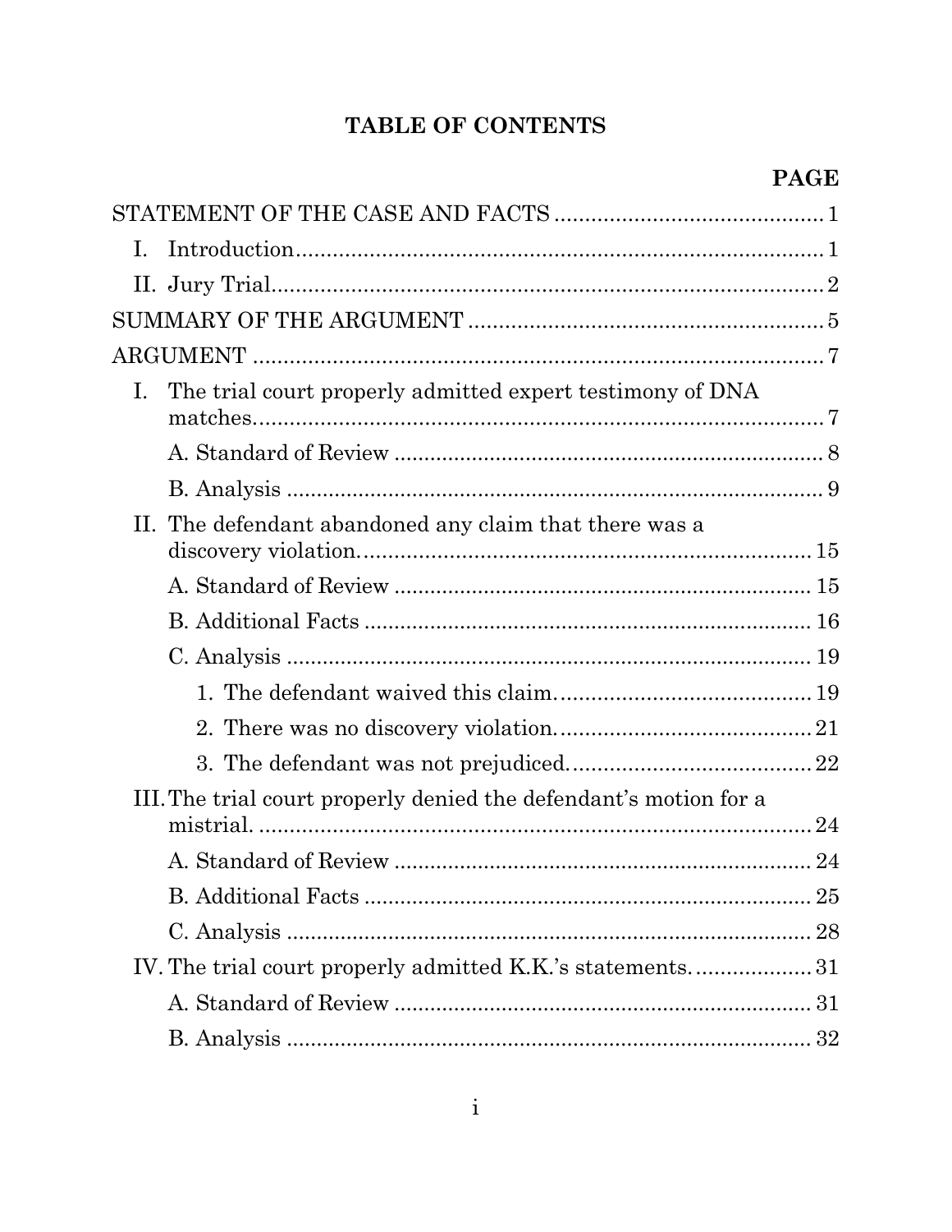# TABLE OF CONTENTS

| | PAGE |
|---|---|
| STATEMENT OF THE CASE AND FACTS | 1 |
| I. Introduction | 1 |
| II. Jury Trial | 2 |
| SUMMARY OF THE ARGUMENT | 5 |
| ARGUMENT | 7 |
| I. The trial court properly admitted expert testimony of DNA matches. | 7 |
| A. Standard of Review | 8 |
| B. Analysis | 9 |
| II. The defendant abandoned any claim that there was a discovery violation. | 15 |
| A. Standard of Review | 15 |
| B. Additional Facts | 16 |
| C. Analysis | 19 |
| 1. The defendant waived this claim. | 19 |
| 2. There was no discovery violation. | 21 |
| 3. The defendant was not prejudiced. | 22 |
| III. The trial court properly denied the defendant's motion for a mistrial. | 24 |
| A. Standard of Review | 24 |
| B. Additional Facts | 25 |
| C. Analysis | 28 |
| IV. The trial court properly admitted K.K.'s statements. | 31 |
| A. Standard of Review | 31 |
| B. Analysis | 32 |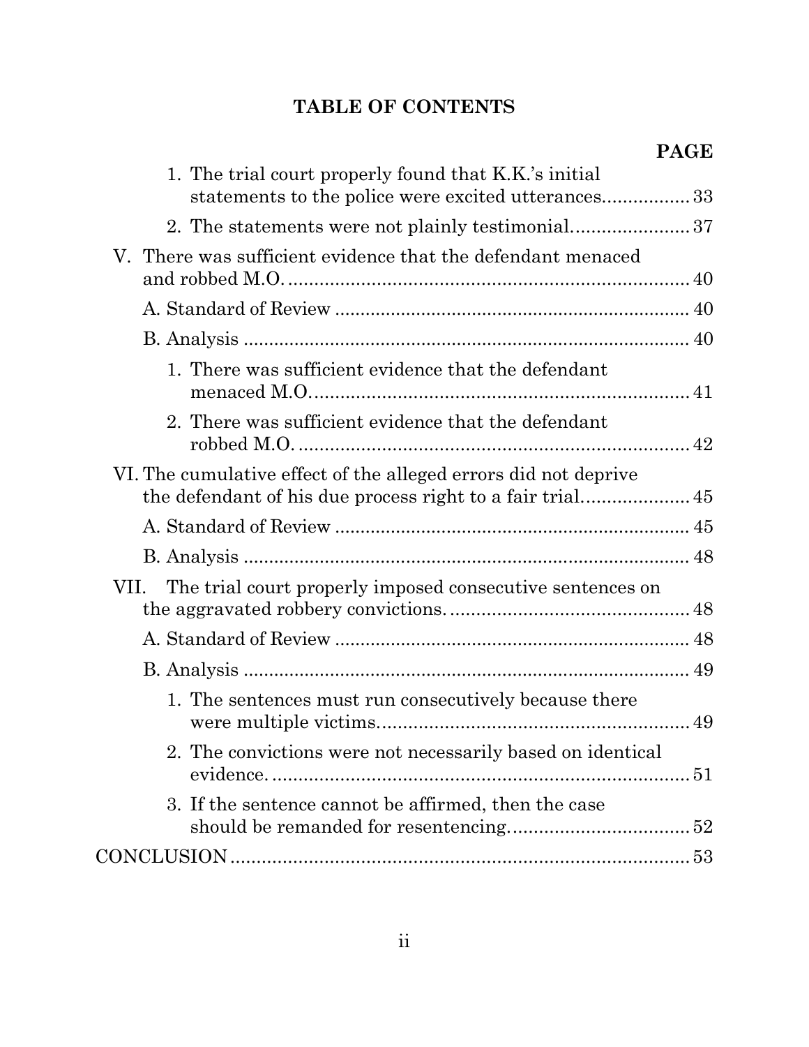## TABLE OF CONTENTS

| | PAGE |
|---|---|
| 1. The trial court properly found that K.K.'s initial statements to the police were excited utterances | 33 |
| 2. The statements were not plainly testimonial | 37 |
| V. There was sufficient evidence that the defendant menaced and robbed M.O. | 40 |
| A. Standard of Review | 40 |
| B. Analysis | 40 |
| 1. There was sufficient evidence that the defendant menaced M.O. | 41 |
| 2. There was sufficient evidence that the defendant robbed M.O. | 42 |
| VI. The cumulative effect of the alleged errors did not deprive the defendant of his due process right to a fair trial | 45 |
| A. Standard of Review | 45 |
| B. Analysis | 48 |
| VII. The trial court properly imposed consecutive sentences on the aggravated robbery convictions. | 48 |
| A. Standard of Review | 48 |
| B. Analysis | 49 |
| 1. The sentences must run consecutively because there were multiple victims | 49 |
| 2. The convictions were not necessarily based on identical evidence. | 51 |
| 3. If the sentence cannot be affirmed, then the case should be remanded for resentencing. | 52 |
| CONCLUSION | 53 |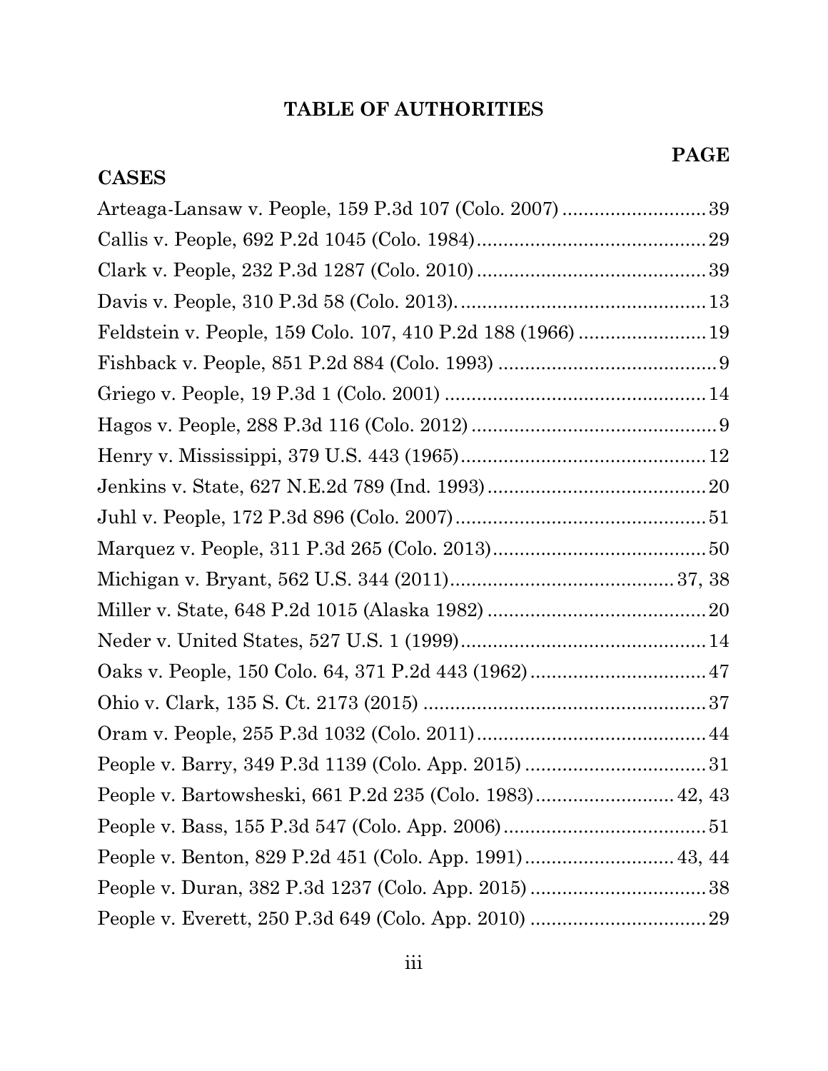# TABLE OF AUTHORITIES

| | PAGE |
|---|---|
| **CASES** | |
| Arteaga-Lansaw v. People, 159 P.3d 107 (Colo. 2007) | 39 |
| Callis v. People, 692 P.2d 1045 (Colo. 1984) | 29 |
| Clark v. People, 232 P.3d 1287 (Colo. 2010) | 39 |
| Davis v. People, 310 P.3d 58 (Colo. 2013). | 13 |
| Feldstein v. People, 159 Colo. 107, 410 P.2d 188 (1966) | 19 |
| Fishback v. People, 851 P.2d 884 (Colo. 1993) | 9 |
| Griego v. People, 19 P.3d 1 (Colo. 2001) | 14 |
| Hagos v. People, 288 P.3d 116 (Colo. 2012) | 9 |
| Henry v. Mississippi, 379 U.S. 443 (1965) | 12 |
| Jenkins v. State, 627 N.E.2d 789 (Ind. 1993) | 20 |
| Juhl v. People, 172 P.3d 896 (Colo. 2007) | 51 |
| Marquez v. People, 311 P.3d 265 (Colo. 2013) | 50 |
| Michigan v. Bryant, 562 U.S. 344 (2011) | 37, 38 |
| Miller v. State, 648 P.2d 1015 (Alaska 1982) | 20 |
| Neder v. United States, 527 U.S. 1 (1999) | 14 |
| Oaks v. People, 150 Colo. 64, 371 P.2d 443 (1962) | 47 |
| Ohio v. Clark, 135 S. Ct. 2173 (2015) | 37 |
| Oram v. People, 255 P.3d 1032 (Colo. 2011) | 44 |
| People v. Barry, 349 P.3d 1139 (Colo. App. 2015) | 31 |
| People v. Bartowsheski, 661 P.2d 235 (Colo. 1983) | 42, 43 |
| People v. Bass, 155 P.3d 547 (Colo. App. 2006) | 51 |
| People v. Benton, 829 P.2d 451 (Colo. App. 1991) | 43, 44 |
| People v. Duran, 382 P.3d 1237 (Colo. App. 2015) | 38 |
| People v. Everett, 250 P.3d 649 (Colo. App. 2010) | 29 |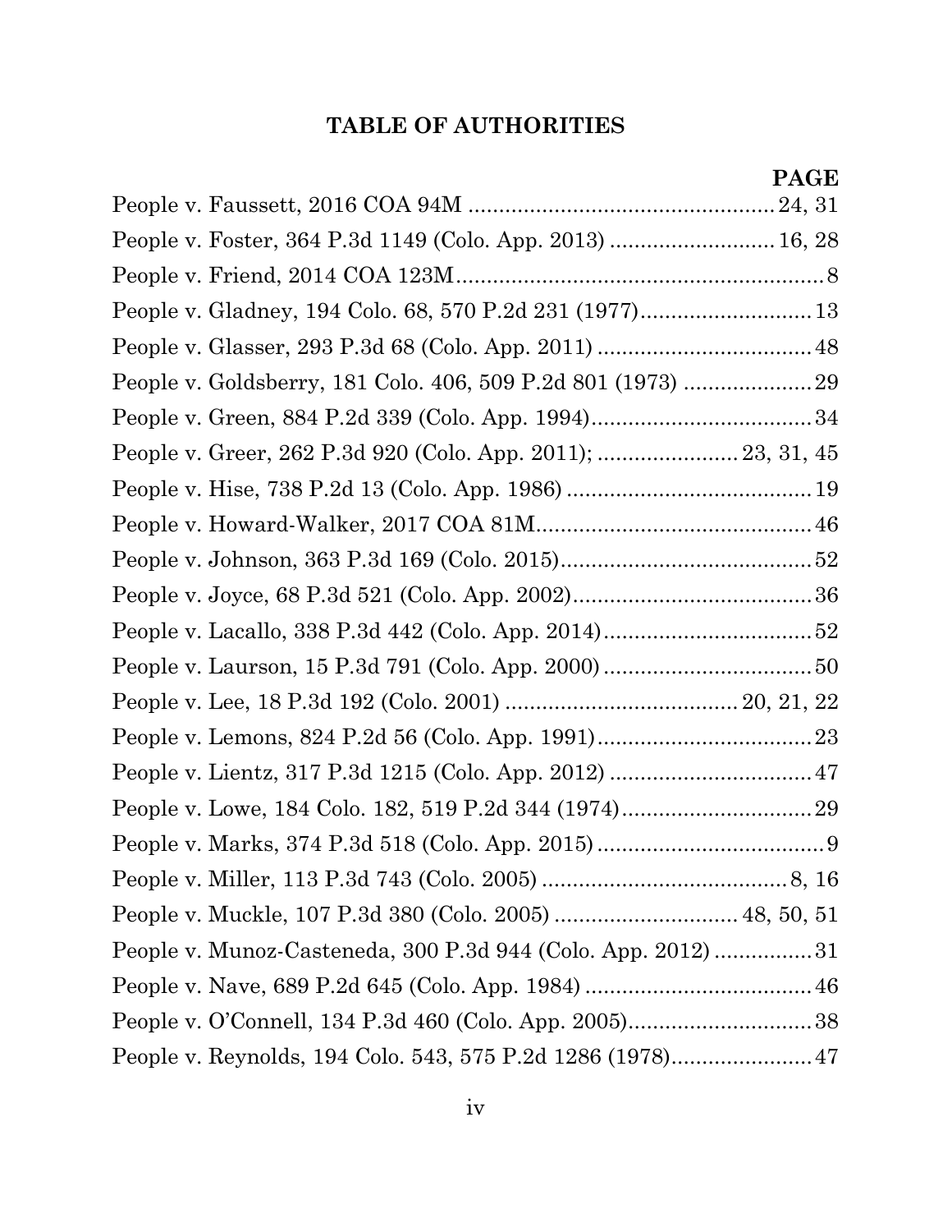## TABLE OF AUTHORITIES

| | PAGE |
|---|---|
| People v. Faussett, 2016 COA 94M | 24, 31 |
| People v. Foster, 364 P.3d 1149 (Colo. App. 2013) | 16, 28 |
| People v. Friend, 2014 COA 123M | 8 |
| People v. Gladney, 194 Colo. 68, 570 P.2d 231 (1977) | 13 |
| People v. Glasser, 293 P.3d 68 (Colo. App. 2011) | 48 |
| People v. Goldsberry, 181 Colo. 406, 509 P.2d 801 (1973) | 29 |
| People v. Green, 884 P.2d 339 (Colo. App. 1994) | 34 |
| People v. Greer, 262 P.3d 920 (Colo. App. 2011); | 23, 31, 45 |
| People v. Hise, 738 P.2d 13 (Colo. App. 1986) | 19 |
| People v. Howard-Walker, 2017 COA 81M | 46 |
| People v. Johnson, 363 P.3d 169 (Colo. 2015) | 52 |
| People v. Joyce, 68 P.3d 521 (Colo. App. 2002) | 36 |
| People v. Lacallo, 338 P.3d 442 (Colo. App. 2014) | 52 |
| People v. Laurson, 15 P.3d 791 (Colo. App. 2000) | 50 |
| People v. Lee, 18 P.3d 192 (Colo. 2001) | 20, 21, 22 |
| People v. Lemons, 824 P.2d 56 (Colo. App. 1991) | 23 |
| People v. Lientz, 317 P.3d 1215 (Colo. App. 2012) | 47 |
| People v. Lowe, 184 Colo. 182, 519 P.2d 344 (1974) | 29 |
| People v. Marks, 374 P.3d 518 (Colo. App. 2015) | 9 |
| People v. Miller, 113 P.3d 743 (Colo. 2005) | 8, 16 |
| People v. Muckle, 107 P.3d 380 (Colo. 2005) | 48, 50, 51 |
| People v. Munoz-Casteneda, 300 P.3d 944 (Colo. App. 2012) | 31 |
| People v. Nave, 689 P.2d 645 (Colo. App. 1984) | 46 |
| People v. O'Connell, 134 P.3d 460 (Colo. App. 2005) | 38 |
| People v. Reynolds, 194 Colo. 543, 575 P.2d 1286 (1978) | 47 |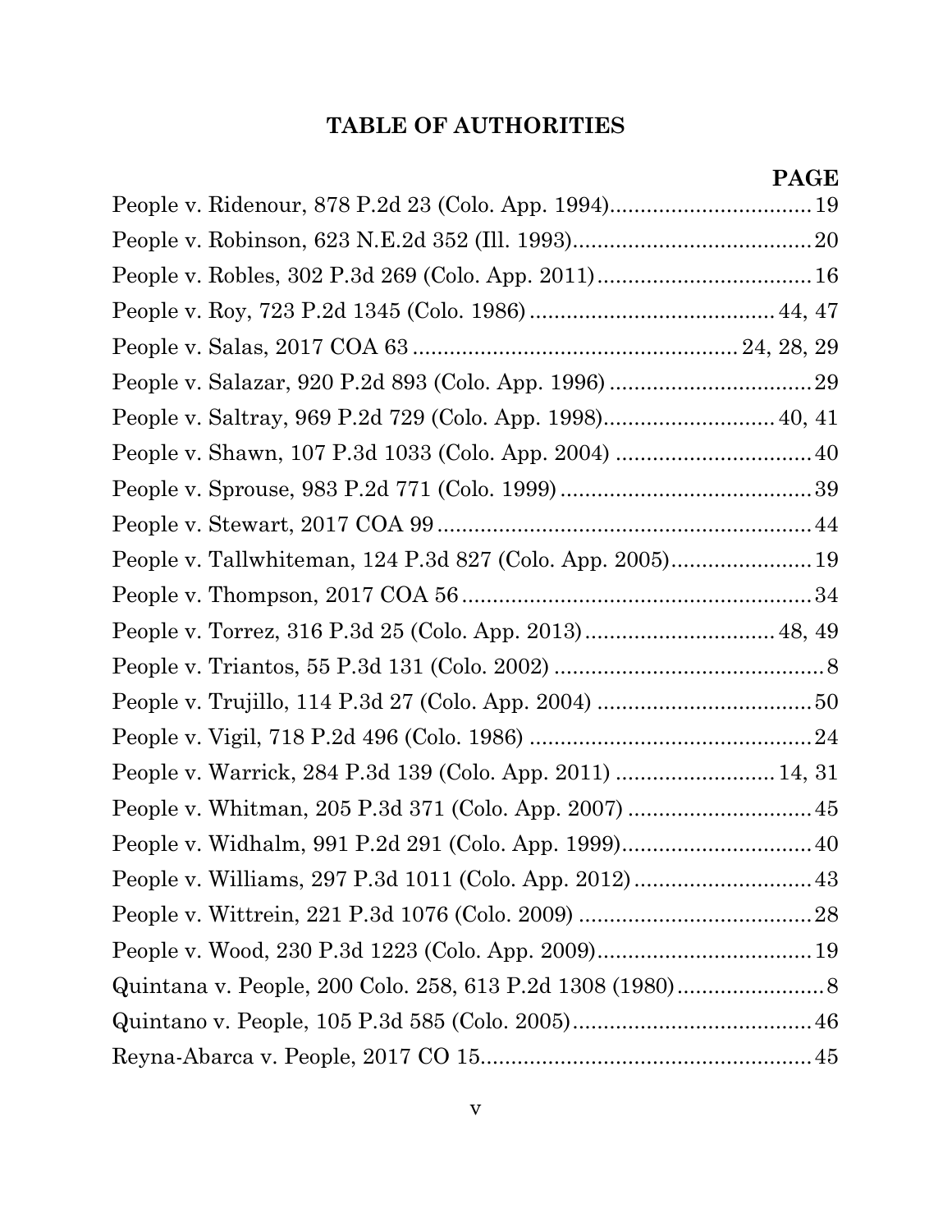## TABLE OF AUTHORITIES

| | PAGE |
|---|---|
| People v. Ridenour, 878 P.2d 23 (Colo. App. 1994) | 19 |
| People v. Robinson, 623 N.E.2d 352 (Ill. 1993) | 20 |
| People v. Robles, 302 P.3d 269 (Colo. App. 2011) | 16 |
| People v. Roy, 723 P.2d 1345 (Colo. 1986) | 44, 47 |
| People v. Salas, 2017 COA 63 | 24, 28, 29 |
| People v. Salazar, 920 P.2d 893 (Colo. App. 1996) | 29 |
| People v. Saltray, 969 P.2d 729 (Colo. App. 1998) | 40, 41 |
| People v. Shawn, 107 P.3d 1033 (Colo. App. 2004) | 40 |
| People v. Sprouse, 983 P.2d 771 (Colo. 1999) | 39 |
| People v. Stewart, 2017 COA 99 | 44 |
| People v. Tallwhiteman, 124 P.3d 827 (Colo. App. 2005) | 19 |
| People v. Thompson, 2017 COA 56 | 34 |
| People v. Torrez, 316 P.3d 25 (Colo. App. 2013) | 48, 49 |
| People v. Triantos, 55 P.3d 131 (Colo. 2002) | 8 |
| People v. Trujillo, 114 P.3d 27 (Colo. App. 2004) | 50 |
| People v. Vigil, 718 P.2d 496 (Colo. 1986) | 24 |
| People v. Warrick, 284 P.3d 139 (Colo. App. 2011) | 14, 31 |
| People v. Whitman, 205 P.3d 371 (Colo. App. 2007) | 45 |
| People v. Widhalm, 991 P.2d 291 (Colo. App. 1999) | 40 |
| People v. Williams, 297 P.3d 1011 (Colo. App. 2012) | 43 |
| People v. Wittrein, 221 P.3d 1076 (Colo. 2009) | 28 |
| People v. Wood, 230 P.3d 1223 (Colo. App. 2009) | 19 |
| Quintana v. People, 200 Colo. 258, 613 P.2d 1308 (1980) | 8 |
| Quintano v. People, 105 P.3d 585 (Colo. 2005) | 46 |
| Reyna-Abarca v. People, 2017 CO 15 | 45 |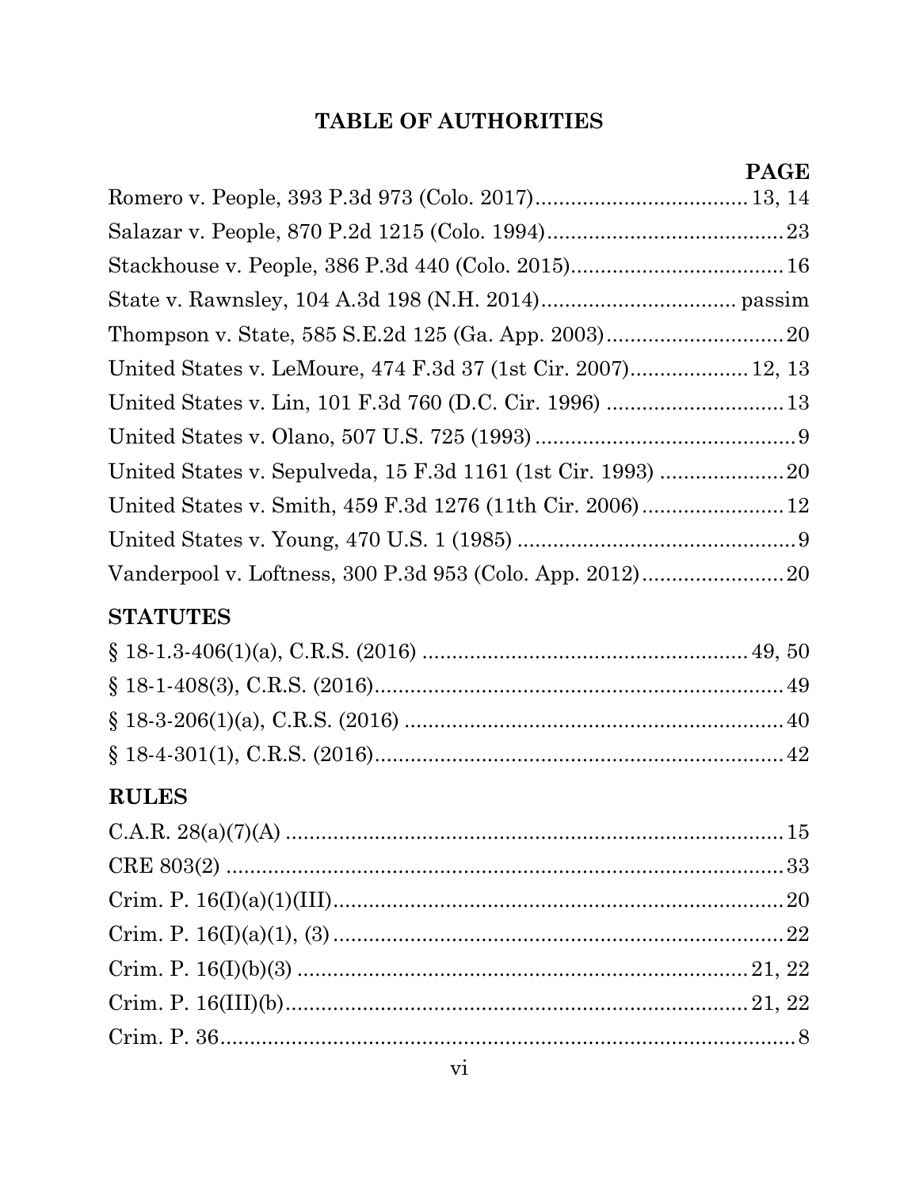# TABLE OF AUTHORITIES

| | PAGE |
|---|---|
| Romero v. People, 393 P.3d 973 (Colo. 2017) | 13, 14 |
| Salazar v. People, 870 P.2d 1215 (Colo. 1994) | 23 |
| Stackhouse v. People, 386 P.3d 440 (Colo. 2015) | 16 |
| State v. Rawnsley, 104 A.3d 198 (N.H. 2014) | passim |
| Thompson v. State, 585 S.E.2d 125 (Ga. App. 2003) | 20 |
| United States v. LeMoure, 474 F.3d 37 (1st Cir. 2007) | 12, 13 |
| United States v. Lin, 101 F.3d 760 (D.C. Cir. 1996) | 13 |
| United States v. Olano, 507 U.S. 725 (1993) | 9 |
| United States v. Sepulveda, 15 F.3d 1161 (1st Cir. 1993) | 20 |
| United States v. Smith, 459 F.3d 1276 (11th Cir. 2006) | 12 |
| United States v. Young, 470 U.S. 1 (1985) | 9 |
| Vanderpool v. Loftness, 300 P.3d 953 (Colo. App. 2012) | 20 |

## STATUTES

| | |
|---|---|
| § 18-1.3-406(1)(a), C.R.S. (2016) | 49, 50 |
| § 18-1-408(3), C.R.S. (2016) | 49 |
| § 18-3-206(1)(a), C.R.S. (2016) | 40 |
| § 18-4-301(1), C.R.S. (2016) | 42 |

## RULES

| | |
|---|---|
| C.A.R. 28(a)(7)(A) | 15 |
| CRE 803(2) | 33 |
| Crim. P. 16(I)(a)(1)(III) | 20 |
| Crim. P. 16(I)(a)(1), (3) | 22 |
| Crim. P. 16(I)(b)(3) | 21, 22 |
| Crim. P. 16(III)(b) | 21, 22 |
| Crim. P. 36 | 8 |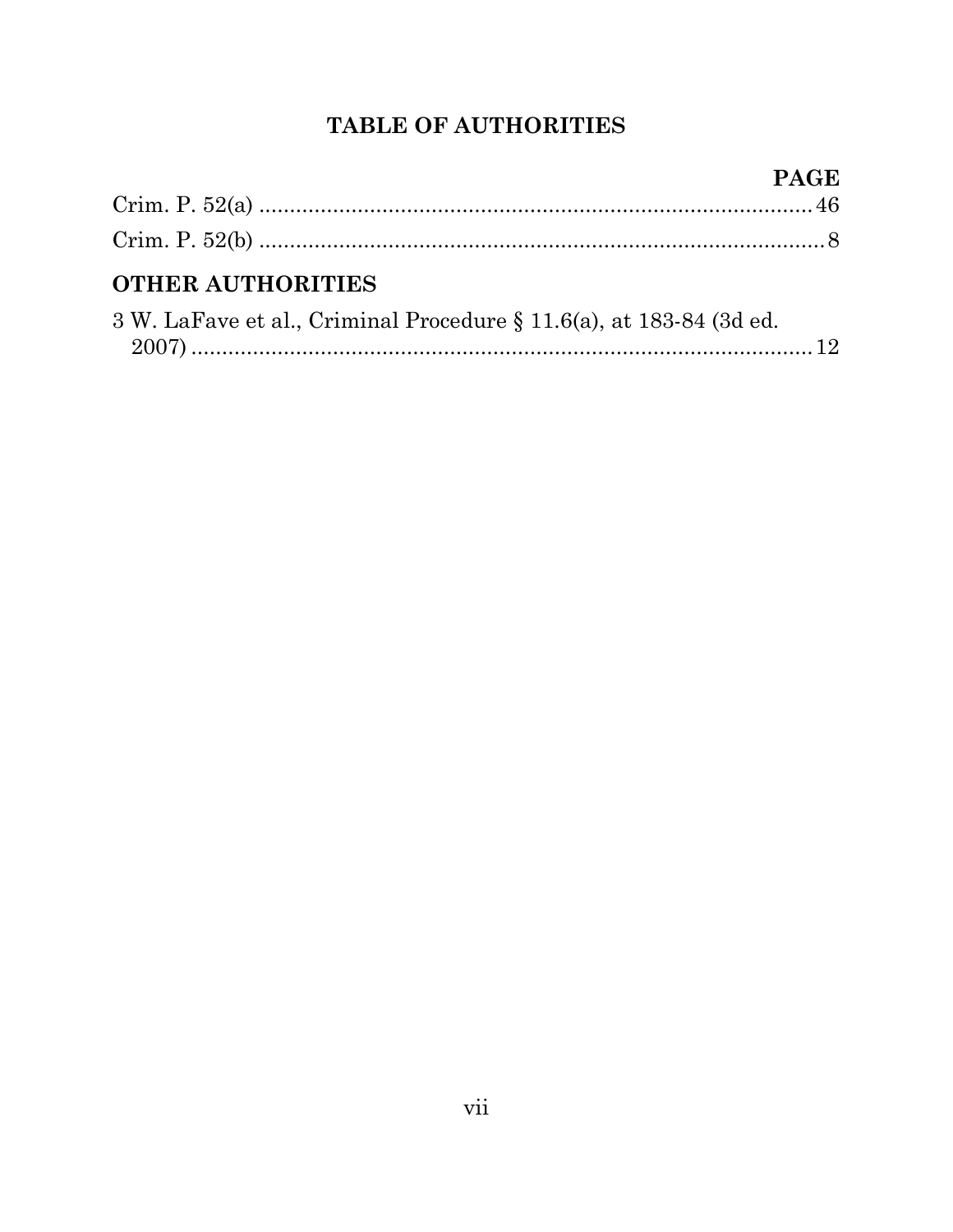# TABLE OF AUTHORITIES

| | PAGE |
|---|---|
| Crim. P. 52(a) | 46 |
| Crim. P. 52(b) | 8 |

## OTHER AUTHORITIES

| | |
|---|---|
| 3 W. LaFave et al., Criminal Procedure § 11.6(a), at 183-84 (3d ed. 2007) | 12 |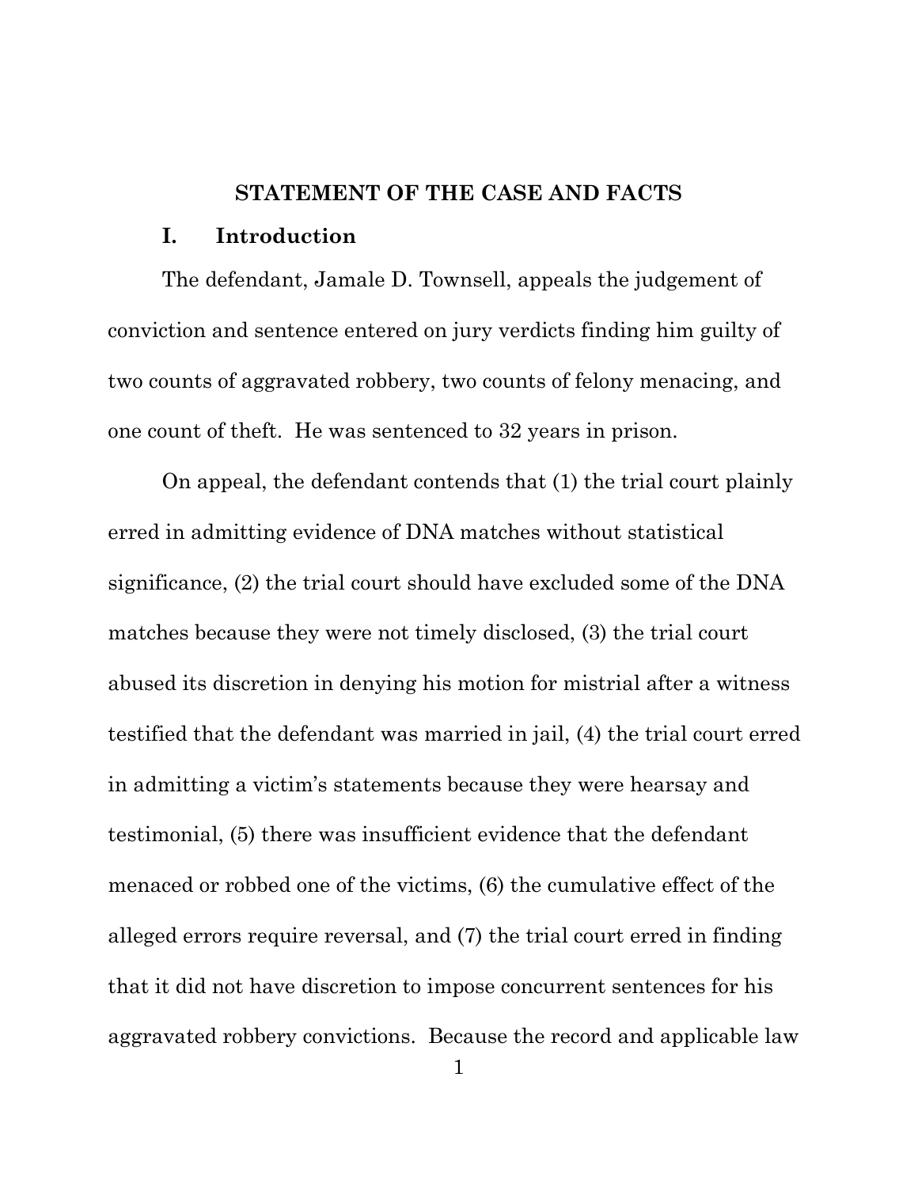## STATEMENT OF THE CASE AND FACTS

### I. Introduction

The defendant, Jamale D. Townsell, appeals the judgement of conviction and sentence entered on jury verdicts finding him guilty of two counts of aggravated robbery, two counts of felony menacing, and one count of theft. He was sentenced to 32 years in prison.

On appeal, the defendant contends that (1) the trial court plainly erred in admitting evidence of DNA matches without statistical significance, (2) the trial court should have excluded some of the DNA matches because they were not timely disclosed, (3) the trial court abused its discretion in denying his motion for mistrial after a witness testified that the defendant was married in jail, (4) the trial court erred in admitting a victim's statements because they were hearsay and testimonial, (5) there was insufficient evidence that the defendant menaced or robbed one of the victims, (6) the cumulative effect of the alleged errors require reversal, and (7) the trial court erred in finding that it did not have discretion to impose concurrent sentences for his aggravated robbery convictions. Because the record and applicable law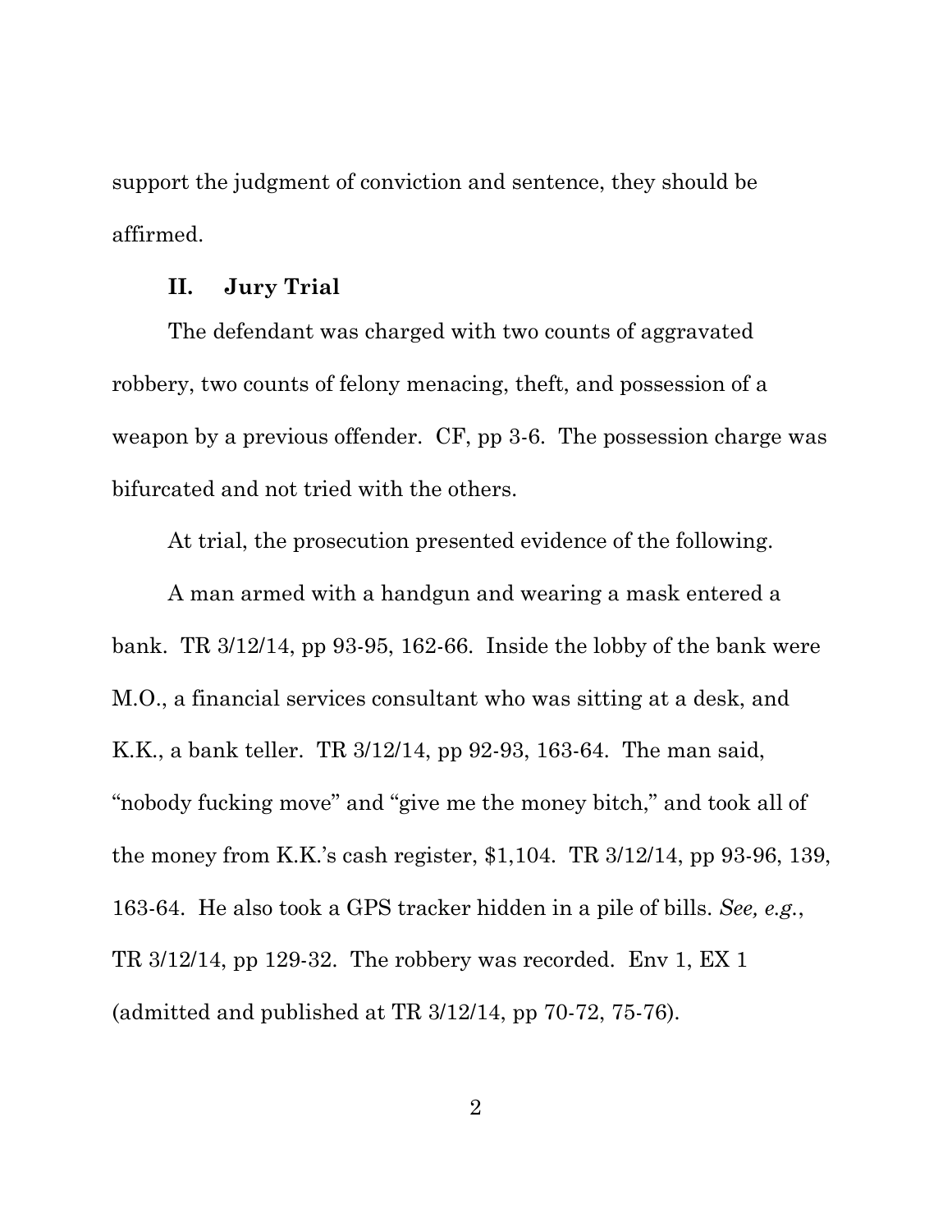support the judgment of conviction and sentence, they should be affirmed.

## II. Jury Trial

The defendant was charged with two counts of aggravated robbery, two counts of felony menacing, theft, and possession of a weapon by a previous offender. CF, pp 3-6. The possession charge was bifurcated and not tried with the others.

At trial, the prosecution presented evidence of the following.

A man armed with a handgun and wearing a mask entered a bank. TR 3/12/14, pp 93-95, 162-66. Inside the lobby of the bank were M.O., a financial services consultant who was sitting at a desk, and K.K., a bank teller. TR 3/12/14, pp 92-93, 163-64. The man said, "nobody fucking move" and "give me the money bitch," and took all of the money from K.K.'s cash register, $1,104. TR 3/12/14, pp 93-96, 139, 163-64. He also took a GPS tracker hidden in a pile of bills. *See, e.g.*, TR 3/12/14, pp 129-32. The robbery was recorded. Env 1, EX 1 (admitted and published at TR 3/12/14, pp 70-72, 75-76).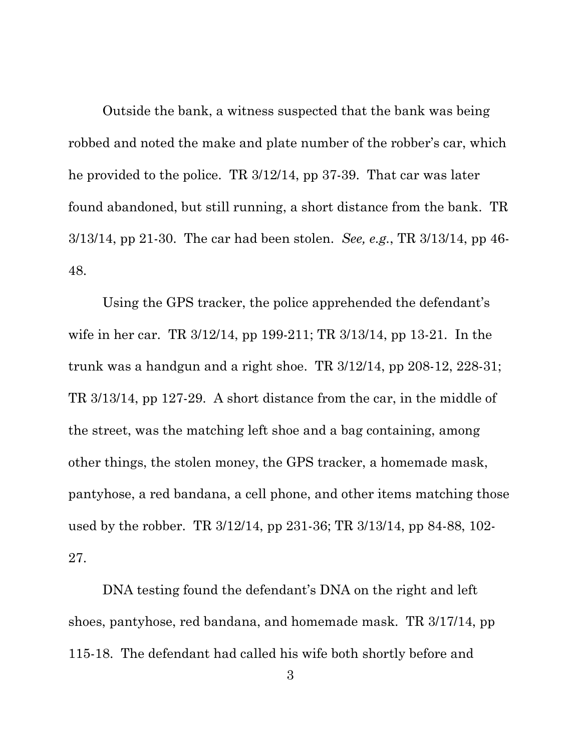Outside the bank, a witness suspected that the bank was being robbed and noted the make and plate number of the robber's car, which he provided to the police. TR 3/12/14, pp 37-39. That car was later found abandoned, but still running, a short distance from the bank. TR 3/13/14, pp 21-30. The car had been stolen. *See, e.g.*, TR 3/13/14, pp 46-48.

Using the GPS tracker, the police apprehended the defendant's wife in her car. TR 3/12/14, pp 199-211; TR 3/13/14, pp 13-21. In the trunk was a handgun and a right shoe. TR 3/12/14, pp 208-12, 228-31; TR 3/13/14, pp 127-29. A short distance from the car, in the middle of the street, was the matching left shoe and a bag containing, among other things, the stolen money, the GPS tracker, a homemade mask, pantyhose, a red bandana, a cell phone, and other items matching those used by the robber. TR 3/12/14, pp 231-36; TR 3/13/14, pp 84-88, 102-27.

DNA testing found the defendant's DNA on the right and left shoes, pantyhose, red bandana, and homemade mask. TR 3/17/14, pp 115-18. The defendant had called his wife both shortly before and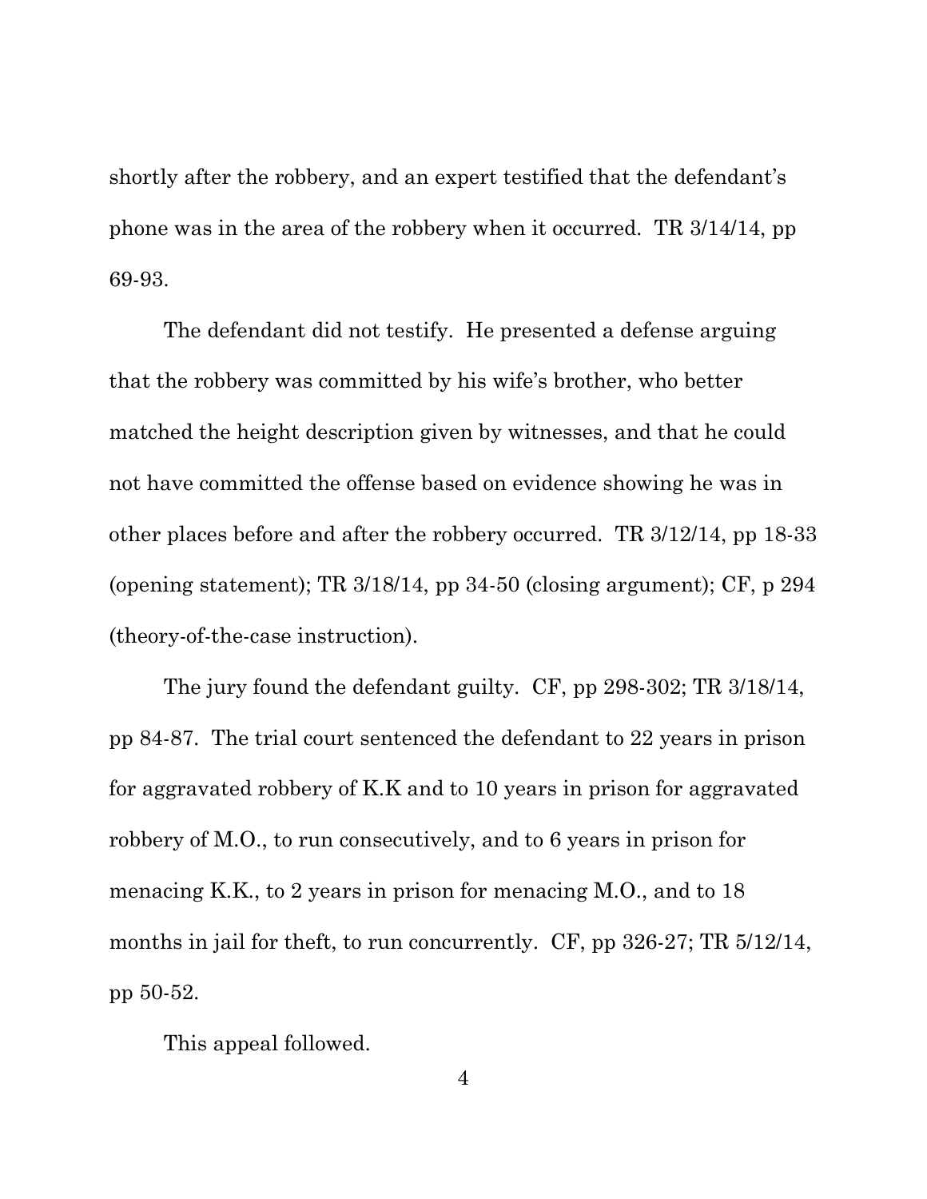shortly after the robbery, and an expert testified that the defendant's phone was in the area of the robbery when it occurred. TR 3/14/14, pp 69-93.

The defendant did not testify. He presented a defense arguing that the robbery was committed by his wife's brother, who better matched the height description given by witnesses, and that he could not have committed the offense based on evidence showing he was in other places before and after the robbery occurred. TR 3/12/14, pp 18-33 (opening statement); TR 3/18/14, pp 34-50 (closing argument); CF, p 294 (theory-of-the-case instruction).

The jury found the defendant guilty. CF, pp 298-302; TR 3/18/14, pp 84-87. The trial court sentenced the defendant to 22 years in prison for aggravated robbery of K.K and to 10 years in prison for aggravated robbery of M.O., to run consecutively, and to 6 years in prison for menacing K.K., to 2 years in prison for menacing M.O., and to 18 months in jail for theft, to run concurrently. CF, pp 326-27; TR 5/12/14, pp 50-52.

This appeal followed.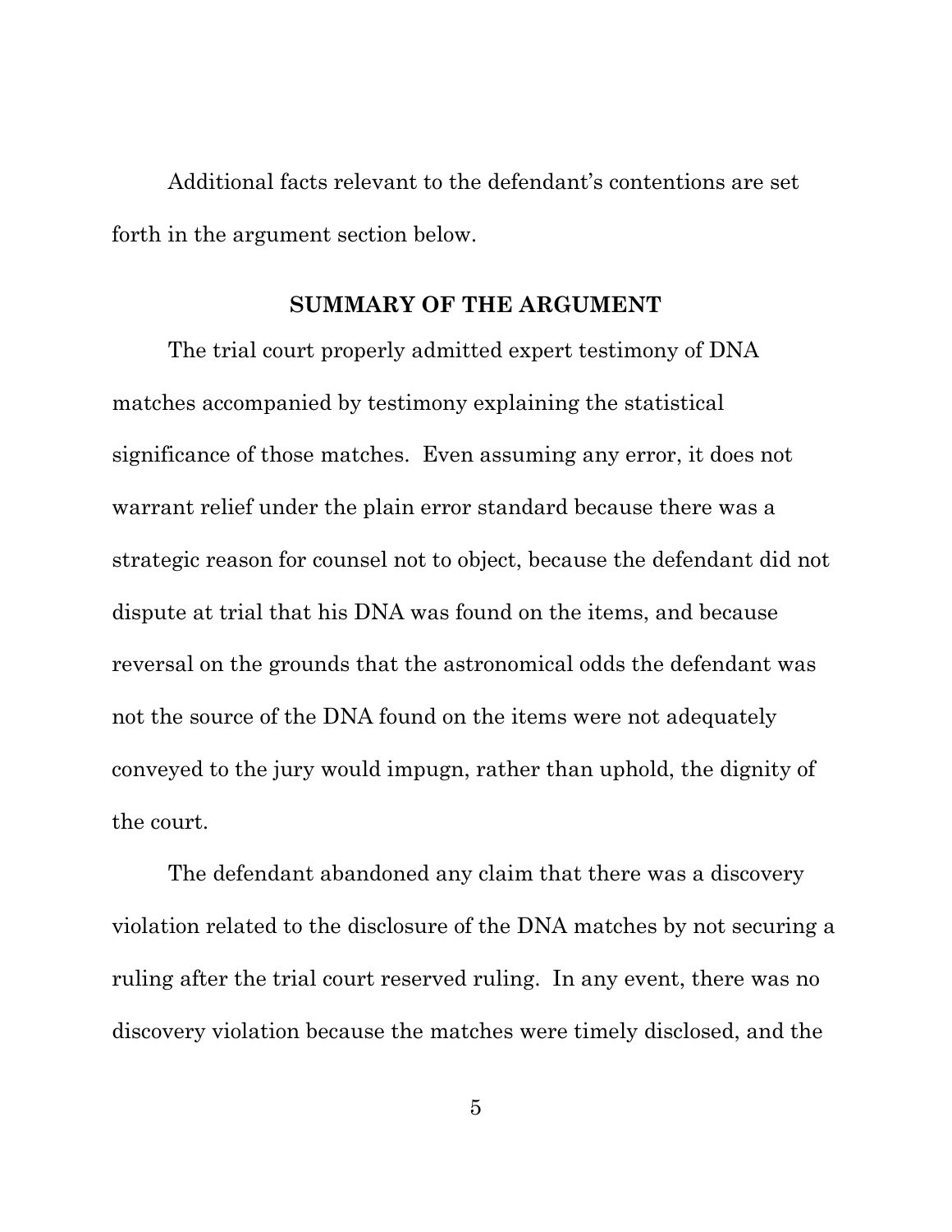Additional facts relevant to the defendant's contentions are set forth in the argument section below.

## SUMMARY OF THE ARGUMENT

The trial court properly admitted expert testimony of DNA matches accompanied by testimony explaining the statistical significance of those matches. Even assuming any error, it does not warrant relief under the plain error standard because there was a strategic reason for counsel not to object, because the defendant did not dispute at trial that his DNA was found on the items, and because reversal on the grounds that the astronomical odds the defendant was not the source of the DNA found on the items were not adequately conveyed to the jury would impugn, rather than uphold, the dignity of the court.

The defendant abandoned any claim that there was a discovery violation related to the disclosure of the DNA matches by not securing a ruling after the trial court reserved ruling. In any event, there was no discovery violation because the matches were timely disclosed, and the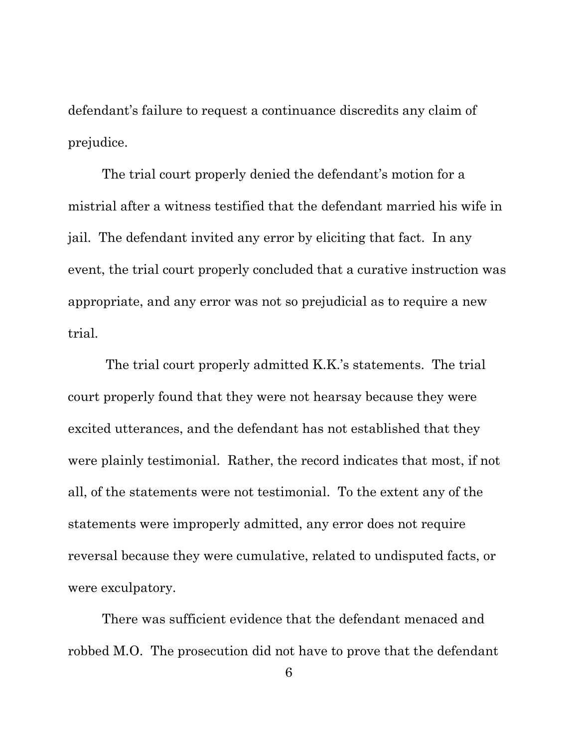defendant's failure to request a continuance discredits any claim of prejudice.

The trial court properly denied the defendant's motion for a mistrial after a witness testified that the defendant married his wife in jail. The defendant invited any error by eliciting that fact. In any event, the trial court properly concluded that a curative instruction was appropriate, and any error was not so prejudicial as to require a new trial.

The trial court properly admitted K.K.'s statements. The trial court properly found that they were not hearsay because they were excited utterances, and the defendant has not established that they were plainly testimonial. Rather, the record indicates that most, if not all, of the statements were not testimonial. To the extent any of the statements were improperly admitted, any error does not require reversal because they were cumulative, related to undisputed facts, or were exculpatory.

There was sufficient evidence that the defendant menaced and robbed M.O. The prosecution did not have to prove that the defendant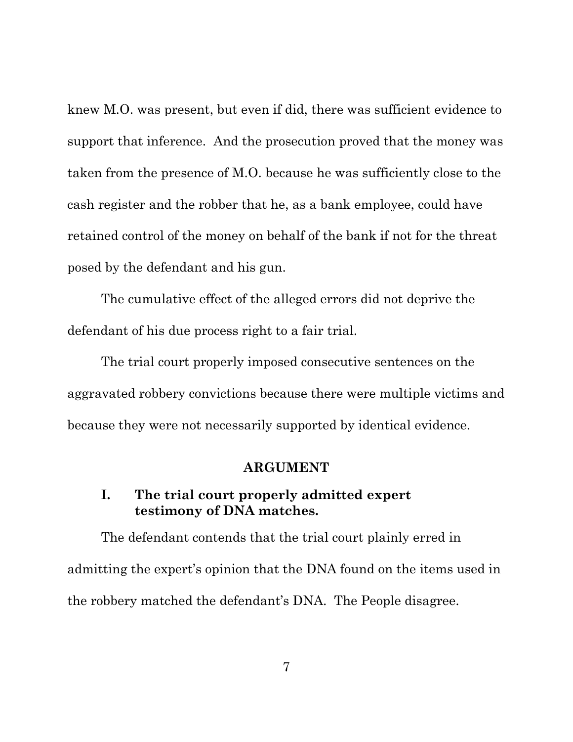knew M.O. was present, but even if did, there was sufficient evidence to support that inference. And the prosecution proved that the money was taken from the presence of M.O. because he was sufficiently close to the cash register and the robber that he, as a bank employee, could have retained control of the money on behalf of the bank if not for the threat posed by the defendant and his gun.

The cumulative effect of the alleged errors did not deprive the defendant of his due process right to a fair trial.

The trial court properly imposed consecutive sentences on the aggravated robbery convictions because there were multiple victims and because they were not necessarily supported by identical evidence.

## ARGUMENT

### I. The trial court properly admitted expert testimony of DNA matches.

The defendant contends that the trial court plainly erred in admitting the expert's opinion that the DNA found on the items used in the robbery matched the defendant's DNA. The People disagree.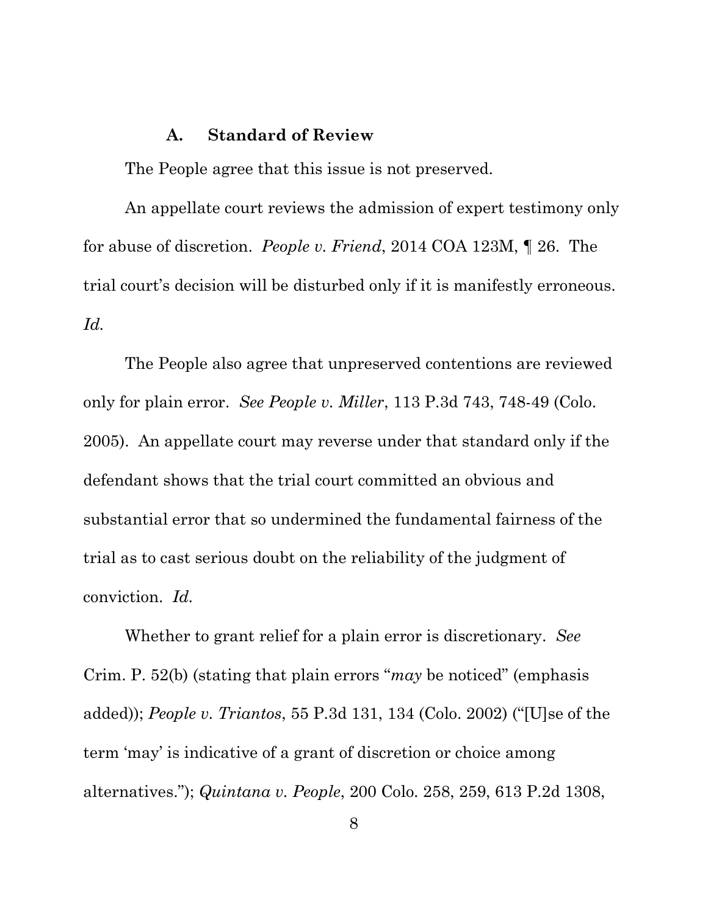### A. Standard of Review

The People agree that this issue is not preserved.

An appellate court reviews the admission of expert testimony only for abuse of discretion. *People v. Friend*, 2014 COA 123M, ¶ 26. The trial court's decision will be disturbed only if it is manifestly erroneous. *Id.*

The People also agree that unpreserved contentions are reviewed only for plain error. *See People v. Miller*, 113 P.3d 743, 748-49 (Colo. 2005). An appellate court may reverse under that standard only if the defendant shows that the trial court committed an obvious and substantial error that so undermined the fundamental fairness of the trial as to cast serious doubt on the reliability of the judgment of conviction. *Id.*

Whether to grant relief for a plain error is discretionary. *See* Crim. P. 52(b) (stating that plain errors "*may* be noticed" (emphasis added)); *People v. Triantos*, 55 P.3d 131, 134 (Colo. 2002) ("[U]se of the term 'may' is indicative of a grant of discretion or choice among alternatives."); *Quintana v. People*, 200 Colo. 258, 259, 613 P.2d 1308,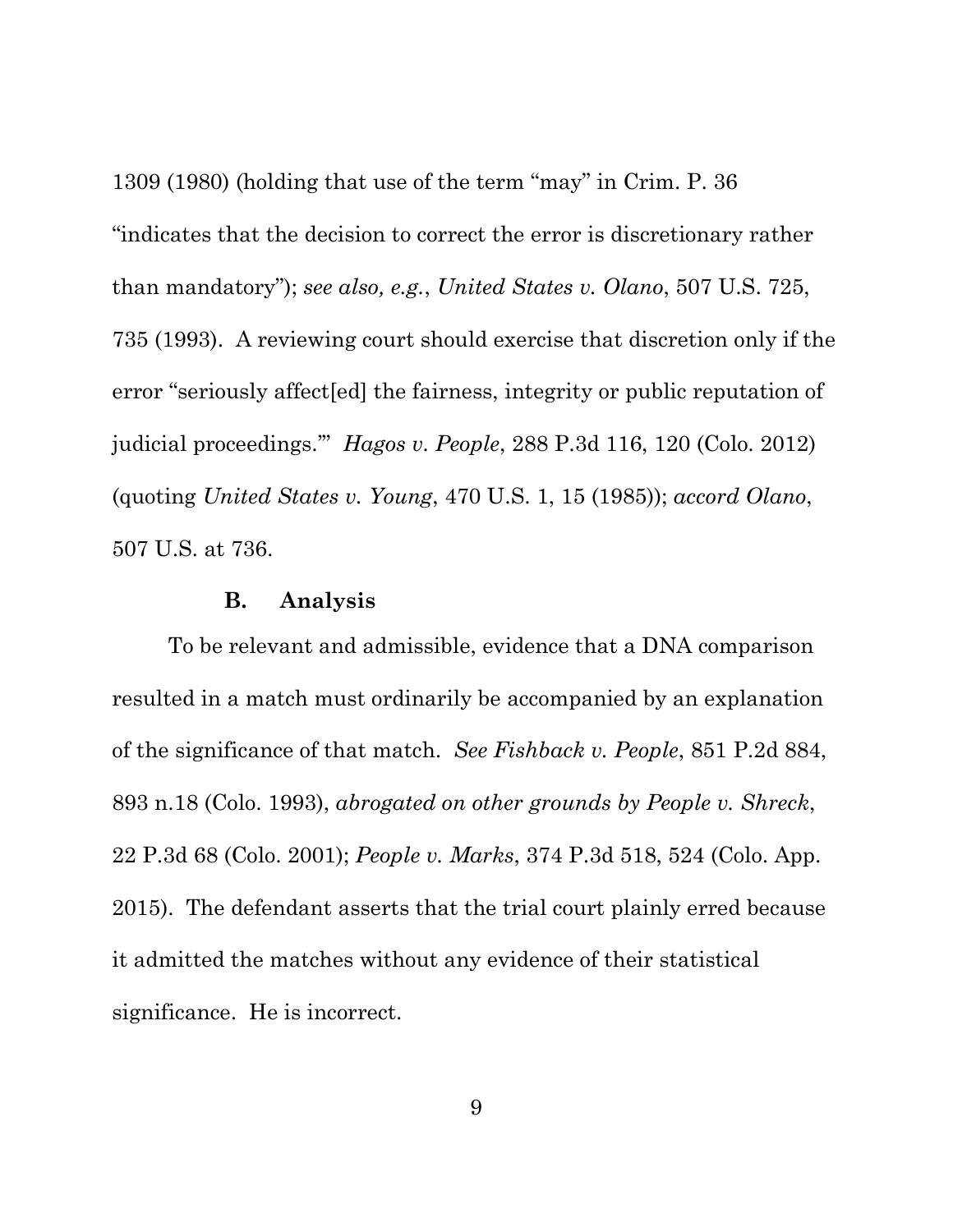1309 (1980) (holding that use of the term "may" in Crim. P. 36 "indicates that the decision to correct the error is discretionary rather than mandatory"); *see also, e.g.*, *United States v. Olano*, 507 U.S. 725, 735 (1993). A reviewing court should exercise that discretion only if the error "seriously affect[ed] the fairness, integrity or public reputation of judicial proceedings."' *Hagos v. People*, 288 P.3d 116, 120 (Colo. 2012) (quoting *United States v. Young*, 470 U.S. 1, 15 (1985)); *accord Olano*, 507 U.S. at 736.

### B. Analysis

To be relevant and admissible, evidence that a DNA comparison resulted in a match must ordinarily be accompanied by an explanation of the significance of that match. *See Fishback v. People*, 851 P.2d 884, 893 n.18 (Colo. 1993), *abrogated on other grounds by People v. Shreck*, 22 P.3d 68 (Colo. 2001); *People v. Marks*, 374 P.3d 518, 524 (Colo. App. 2015). The defendant asserts that the trial court plainly erred because it admitted the matches without any evidence of their statistical significance. He is incorrect.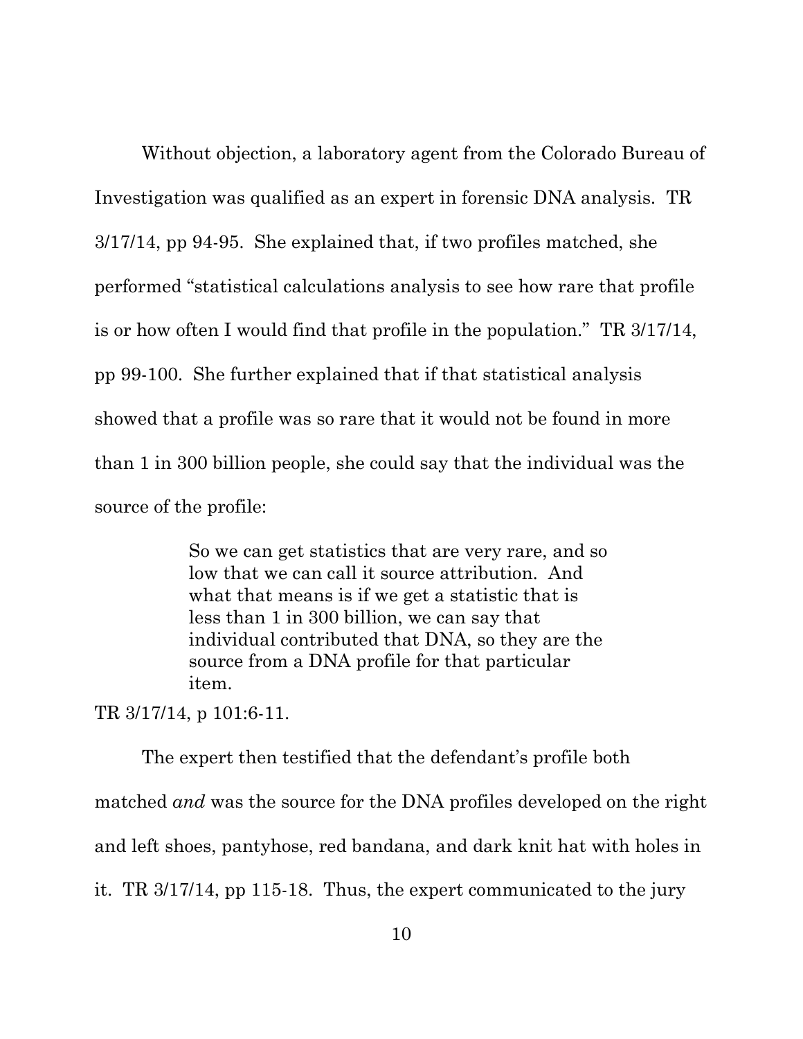Without objection, a laboratory agent from the Colorado Bureau of Investigation was qualified as an expert in forensic DNA analysis. TR 3/17/14, pp 94-95. She explained that, if two profiles matched, she performed "statistical calculations analysis to see how rare that profile is or how often I would find that profile in the population." TR 3/17/14, pp 99-100. She further explained that if that statistical analysis showed that a profile was so rare that it would not be found in more than 1 in 300 billion people, she could say that the individual was the source of the profile:

> So we can get statistics that are very rare, and so low that we can call it source attribution. And what that means is if we get a statistic that is less than 1 in 300 billion, we can say that individual contributed that DNA, so they are the source from a DNA profile for that particular item.

TR 3/17/14, p 101:6-11.

The expert then testified that the defendant's profile both matched *and* was the source for the DNA profiles developed on the right and left shoes, pantyhose, red bandana, and dark knit hat with holes in it. TR 3/17/14, pp 115-18. Thus, the expert communicated to the jury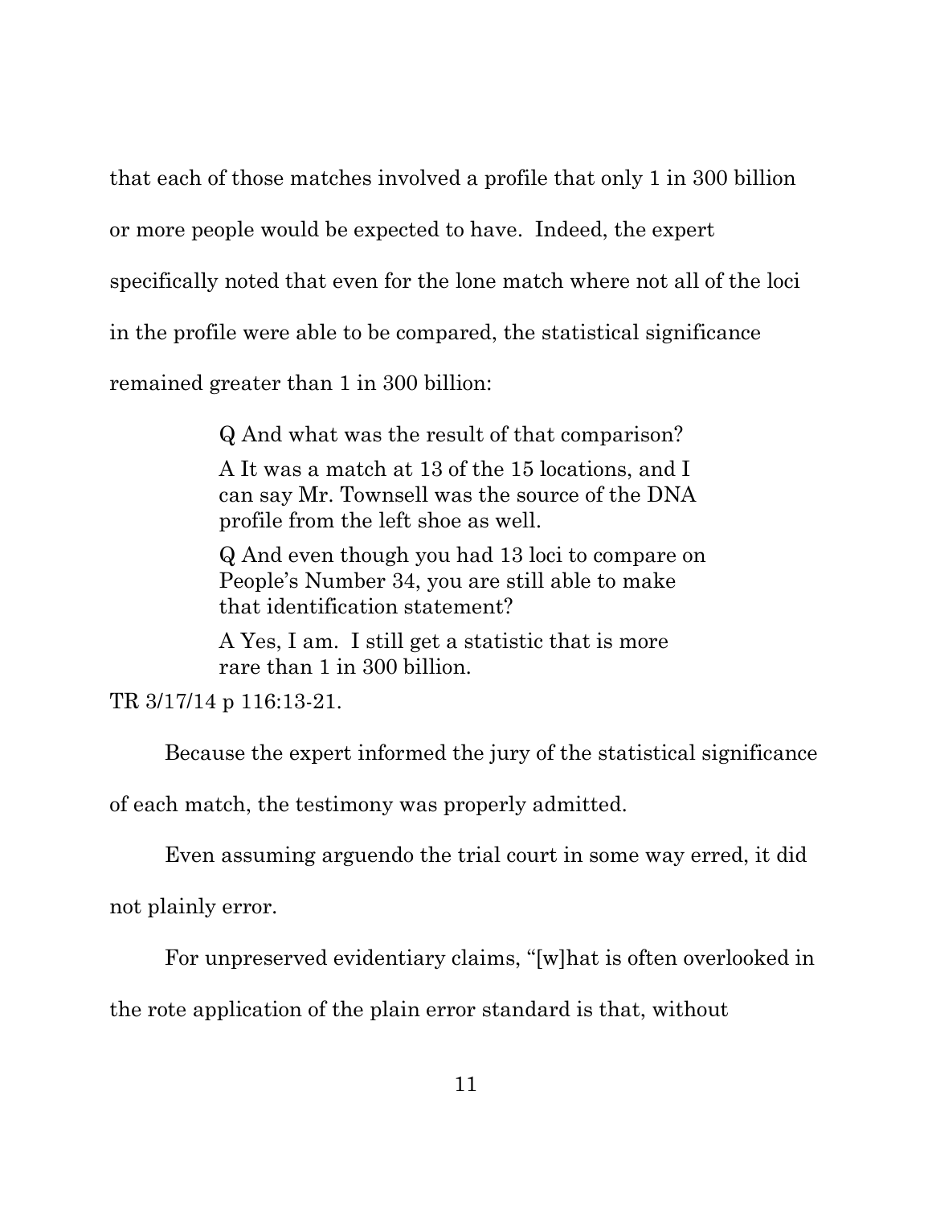that each of those matches involved a profile that only 1 in 300 billion or more people would be expected to have. Indeed, the expert specifically noted that even for the lone match where not all of the loci in the profile were able to be compared, the statistical significance remained greater than 1 in 300 billion:

> Q And what was the result of that comparison?
>
> A It was a match at 13 of the 15 locations, and I can say Mr. Townsell was the source of the DNA profile from the left shoe as well.
>
> Q And even though you had 13 loci to compare on People's Number 34, you are still able to make that identification statement?
>
> A Yes, I am. I still get a statistic that is more rare than 1 in 300 billion.

TR 3/17/14 p 116:13-21.

Because the expert informed the jury of the statistical significance of each match, the testimony was properly admitted.

Even assuming arguendo the trial court in some way erred, it did not plainly error.

For unpreserved evidentiary claims, "[w]hat is often overlooked in the rote application of the plain error standard is that, without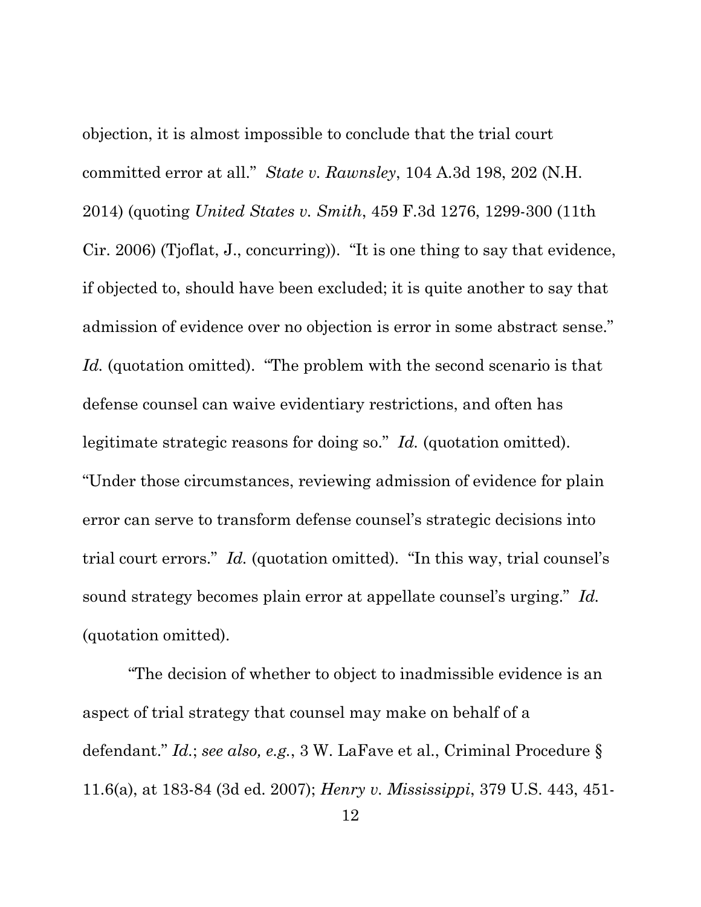objection, it is almost impossible to conclude that the trial court committed error at all." *State v. Rawnsley*, 104 A.3d 198, 202 (N.H. 2014) (quoting *United States v. Smith*, 459 F.3d 1276, 1299-300 (11th Cir. 2006) (Tjoflat, J., concurring)). "It is one thing to say that evidence, if objected to, should have been excluded; it is quite another to say that admission of evidence over no objection is error in some abstract sense." *Id.* (quotation omitted). "The problem with the second scenario is that defense counsel can waive evidentiary restrictions, and often has legitimate strategic reasons for doing so." *Id.* (quotation omitted). "Under those circumstances, reviewing admission of evidence for plain error can serve to transform defense counsel's strategic decisions into trial court errors." *Id.* (quotation omitted). "In this way, trial counsel's sound strategy becomes plain error at appellate counsel's urging." *Id.* (quotation omitted).

"The decision of whether to object to inadmissible evidence is an aspect of trial strategy that counsel may make on behalf of a defendant." *Id.*; *see also, e.g.*, 3 W. LaFave et al., Criminal Procedure § 11.6(a), at 183-84 (3d ed. 2007); *Henry v. Mississippi*, 379 U.S. 443, 451-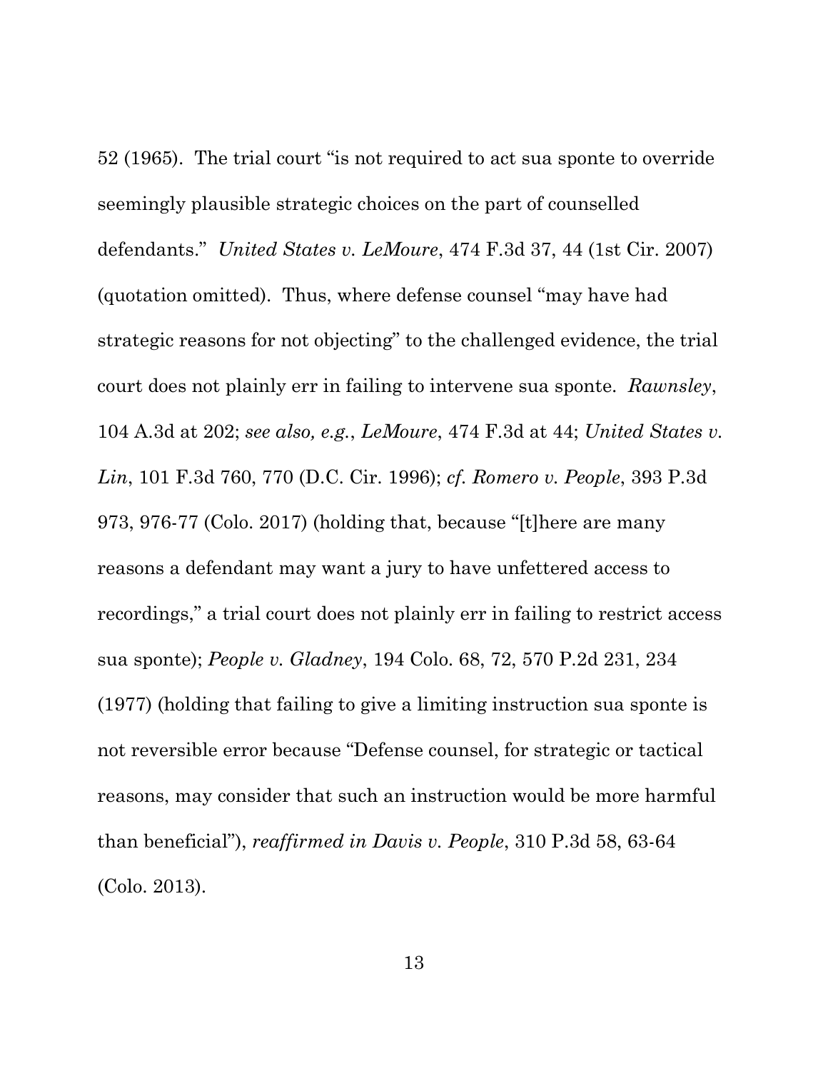52 (1965). The trial court "is not required to act sua sponte to override seemingly plausible strategic choices on the part of counselled defendants." *United States v. LeMoure*, 474 F.3d 37, 44 (1st Cir. 2007) (quotation omitted). Thus, where defense counsel "may have had strategic reasons for not objecting" to the challenged evidence, the trial court does not plainly err in failing to intervene sua sponte. *Rawnsley*, 104 A.3d at 202; *see also, e.g.*, *LeMoure*, 474 F.3d at 44; *United States v. Lin*, 101 F.3d 760, 770 (D.C. Cir. 1996); *cf. Romero v. People*, 393 P.3d 973, 976-77 (Colo. 2017) (holding that, because "[t]here are many reasons a defendant may want a jury to have unfettered access to recordings," a trial court does not plainly err in failing to restrict access sua sponte); *People v. Gladney*, 194 Colo. 68, 72, 570 P.2d 231, 234 (1977) (holding that failing to give a limiting instruction sua sponte is not reversible error because "Defense counsel, for strategic or tactical reasons, may consider that such an instruction would be more harmful than beneficial"), *reaffirmed in Davis v. People*, 310 P.3d 58, 63-64 (Colo. 2013).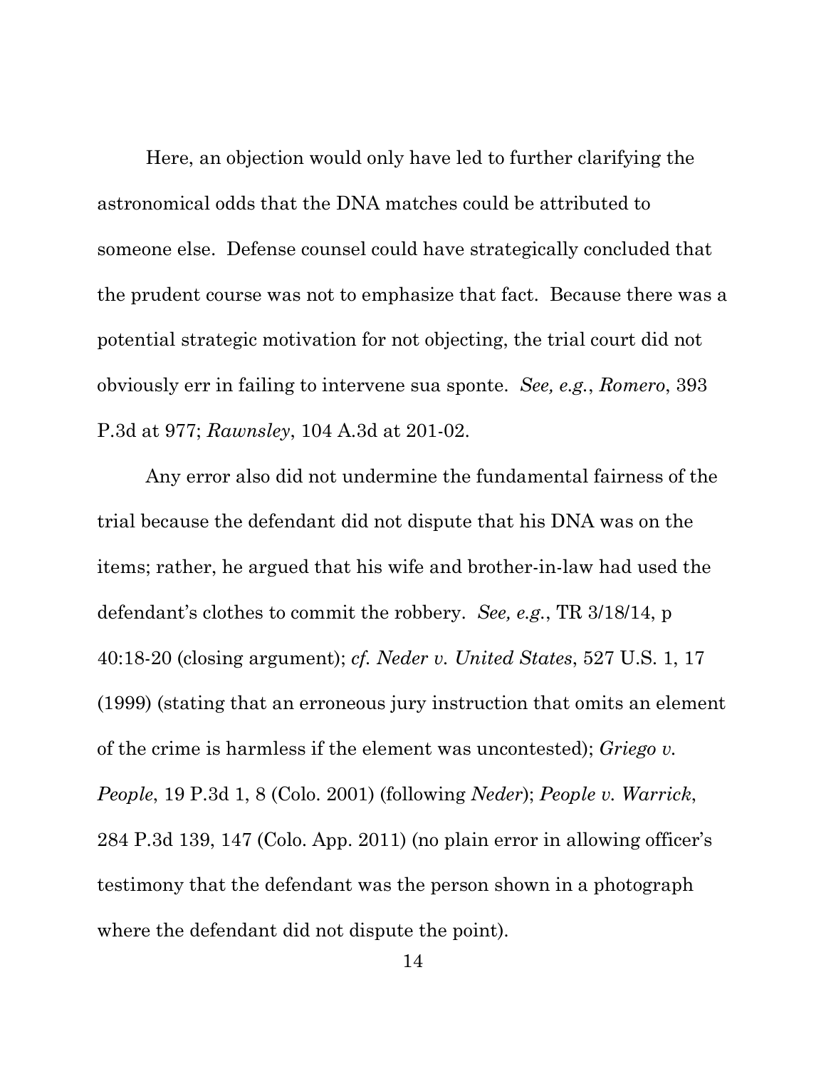Here, an objection would only have led to further clarifying the astronomical odds that the DNA matches could be attributed to someone else. Defense counsel could have strategically concluded that the prudent course was not to emphasize that fact. Because there was a potential strategic motivation for not objecting, the trial court did not obviously err in failing to intervene sua sponte. *See, e.g.*, *Romero*, 393 P.3d at 977; *Rawnsley*, 104 A.3d at 201-02.

Any error also did not undermine the fundamental fairness of the trial because the defendant did not dispute that his DNA was on the items; rather, he argued that his wife and brother-in-law had used the defendant's clothes to commit the robbery. *See, e.g.*, TR 3/18/14, p 40:18-20 (closing argument); *cf. Neder v. United States*, 527 U.S. 1, 17 (1999) (stating that an erroneous jury instruction that omits an element of the crime is harmless if the element was uncontested); *Griego v. People*, 19 P.3d 1, 8 (Colo. 2001) (following *Neder*); *People v. Warrick*, 284 P.3d 139, 147 (Colo. App. 2011) (no plain error in allowing officer's testimony that the defendant was the person shown in a photograph where the defendant did not dispute the point).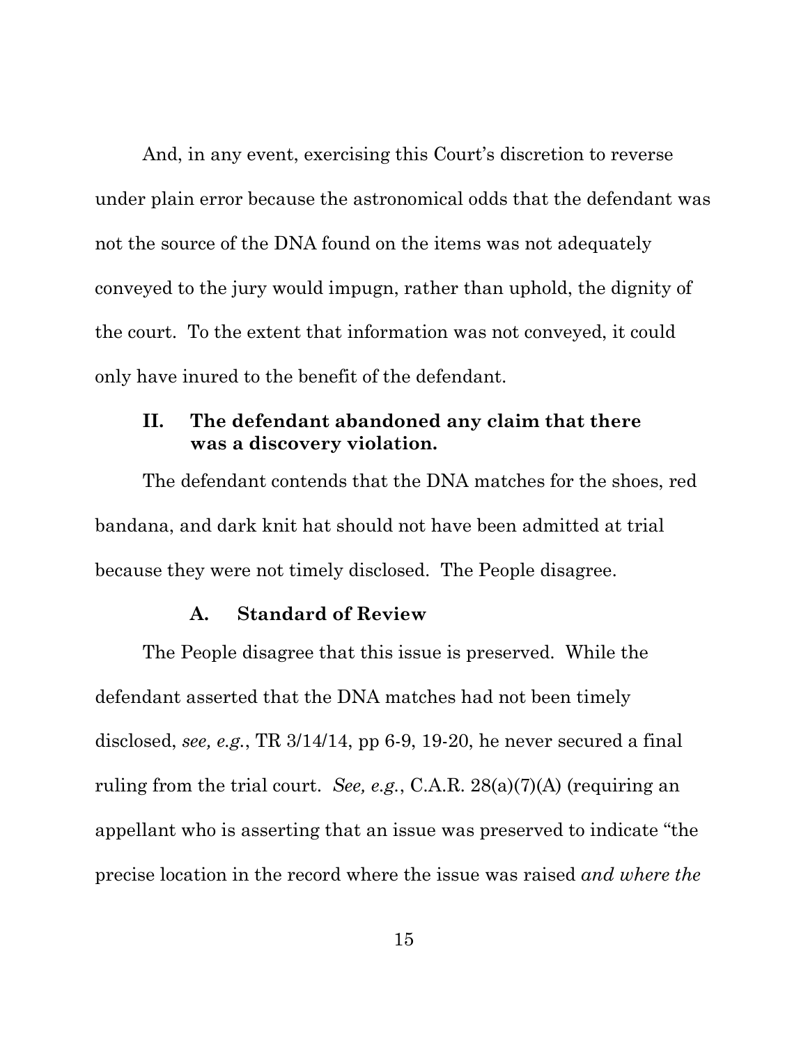And, in any event, exercising this Court's discretion to reverse under plain error because the astronomical odds that the defendant was not the source of the DNA found on the items was not adequately conveyed to the jury would impugn, rather than uphold, the dignity of the court. To the extent that information was not conveyed, it could only have inured to the benefit of the defendant.

## II. The defendant abandoned any claim that there was a discovery violation.

The defendant contends that the DNA matches for the shoes, red bandana, and dark knit hat should not have been admitted at trial because they were not timely disclosed. The People disagree.

### A. Standard of Review

The People disagree that this issue is preserved. While the defendant asserted that the DNA matches had not been timely disclosed, *see, e.g.*, TR 3/14/14, pp 6-9, 19-20, he never secured a final ruling from the trial court. *See, e.g.*, C.A.R. 28(a)(7)(A) (requiring an appellant who is asserting that an issue was preserved to indicate "the precise location in the record where the issue was raised *and where the*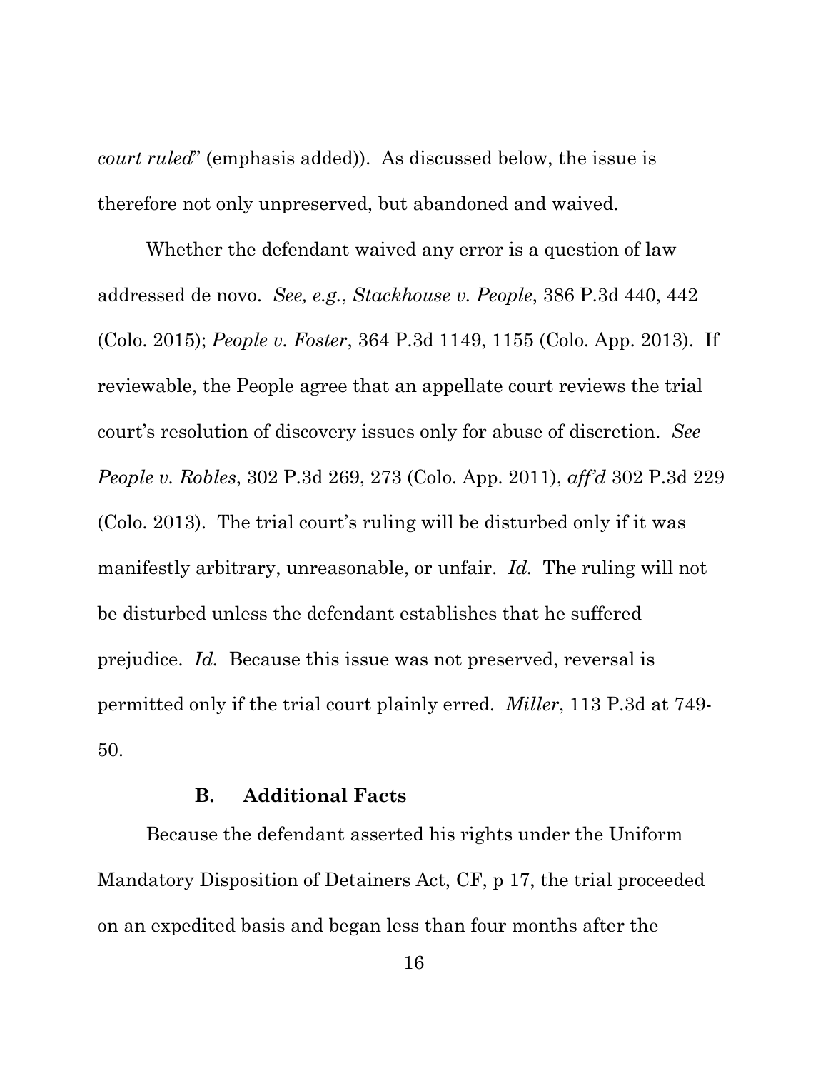*court ruled*" (emphasis added)). As discussed below, the issue is therefore not only unpreserved, but abandoned and waived.

Whether the defendant waived any error is a question of law addressed de novo. *See, e.g.*, *Stackhouse v. People*, 386 P.3d 440, 442 (Colo. 2015); *People v. Foster*, 364 P.3d 1149, 1155 (Colo. App. 2013). If reviewable, the People agree that an appellate court reviews the trial court's resolution of discovery issues only for abuse of discretion. *See People v. Robles*, 302 P.3d 269, 273 (Colo. App. 2011), *aff'd* 302 P.3d 229 (Colo. 2013). The trial court's ruling will be disturbed only if it was manifestly arbitrary, unreasonable, or unfair. *Id.* The ruling will not be disturbed unless the defendant establishes that he suffered prejudice. *Id.* Because this issue was not preserved, reversal is permitted only if the trial court plainly erred. *Miller*, 113 P.3d at 749-50.

### B. Additional Facts

Because the defendant asserted his rights under the Uniform Mandatory Disposition of Detainers Act, CF, p 17, the trial proceeded on an expedited basis and began less than four months after the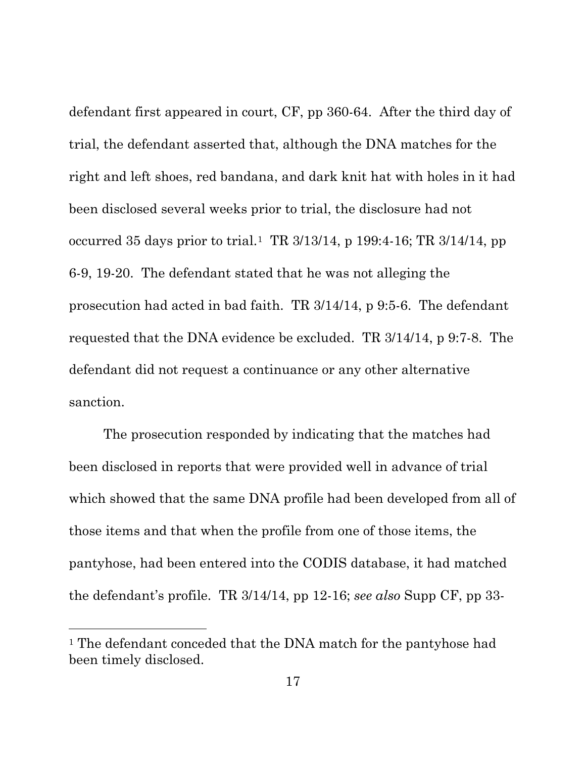defendant first appeared in court, CF, pp 360-64. After the third day of trial, the defendant asserted that, although the DNA matches for the right and left shoes, red bandana, and dark knit hat with holes in it had been disclosed several weeks prior to trial, the disclosure had not occurred 35 days prior to trial.[1] TR 3/13/14, p 199:4-16; TR 3/14/14, pp 6-9, 19-20. The defendant stated that he was not alleging the prosecution had acted in bad faith. TR 3/14/14, p 9:5-6. The defendant requested that the DNA evidence be excluded. TR 3/14/14, p 9:7-8. The defendant did not request a continuance or any other alternative sanction.

The prosecution responded by indicating that the matches had been disclosed in reports that were provided well in advance of trial which showed that the same DNA profile had been developed from all of those items and that when the profile from one of those items, the pantyhose, had been entered into the CODIS database, it had matched the defendant's profile. TR 3/14/14, pp 12-16; *see also* Supp CF, pp 33-

---

[1] The defendant conceded that the DNA match for the pantyhose had been timely disclosed.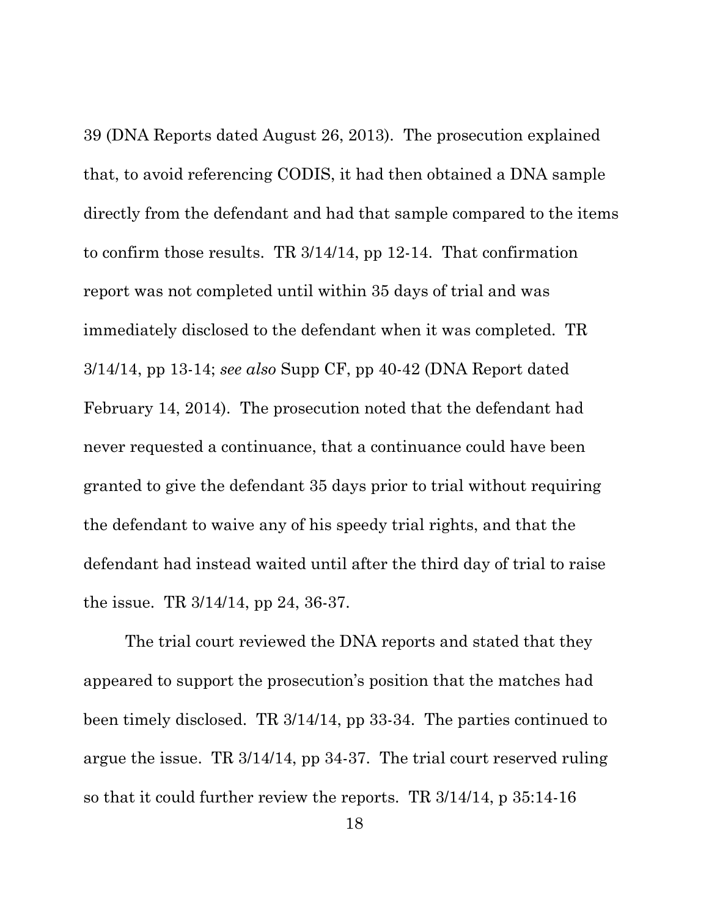39 (DNA Reports dated August 26, 2013). The prosecution explained that, to avoid referencing CODIS, it had then obtained a DNA sample directly from the defendant and had that sample compared to the items to confirm those results. TR 3/14/14, pp 12-14. That confirmation report was not completed until within 35 days of trial and was immediately disclosed to the defendant when it was completed. TR 3/14/14, pp 13-14; *see also* Supp CF, pp 40-42 (DNA Report dated February 14, 2014). The prosecution noted that the defendant had never requested a continuance, that a continuance could have been granted to give the defendant 35 days prior to trial without requiring the defendant to waive any of his speedy trial rights, and that the defendant had instead waited until after the third day of trial to raise the issue. TR 3/14/14, pp 24, 36-37.

The trial court reviewed the DNA reports and stated that they appeared to support the prosecution's position that the matches had been timely disclosed. TR 3/14/14, pp 33-34. The parties continued to argue the issue. TR 3/14/14, pp 34-37. The trial court reserved ruling so that it could further review the reports. TR 3/14/14, p 35:14-16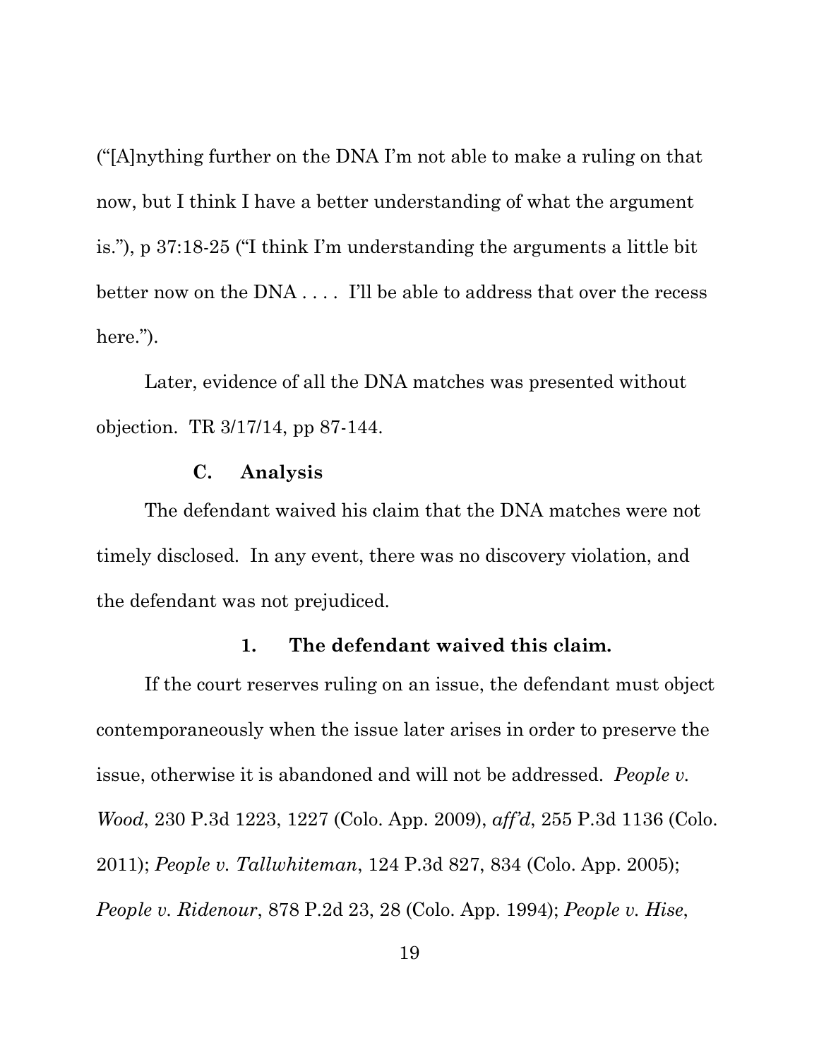("[A]nything further on the DNA I'm not able to make a ruling on that now, but I think I have a better understanding of what the argument is."), p 37:18-25 ("I think I'm understanding the arguments a little bit better now on the DNA . . . . I'll be able to address that over the recess here.").

Later, evidence of all the DNA matches was presented without objection. TR 3/17/14, pp 87-144.

### C. Analysis

The defendant waived his claim that the DNA matches were not timely disclosed. In any event, there was no discovery violation, and the defendant was not prejudiced.

#### 1. The defendant waived this claim.

If the court reserves ruling on an issue, the defendant must object contemporaneously when the issue later arises in order to preserve the issue, otherwise it is abandoned and will not be addressed. *People v. Wood*, 230 P.3d 1223, 1227 (Colo. App. 2009), *aff'd*, 255 P.3d 1136 (Colo. 2011); *People v. Tallwhiteman*, 124 P.3d 827, 834 (Colo. App. 2005); *People v. Ridenour*, 878 P.2d 23, 28 (Colo. App. 1994); *People v. Hise*,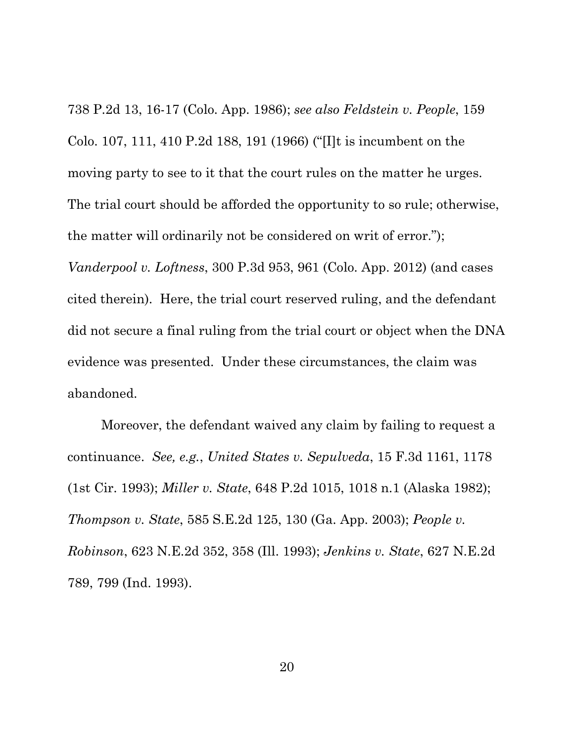738 P.2d 13, 16-17 (Colo. App. 1986); *see also Feldstein v. People*, 159 Colo. 107, 111, 410 P.2d 188, 191 (1966) ("[I]t is incumbent on the moving party to see to it that the court rules on the matter he urges. The trial court should be afforded the opportunity to so rule; otherwise, the matter will ordinarily not be considered on writ of error."); *Vanderpool v. Loftness*, 300 P.3d 953, 961 (Colo. App. 2012) (and cases cited therein). Here, the trial court reserved ruling, and the defendant did not secure a final ruling from the trial court or object when the DNA evidence was presented. Under these circumstances, the claim was abandoned.

Moreover, the defendant waived any claim by failing to request a continuance. *See, e.g.*, *United States v. Sepulveda*, 15 F.3d 1161, 1178 (1st Cir. 1993); *Miller v. State*, 648 P.2d 1015, 1018 n.1 (Alaska 1982); *Thompson v. State*, 585 S.E.2d 125, 130 (Ga. App. 2003); *People v. Robinson*, 623 N.E.2d 352, 358 (Ill. 1993); *Jenkins v. State*, 627 N.E.2d 789, 799 (Ind. 1993).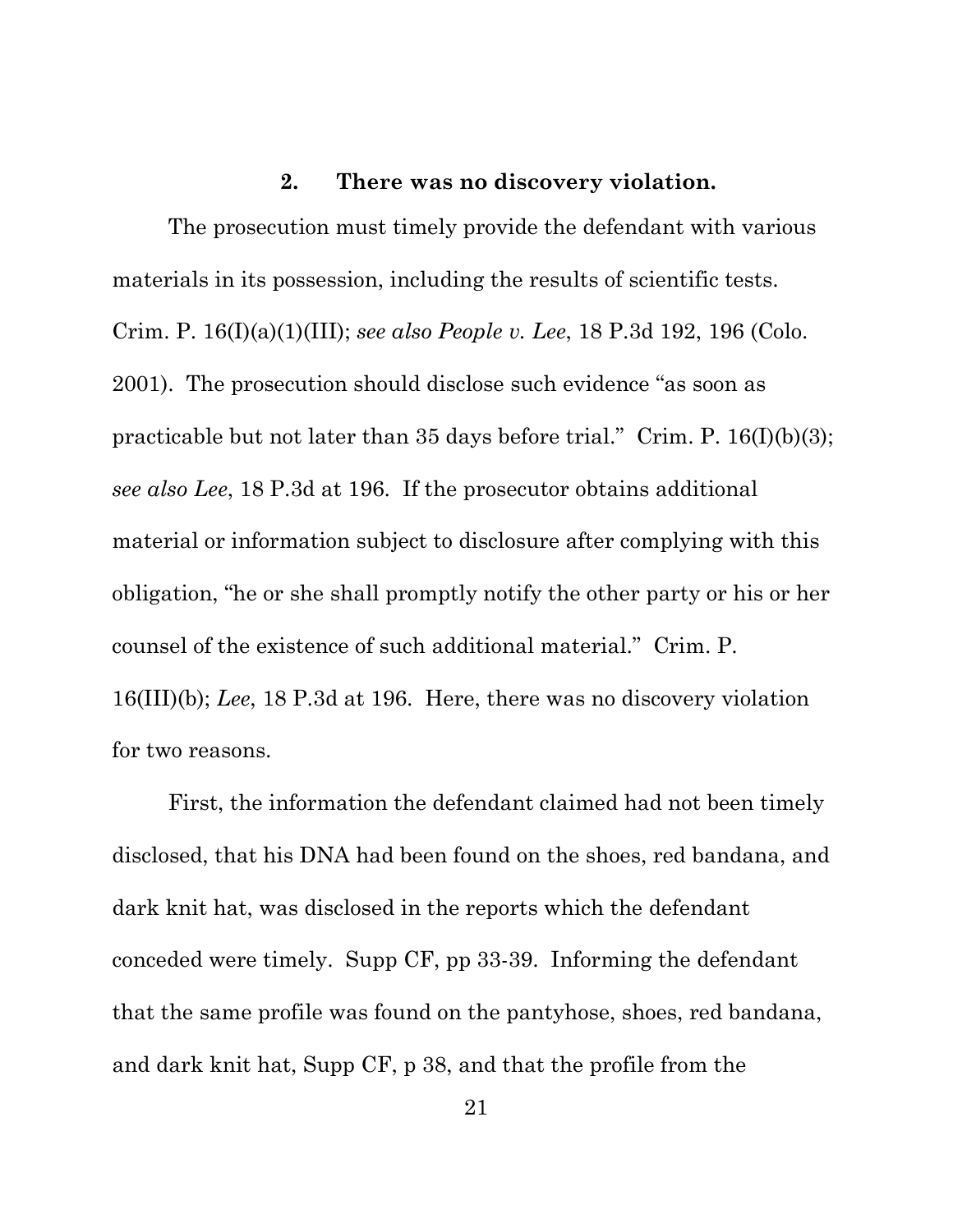### 2. There was no discovery violation.

The prosecution must timely provide the defendant with various materials in its possession, including the results of scientific tests. Crim. P. 16(I)(a)(1)(III); *see also People v. Lee*, 18 P.3d 192, 196 (Colo. 2001). The prosecution should disclose such evidence "as soon as practicable but not later than 35 days before trial." Crim. P. 16(I)(b)(3); *see also Lee*, 18 P.3d at 196. If the prosecutor obtains additional material or information subject to disclosure after complying with this obligation, "he or she shall promptly notify the other party or his or her counsel of the existence of such additional material." Crim. P. 16(III)(b); *Lee*, 18 P.3d at 196. Here, there was no discovery violation for two reasons.

First, the information the defendant claimed had not been timely disclosed, that his DNA had been found on the shoes, red bandana, and dark knit hat, was disclosed in the reports which the defendant conceded were timely. Supp CF, pp 33-39. Informing the defendant that the same profile was found on the pantyhose, shoes, red bandana, and dark knit hat, Supp CF, p 38, and that the profile from the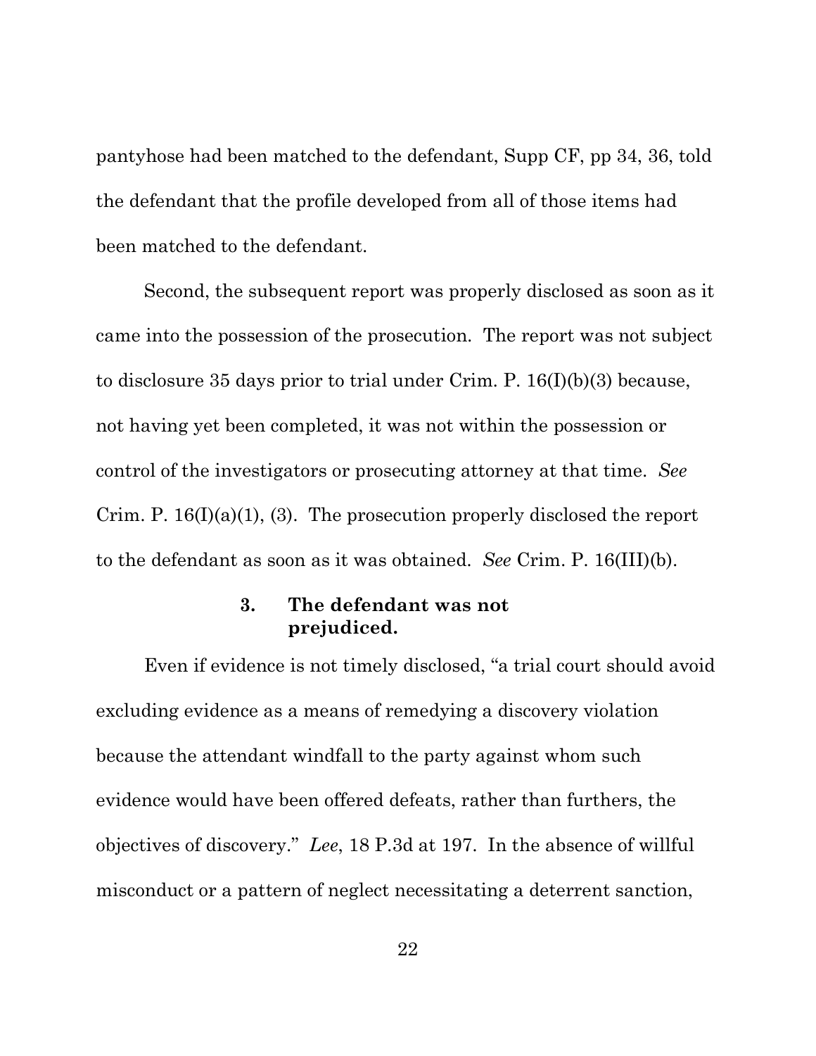pantyhose had been matched to the defendant, Supp CF, pp 34, 36, told the defendant that the profile developed from all of those items had been matched to the defendant.

Second, the subsequent report was properly disclosed as soon as it came into the possession of the prosecution. The report was not subject to disclosure 35 days prior to trial under Crim. P. 16(I)(b)(3) because, not having yet been completed, it was not within the possession or control of the investigators or prosecuting attorney at that time. *See* Crim. P. 16(I)(a)(1), (3). The prosecution properly disclosed the report to the defendant as soon as it was obtained. *See* Crim. P. 16(III)(b).

#### 3. The defendant was not prejudiced.

Even if evidence is not timely disclosed, "a trial court should avoid excluding evidence as a means of remedying a discovery violation because the attendant windfall to the party against whom such evidence would have been offered defeats, rather than furthers, the objectives of discovery." *Lee*, 18 P.3d at 197. In the absence of willful misconduct or a pattern of neglect necessitating a deterrent sanction,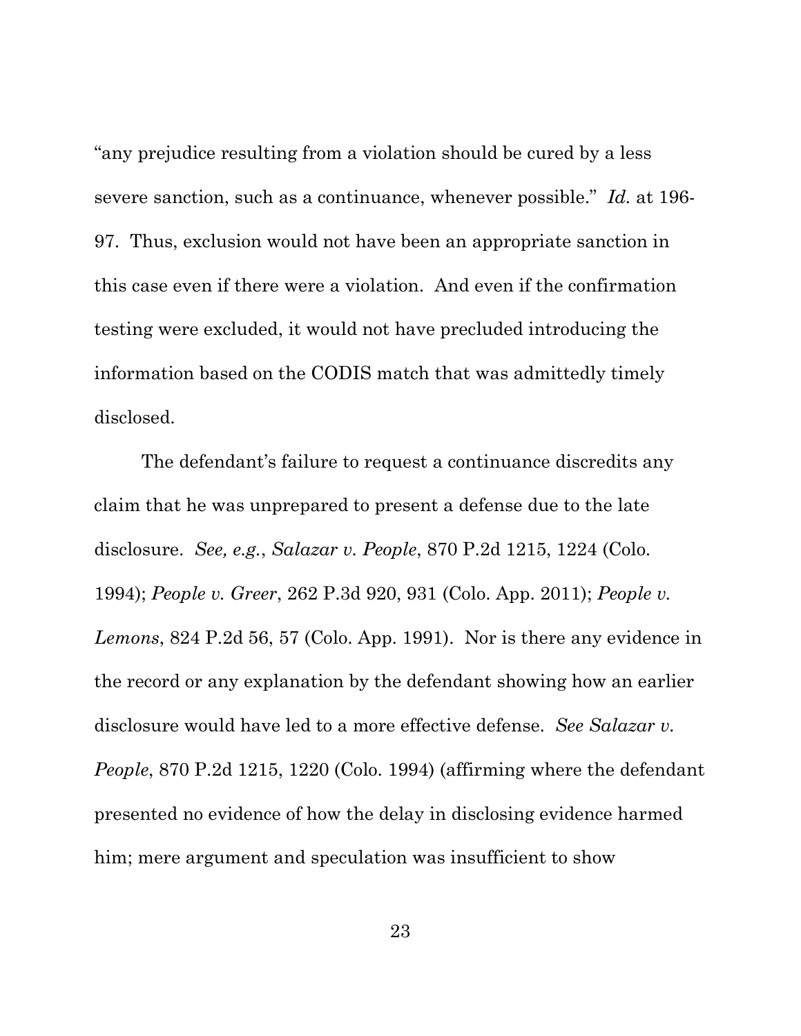"any prejudice resulting from a violation should be cured by a less severe sanction, such as a continuance, whenever possible." *Id.* at 196-97. Thus, exclusion would not have been an appropriate sanction in this case even if there were a violation. And even if the confirmation testing were excluded, it would not have precluded introducing the information based on the CODIS match that was admittedly timely disclosed.

The defendant's failure to request a continuance discredits any claim that he was unprepared to present a defense due to the late disclosure. *See, e.g.*, *Salazar v. People*, 870 P.2d 1215, 1224 (Colo. 1994); *People v. Greer*, 262 P.3d 920, 931 (Colo. App. 2011); *People v. Lemons*, 824 P.2d 56, 57 (Colo. App. 1991). Nor is there any evidence in the record or any explanation by the defendant showing how an earlier disclosure would have led to a more effective defense. *See Salazar v. People*, 870 P.2d 1215, 1220 (Colo. 1994) (affirming where the defendant presented no evidence of how the delay in disclosing evidence harmed him; mere argument and speculation was insufficient to show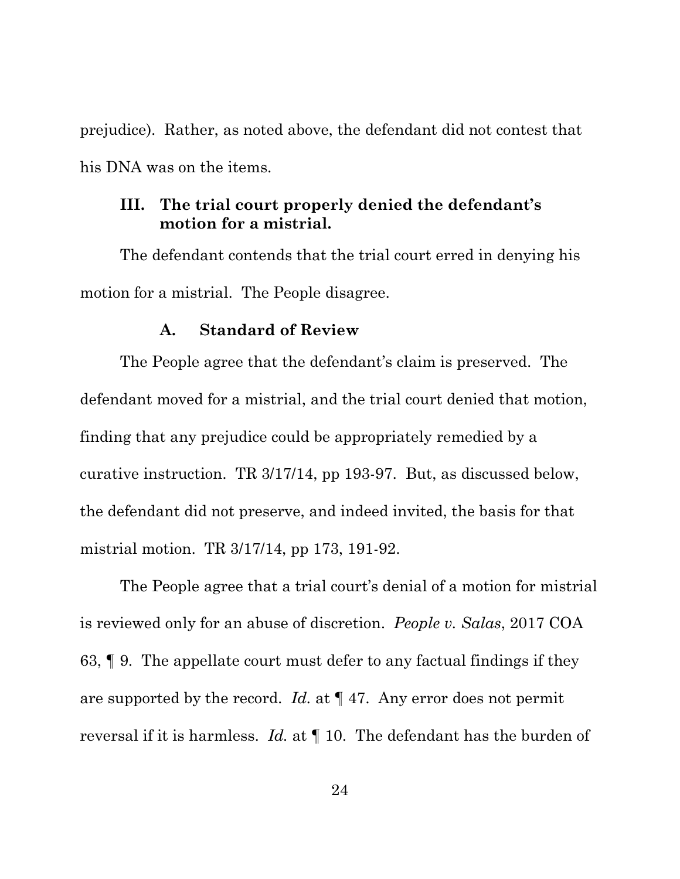prejudice). Rather, as noted above, the defendant did not contest that his DNA was on the items.

## III. The trial court properly denied the defendant's motion for a mistrial.

The defendant contends that the trial court erred in denying his motion for a mistrial. The People disagree.

### A. Standard of Review

The People agree that the defendant's claim is preserved. The defendant moved for a mistrial, and the trial court denied that motion, finding that any prejudice could be appropriately remedied by a curative instruction. TR 3/17/14, pp 193-97. But, as discussed below, the defendant did not preserve, and indeed invited, the basis for that mistrial motion. TR 3/17/14, pp 173, 191-92.

The People agree that a trial court's denial of a motion for mistrial is reviewed only for an abuse of discretion. *People v. Salas*, 2017 COA 63, ¶ 9. The appellate court must defer to any factual findings if they are supported by the record. *Id.* at ¶ 47. Any error does not permit reversal if it is harmless. *Id.* at ¶ 10. The defendant has the burden of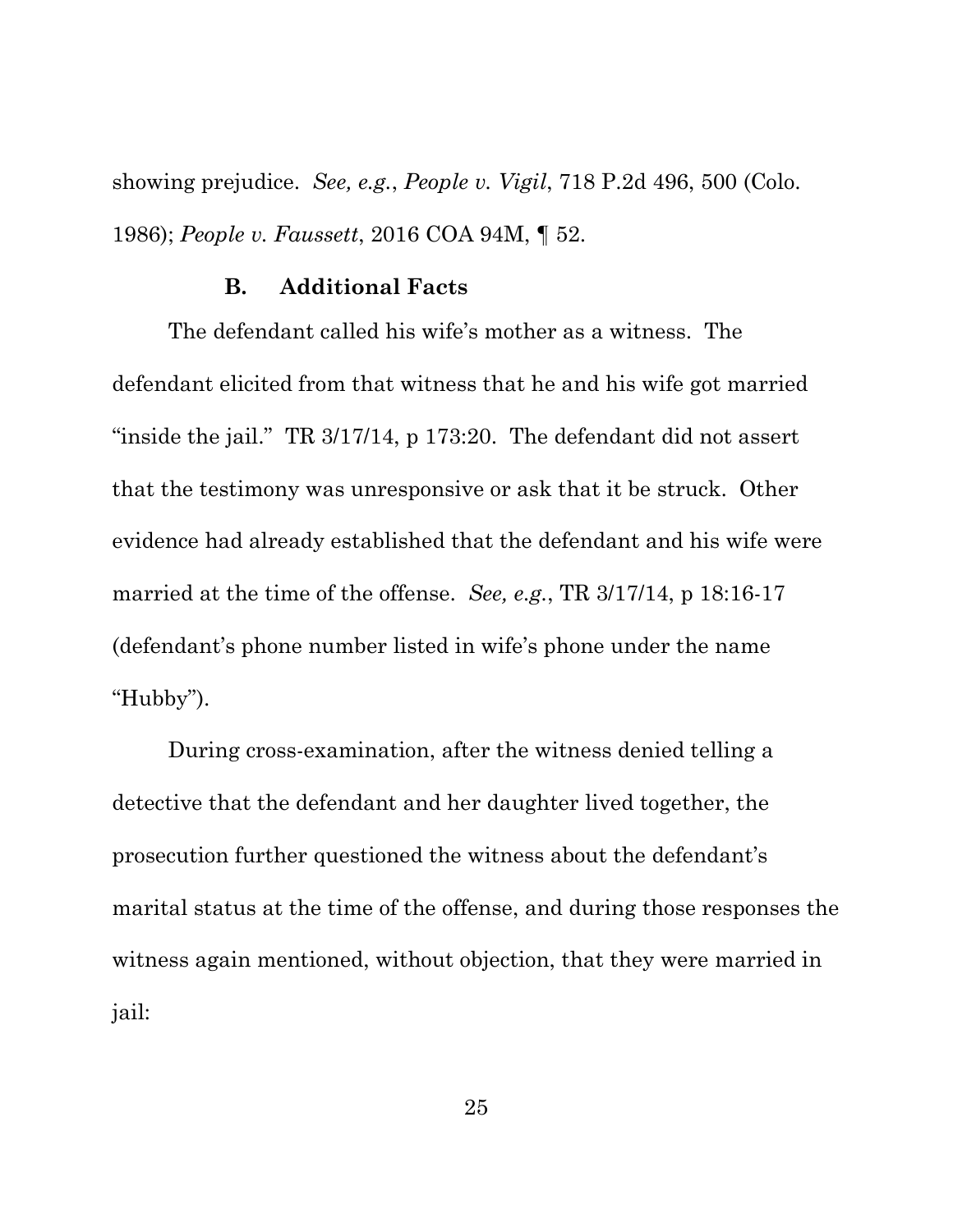showing prejudice. *See, e.g.*, *People v. Vigil*, 718 P.2d 496, 500 (Colo. 1986); *People v. Faussett*, 2016 COA 94M, ¶ 52.

### B. Additional Facts

The defendant called his wife's mother as a witness. The defendant elicited from that witness that he and his wife got married "inside the jail." TR 3/17/14, p 173:20. The defendant did not assert that the testimony was unresponsive or ask that it be struck. Other evidence had already established that the defendant and his wife were married at the time of the offense. *See, e.g.*, TR 3/17/14, p 18:16-17 (defendant's phone number listed in wife's phone under the name "Hubby").

During cross-examination, after the witness denied telling a detective that the defendant and her daughter lived together, the prosecution further questioned the witness about the defendant's marital status at the time of the offense, and during those responses the witness again mentioned, without objection, that they were married in jail: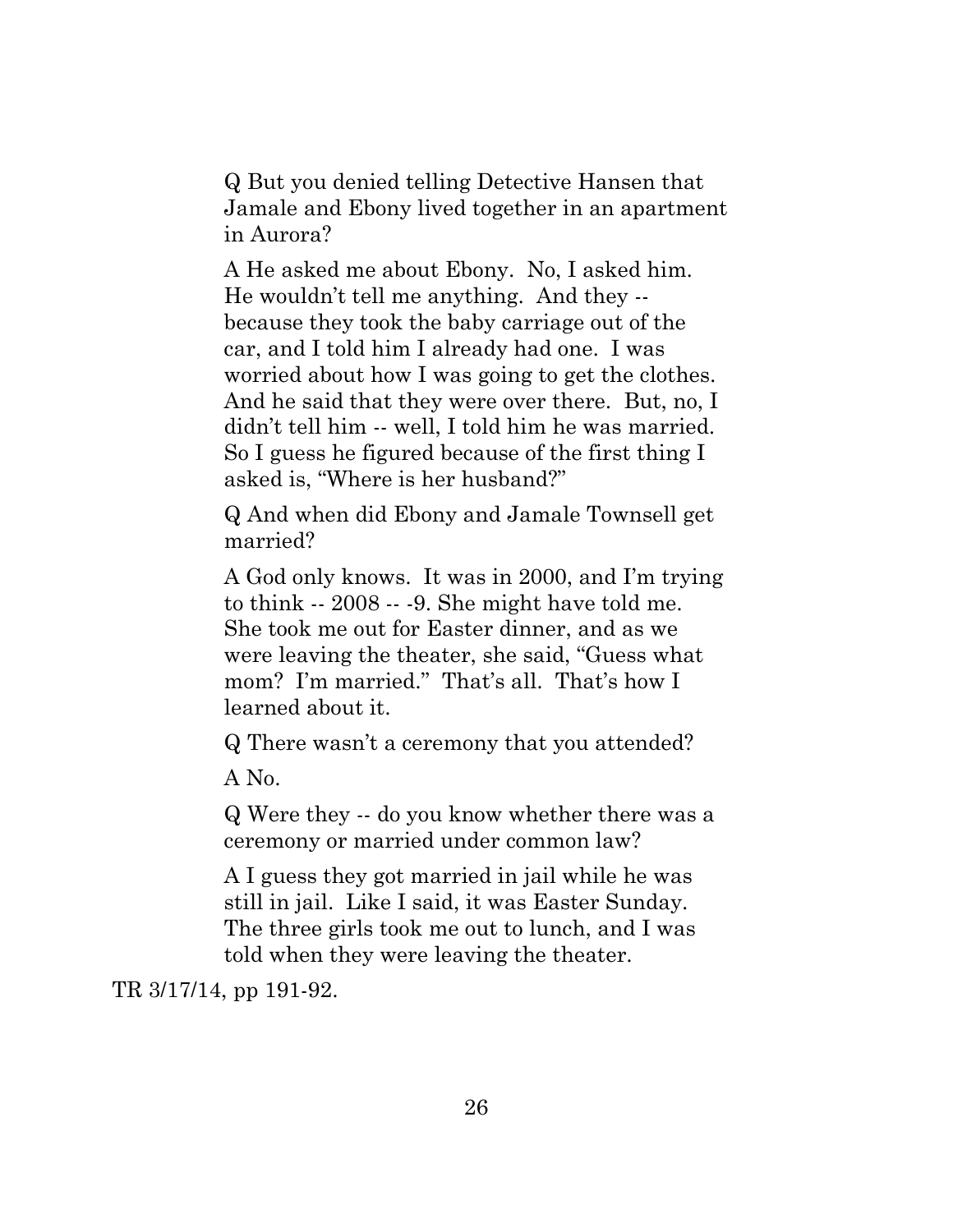> Q But you denied telling Detective Hansen that Jamale and Ebony lived together in an apartment in Aurora?
>
> A He asked me about Ebony. No, I asked him. He wouldn't tell me anything. And they -- because they took the baby carriage out of the car, and I told him I already had one. I was worried about how I was going to get the clothes. And he said that they were over there. But, no, I didn't tell him -- well, I told him he was married. So I guess he figured because of the first thing I asked is, "Where is her husband?"
>
> Q And when did Ebony and Jamale Townsell get married?
>
> A God only knows. It was in 2000, and I'm trying to think -- 2008 -- -9. She might have told me. She took me out for Easter dinner, and as we were leaving the theater, she said, "Guess what mom? I'm married." That's all. That's how I learned about it.
>
> Q There wasn't a ceremony that you attended?
>
> A No.
>
> Q Were they -- do you know whether there was a ceremony or married under common law?
>
> A I guess they got married in jail while he was still in jail. Like I said, it was Easter Sunday. The three girls took me out to lunch, and I was told when they were leaving the theater.

TR 3/17/14, pp 191-92.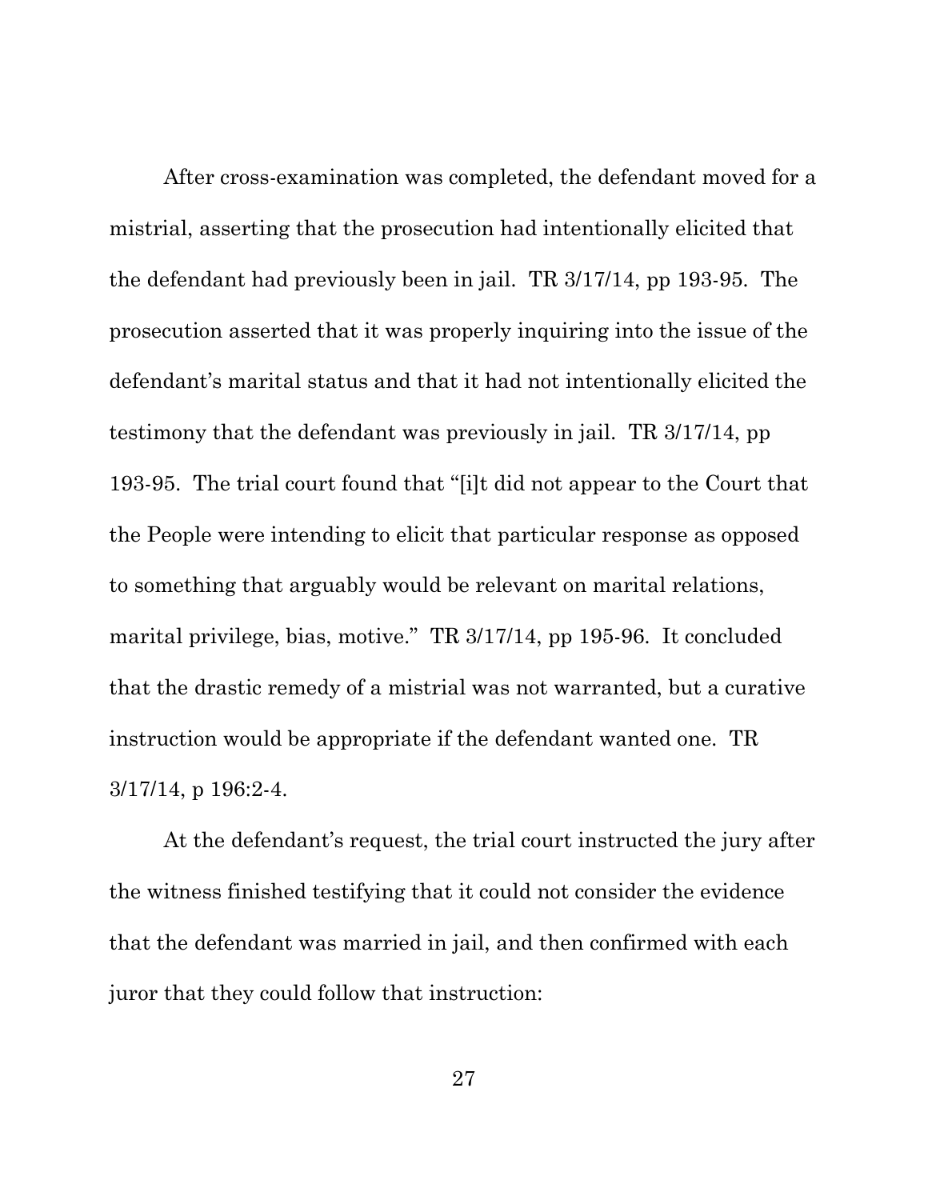After cross-examination was completed, the defendant moved for a mistrial, asserting that the prosecution had intentionally elicited that the defendant had previously been in jail. TR 3/17/14, pp 193-95. The prosecution asserted that it was properly inquiring into the issue of the defendant's marital status and that it had not intentionally elicited the testimony that the defendant was previously in jail. TR 3/17/14, pp 193-95. The trial court found that "[i]t did not appear to the Court that the People were intending to elicit that particular response as opposed to something that arguably would be relevant on marital relations, marital privilege, bias, motive." TR 3/17/14, pp 195-96. It concluded that the drastic remedy of a mistrial was not warranted, but a curative instruction would be appropriate if the defendant wanted one. TR 3/17/14, p 196:2-4.

At the defendant's request, the trial court instructed the jury after the witness finished testifying that it could not consider the evidence that the defendant was married in jail, and then confirmed with each juror that they could follow that instruction: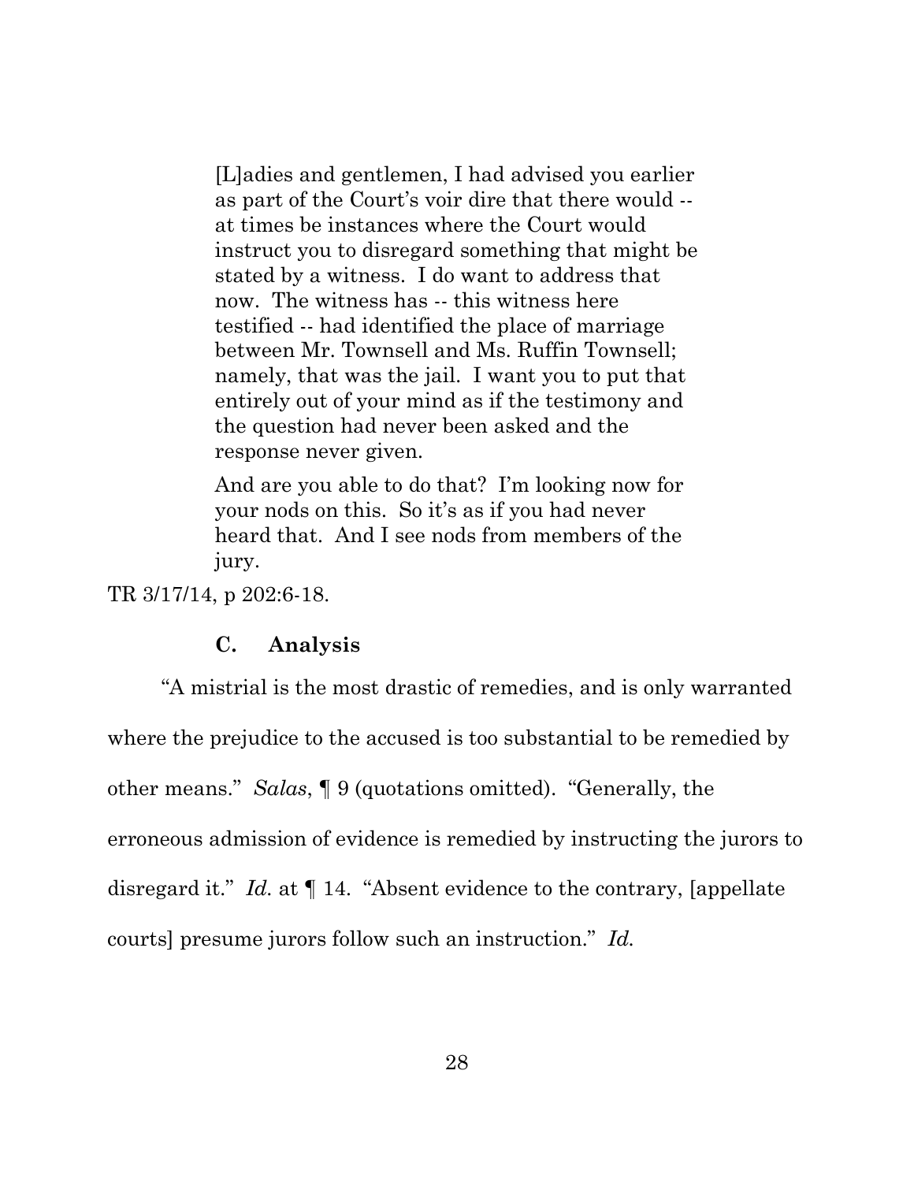> [L]adies and gentlemen, I had advised you earlier as part of the Court's voir dire that there would -- at times be instances where the Court would instruct you to disregard something that might be stated by a witness. I do want to address that now. The witness has -- this witness here testified -- had identified the place of marriage between Mr. Townsell and Ms. Ruffin Townsell; namely, that was the jail. I want you to put that entirely out of your mind as if the testimony and the question had never been asked and the response never given.
>
> And are you able to do that? I'm looking now for your nods on this. So it's as if you had never heard that. And I see nods from members of the jury.

TR 3/17/14, p 202:6-18.

### C. Analysis

"A mistrial is the most drastic of remedies, and is only warranted where the prejudice to the accused is too substantial to be remedied by other means." *Salas*, ¶ 9 (quotations omitted). "Generally, the erroneous admission of evidence is remedied by instructing the jurors to disregard it." *Id.* at ¶ 14. "Absent evidence to the contrary, [appellate courts] presume jurors follow such an instruction." *Id.*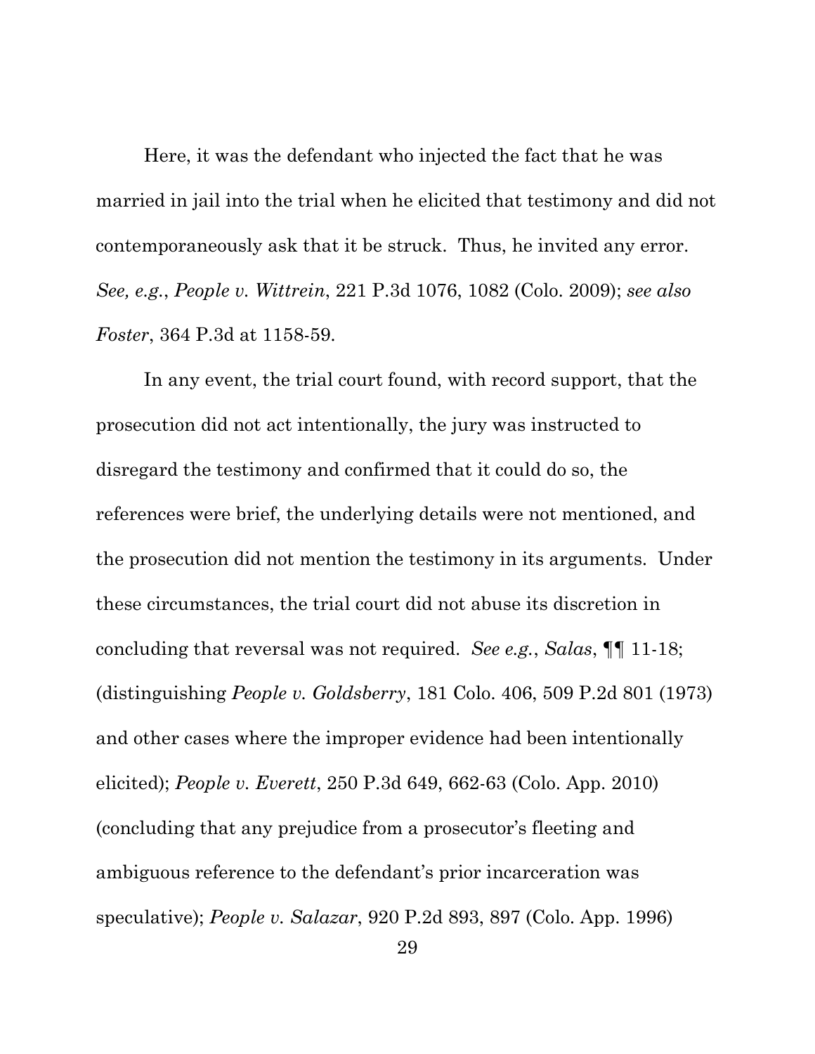Here, it was the defendant who injected the fact that he was married in jail into the trial when he elicited that testimony and did not contemporaneously ask that it be struck. Thus, he invited any error. *See, e.g.*, *People v. Wittrein*, 221 P.3d 1076, 1082 (Colo. 2009); *see also Foster*, 364 P.3d at 1158-59.

In any event, the trial court found, with record support, that the prosecution did not act intentionally, the jury was instructed to disregard the testimony and confirmed that it could do so, the references were brief, the underlying details were not mentioned, and the prosecution did not mention the testimony in its arguments. Under these circumstances, the trial court did not abuse its discretion in concluding that reversal was not required. *See e.g.*, *Salas*, ¶¶ 11-18; (distinguishing *People v. Goldsberry*, 181 Colo. 406, 509 P.2d 801 (1973) and other cases where the improper evidence had been intentionally elicited); *People v. Everett*, 250 P.3d 649, 662-63 (Colo. App. 2010) (concluding that any prejudice from a prosecutor's fleeting and ambiguous reference to the defendant's prior incarceration was speculative); *People v. Salazar*, 920 P.2d 893, 897 (Colo. App. 1996)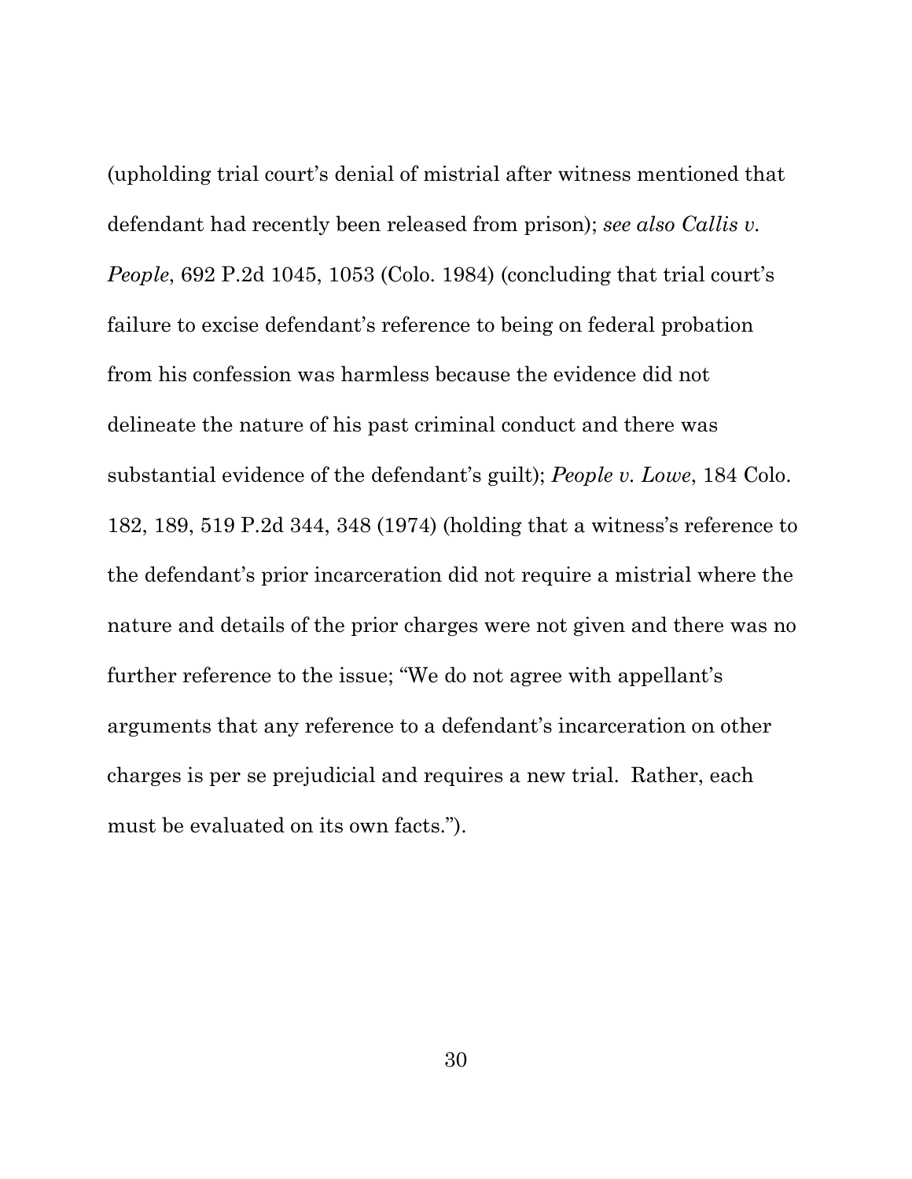(upholding trial court's denial of mistrial after witness mentioned that defendant had recently been released from prison); *see also Callis v. People*, 692 P.2d 1045, 1053 (Colo. 1984) (concluding that trial court's failure to excise defendant's reference to being on federal probation from his confession was harmless because the evidence did not delineate the nature of his past criminal conduct and there was substantial evidence of the defendant's guilt); *People v. Lowe*, 184 Colo. 182, 189, 519 P.2d 344, 348 (1974) (holding that a witness's reference to the defendant's prior incarceration did not require a mistrial where the nature and details of the prior charges were not given and there was no further reference to the issue; "We do not agree with appellant's arguments that any reference to a defendant's incarceration on other charges is per se prejudicial and requires a new trial. Rather, each must be evaluated on its own facts.").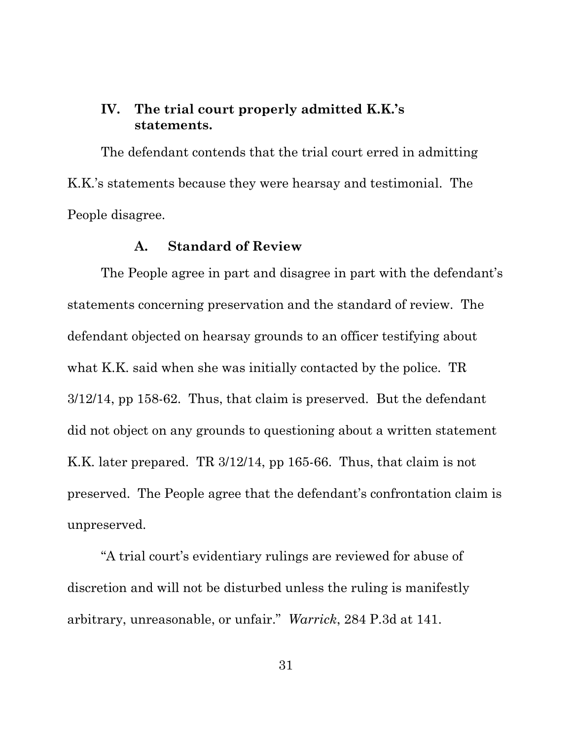## IV. The trial court properly admitted K.K.'s statements.

The defendant contends that the trial court erred in admitting K.K.'s statements because they were hearsay and testimonial. The People disagree.

### A. Standard of Review

The People agree in part and disagree in part with the defendant's statements concerning preservation and the standard of review. The defendant objected on hearsay grounds to an officer testifying about what K.K. said when she was initially contacted by the police. TR 3/12/14, pp 158-62. Thus, that claim is preserved. But the defendant did not object on any grounds to questioning about a written statement K.K. later prepared. TR 3/12/14, pp 165-66. Thus, that claim is not preserved. The People agree that the defendant's confrontation claim is unpreserved.

"A trial court's evidentiary rulings are reviewed for abuse of discretion and will not be disturbed unless the ruling is manifestly arbitrary, unreasonable, or unfair." *Warrick*, 284 P.3d at 141.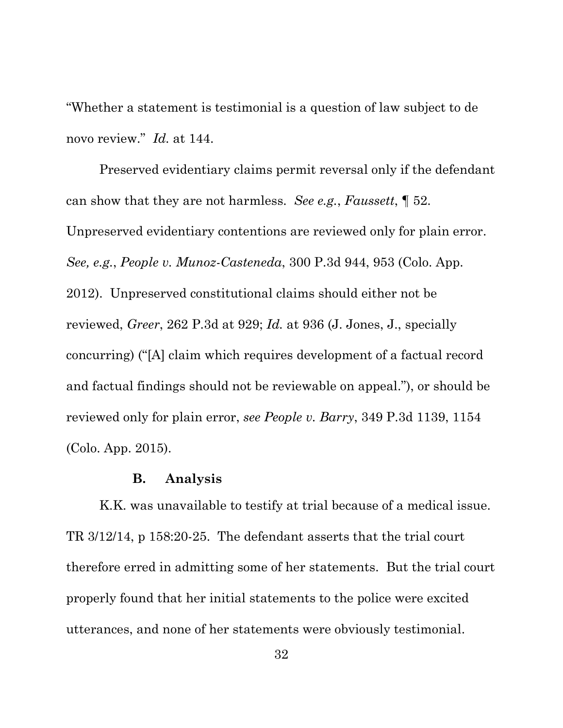"Whether a statement is testimonial is a question of law subject to de novo review." *Id.* at 144.

Preserved evidentiary claims permit reversal only if the defendant can show that they are not harmless. *See e.g.*, *Faussett*, ¶ 52. Unpreserved evidentiary contentions are reviewed only for plain error. *See, e.g.*, *People v. Munoz-Casteneda*, 300 P.3d 944, 953 (Colo. App. 2012). Unpreserved constitutional claims should either not be reviewed, *Greer*, 262 P.3d at 929; *Id.* at 936 (J. Jones, J., specially concurring) ("[A] claim which requires development of a factual record and factual findings should not be reviewable on appeal."), or should be reviewed only for plain error, *see People v. Barry*, 349 P.3d 1139, 1154 (Colo. App. 2015).

### B. Analysis

K.K. was unavailable to testify at trial because of a medical issue. TR 3/12/14, p 158:20-25. The defendant asserts that the trial court therefore erred in admitting some of her statements. But the trial court properly found that her initial statements to the police were excited utterances, and none of her statements were obviously testimonial.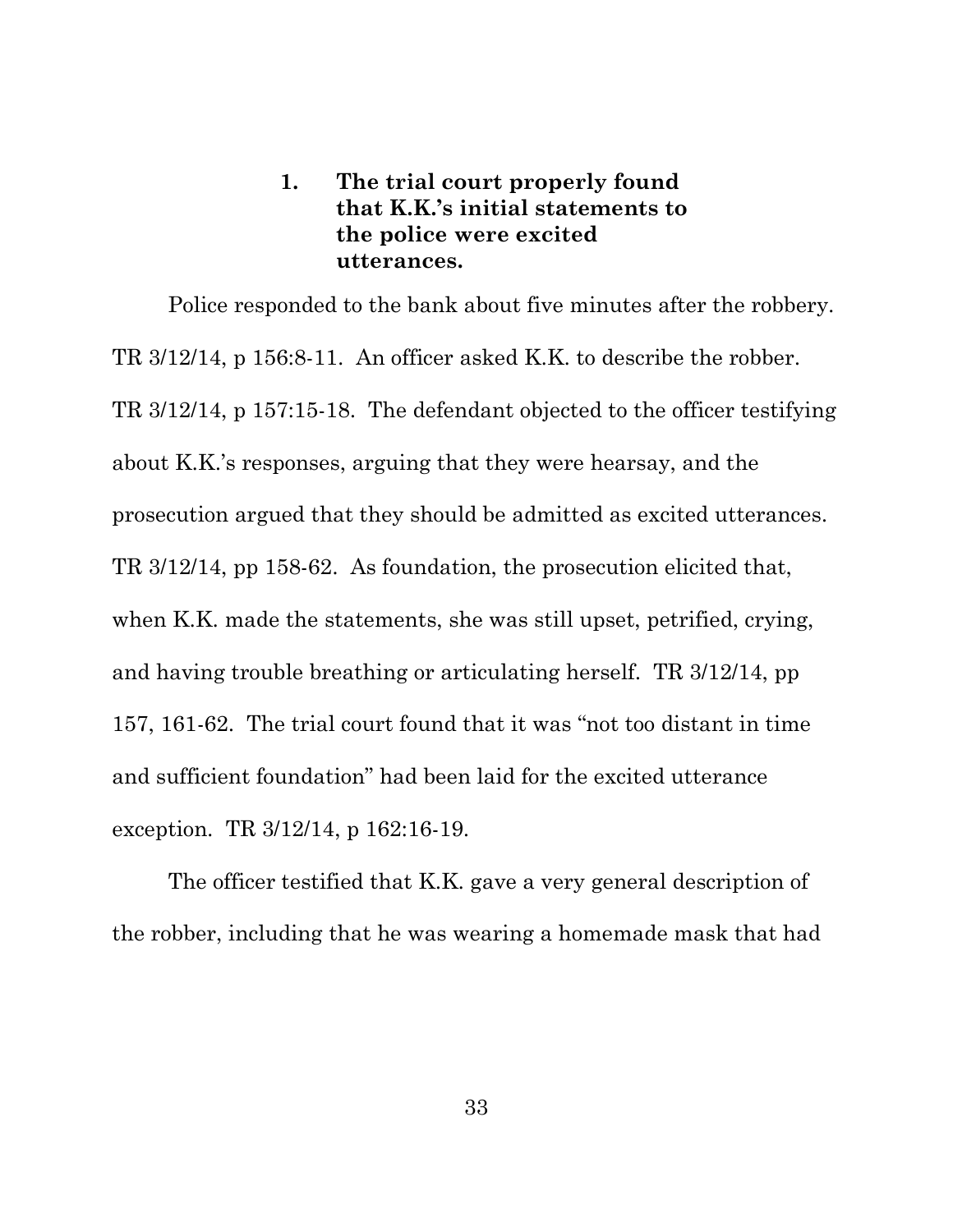### 1. The trial court properly found that K.K.'s initial statements to the police were excited utterances.

Police responded to the bank about five minutes after the robbery. TR 3/12/14, p 156:8-11. An officer asked K.K. to describe the robber. TR 3/12/14, p 157:15-18. The defendant objected to the officer testifying about K.K.'s responses, arguing that they were hearsay, and the prosecution argued that they should be admitted as excited utterances. TR 3/12/14, pp 158-62. As foundation, the prosecution elicited that, when K.K. made the statements, she was still upset, petrified, crying, and having trouble breathing or articulating herself. TR 3/12/14, pp 157, 161-62. The trial court found that it was "not too distant in time and sufficient foundation" had been laid for the excited utterance exception. TR 3/12/14, p 162:16-19.

The officer testified that K.K. gave a very general description of the robber, including that he was wearing a homemade mask that had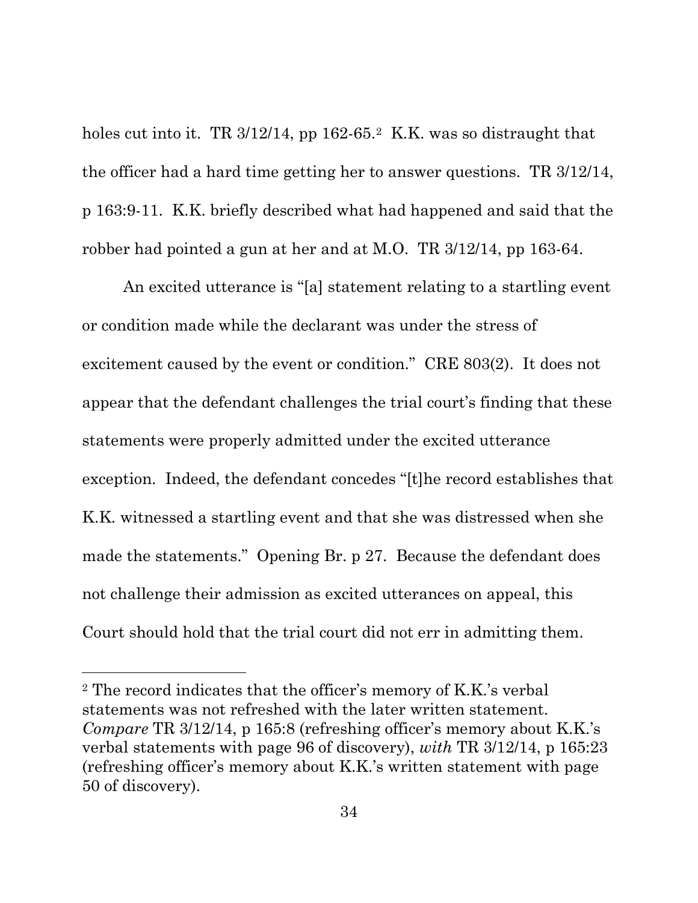holes cut into it. TR 3/12/14, pp 162-65.[2] K.K. was so distraught that the officer had a hard time getting her to answer questions. TR 3/12/14, p 163:9-11. K.K. briefly described what had happened and said that the robber had pointed a gun at her and at M.O. TR 3/12/14, pp 163-64.

An excited utterance is "[a] statement relating to a startling event or condition made while the declarant was under the stress of excitement caused by the event or condition." CRE 803(2). It does not appear that the defendant challenges the trial court's finding that these statements were properly admitted under the excited utterance exception. Indeed, the defendant concedes "[t]he record establishes that K.K. witnessed a startling event and that she was distressed when she made the statements." Opening Br. p 27. Because the defendant does not challenge their admission as excited utterances on appeal, this Court should hold that the trial court did not err in admitting them.

---

[2] The record indicates that the officer's memory of K.K.'s verbal statements was not refreshed with the later written statement. *Compare* TR 3/12/14, p 165:8 (refreshing officer's memory about K.K.'s verbal statements with page 96 of discovery), *with* TR 3/12/14, p 165:23 (refreshing officer's memory about K.K.'s written statement with page 50 of discovery).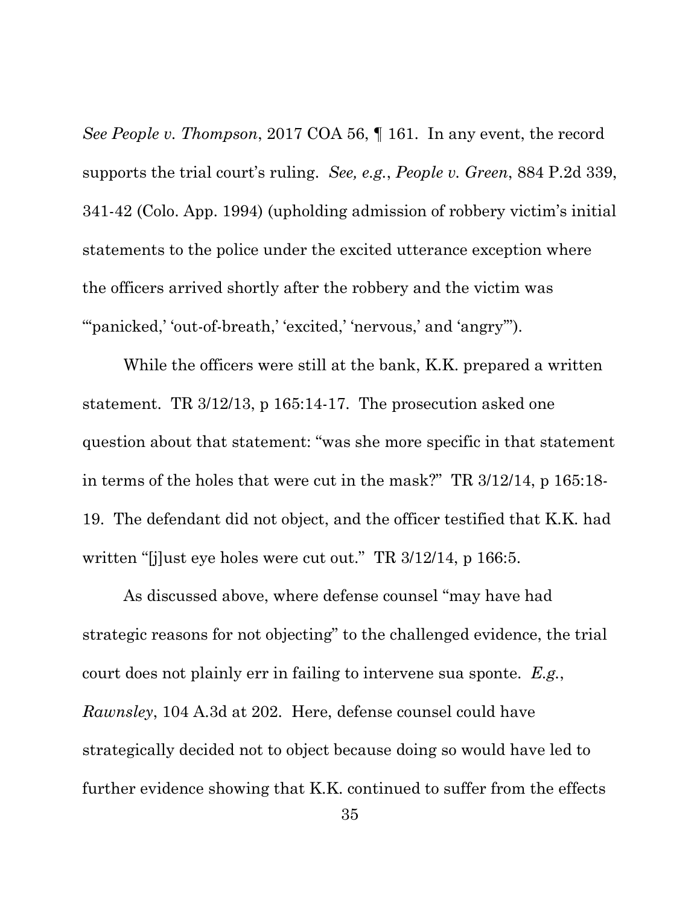*See People v. Thompson*, 2017 COA 56, ¶ 161. In any event, the record supports the trial court's ruling. *See, e.g.*, *People v. Green*, 884 P.2d 339, 341-42 (Colo. App. 1994) (upholding admission of robbery victim's initial statements to the police under the excited utterance exception where the officers arrived shortly after the robbery and the victim was "'panicked,' 'out-of-breath,' 'excited,' 'nervous,' and 'angry'").

While the officers were still at the bank, K.K. prepared a written statement. TR 3/12/13, p 165:14-17. The prosecution asked one question about that statement: "was she more specific in that statement in terms of the holes that were cut in the mask?" TR 3/12/14, p 165:18-19. The defendant did not object, and the officer testified that K.K. had written "[j]ust eye holes were cut out." TR 3/12/14, p 166:5.

As discussed above, where defense counsel "may have had strategic reasons for not objecting" to the challenged evidence, the trial court does not plainly err in failing to intervene sua sponte. *E.g.*, *Rawnsley*, 104 A.3d at 202. Here, defense counsel could have strategically decided not to object because doing so would have led to further evidence showing that K.K. continued to suffer from the effects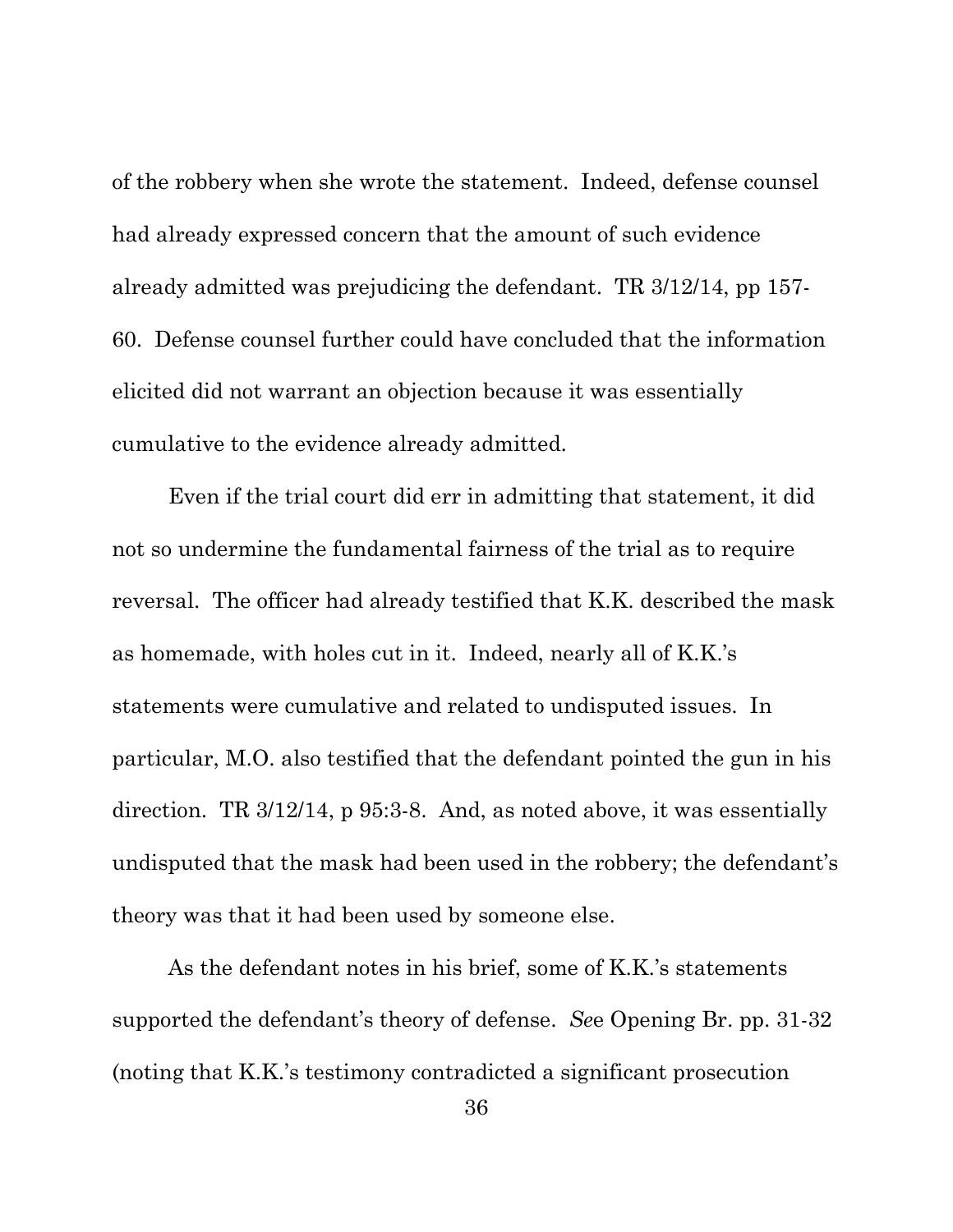of the robbery when she wrote the statement. Indeed, defense counsel had already expressed concern that the amount of such evidence already admitted was prejudicing the defendant. TR 3/12/14, pp 157-60. Defense counsel further could have concluded that the information elicited did not warrant an objection because it was essentially cumulative to the evidence already admitted.

Even if the trial court did err in admitting that statement, it did not so undermine the fundamental fairness of the trial as to require reversal. The officer had already testified that K.K. described the mask as homemade, with holes cut in it. Indeed, nearly all of K.K.'s statements were cumulative and related to undisputed issues. In particular, M.O. also testified that the defendant pointed the gun in his direction. TR 3/12/14, p 95:3-8. And, as noted above, it was essentially undisputed that the mask had been used in the robbery; the defendant's theory was that it had been used by someone else.

As the defendant notes in his brief, some of K.K.'s statements supported the defendant's theory of defense. *See* Opening Br. pp. 31-32 (noting that K.K.'s testimony contradicted a significant prosecution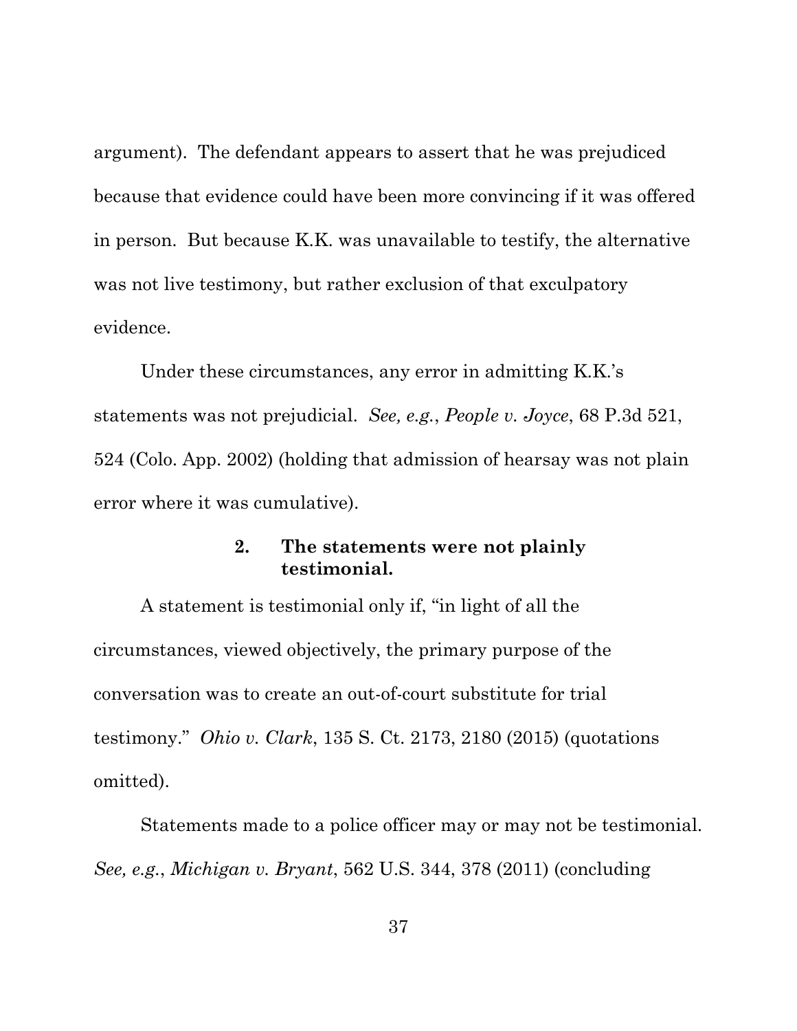argument). The defendant appears to assert that he was prejudiced because that evidence could have been more convincing if it was offered in person. But because K.K. was unavailable to testify, the alternative was not live testimony, but rather exclusion of that exculpatory evidence.

Under these circumstances, any error in admitting K.K.'s statements was not prejudicial. *See, e.g.*, *People v. Joyce*, 68 P.3d 521, 524 (Colo. App. 2002) (holding that admission of hearsay was not plain error where it was cumulative).

#### 2. The statements were not plainly testimonial.

A statement is testimonial only if, "in light of all the circumstances, viewed objectively, the primary purpose of the conversation was to create an out-of-court substitute for trial testimony." *Ohio v. Clark*, 135 S. Ct. 2173, 2180 (2015) (quotations omitted).

Statements made to a police officer may or may not be testimonial. *See, e.g.*, *Michigan v. Bryant*, 562 U.S. 344, 378 (2011) (concluding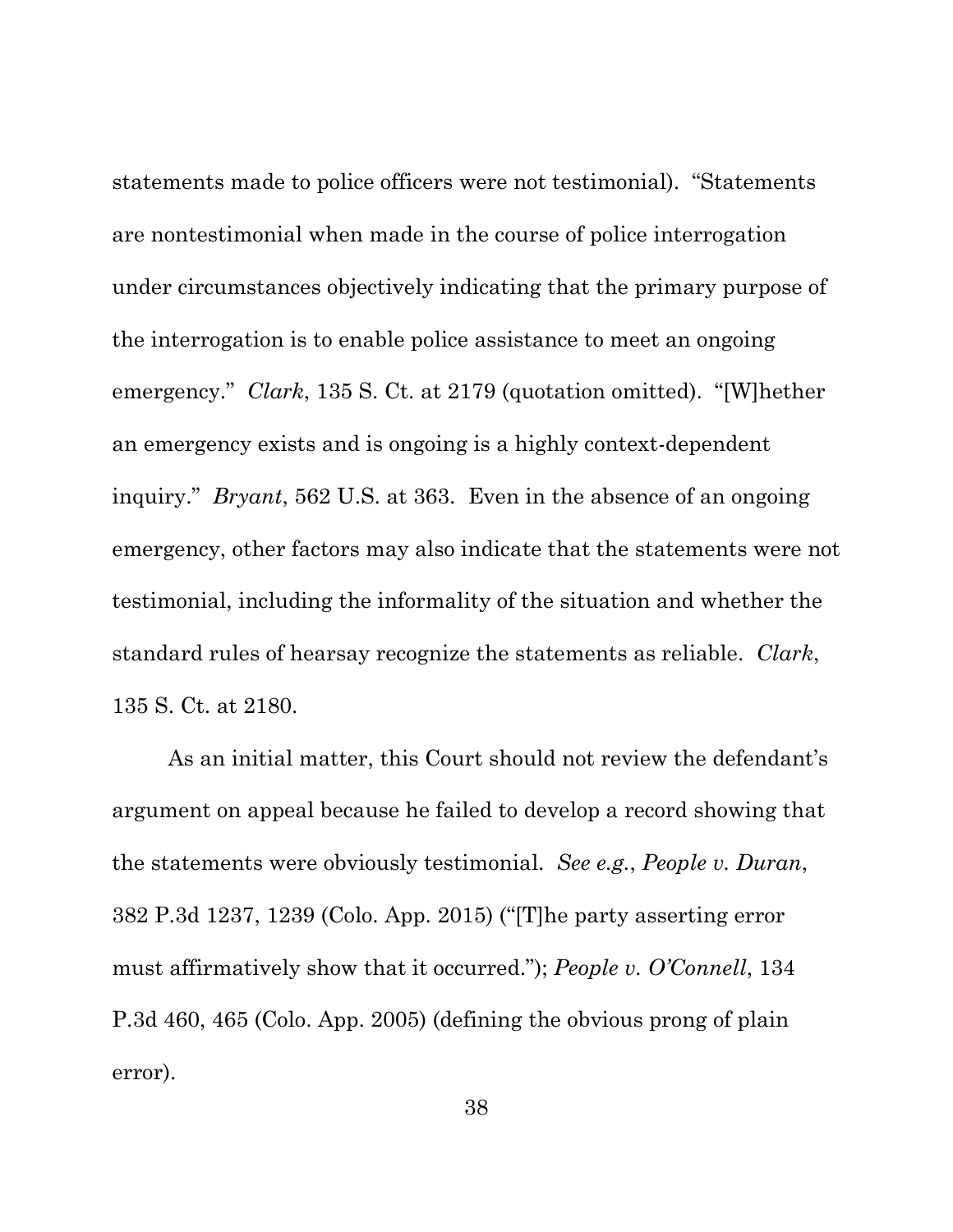statements made to police officers were not testimonial). "Statements are nontestimonial when made in the course of police interrogation under circumstances objectively indicating that the primary purpose of the interrogation is to enable police assistance to meet an ongoing emergency." *Clark*, 135 S. Ct. at 2179 (quotation omitted). "[W]hether an emergency exists and is ongoing is a highly context-dependent inquiry." *Bryant*, 562 U.S. at 363. Even in the absence of an ongoing emergency, other factors may also indicate that the statements were not testimonial, including the informality of the situation and whether the standard rules of hearsay recognize the statements as reliable. *Clark*, 135 S. Ct. at 2180.

As an initial matter, this Court should not review the defendant's argument on appeal because he failed to develop a record showing that the statements were obviously testimonial. *See e.g.*, *People v. Duran*, 382 P.3d 1237, 1239 (Colo. App. 2015) ("[T]he party asserting error must affirmatively show that it occurred."); *People v. O'Connell*, 134 P.3d 460, 465 (Colo. App. 2005) (defining the obvious prong of plain error).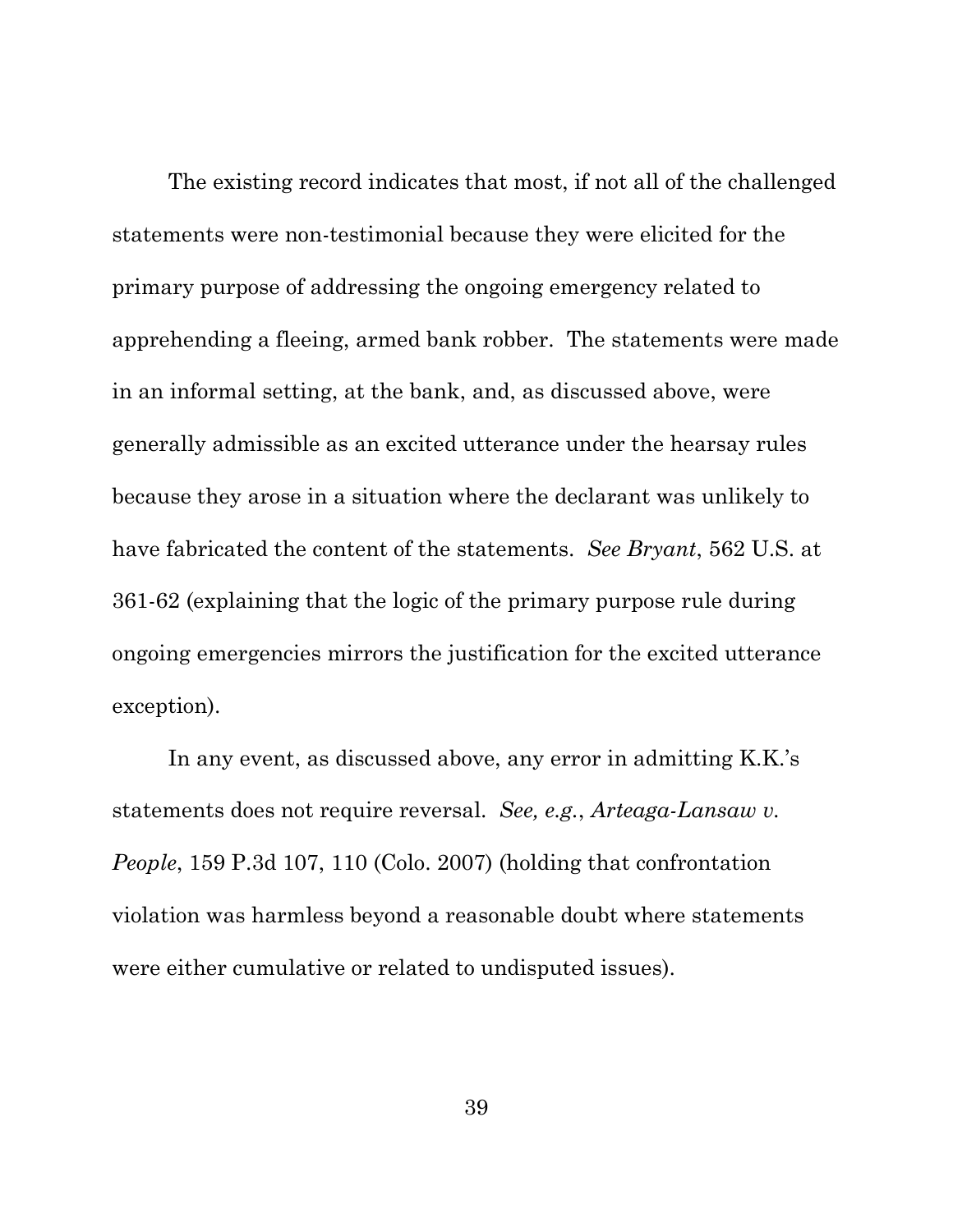The existing record indicates that most, if not all of the challenged statements were non-testimonial because they were elicited for the primary purpose of addressing the ongoing emergency related to apprehending a fleeing, armed bank robber. The statements were made in an informal setting, at the bank, and, as discussed above, were generally admissible as an excited utterance under the hearsay rules because they arose in a situation where the declarant was unlikely to have fabricated the content of the statements. *See Bryant*, 562 U.S. at 361-62 (explaining that the logic of the primary purpose rule during ongoing emergencies mirrors the justification for the excited utterance exception).

In any event, as discussed above, any error in admitting K.K.'s statements does not require reversal. *See, e.g.*, *Arteaga-Lansaw v. People*, 159 P.3d 107, 110 (Colo. 2007) (holding that confrontation violation was harmless beyond a reasonable doubt where statements were either cumulative or related to undisputed issues).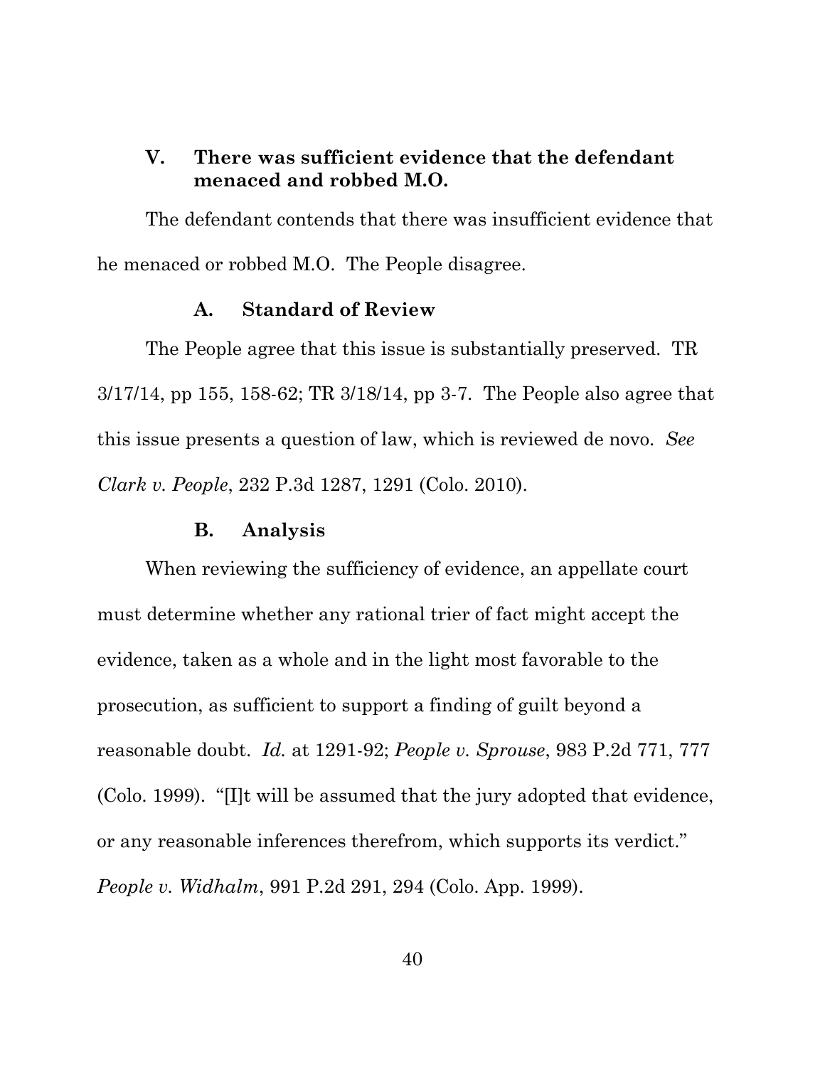## V. There was sufficient evidence that the defendant menaced and robbed M.O.

The defendant contends that there was insufficient evidence that he menaced or robbed M.O. The People disagree.

### A. Standard of Review

The People agree that this issue is substantially preserved. TR 3/17/14, pp 155, 158-62; TR 3/18/14, pp 3-7. The People also agree that this issue presents a question of law, which is reviewed de novo. *See Clark v. People*, 232 P.3d 1287, 1291 (Colo. 2010).

### B. Analysis

When reviewing the sufficiency of evidence, an appellate court must determine whether any rational trier of fact might accept the evidence, taken as a whole and in the light most favorable to the prosecution, as sufficient to support a finding of guilt beyond a reasonable doubt. *Id.* at 1291-92; *People v. Sprouse*, 983 P.2d 771, 777 (Colo. 1999). "[I]t will be assumed that the jury adopted that evidence, or any reasonable inferences therefrom, which supports its verdict." *People v. Widhalm*, 991 P.2d 291, 294 (Colo. App. 1999).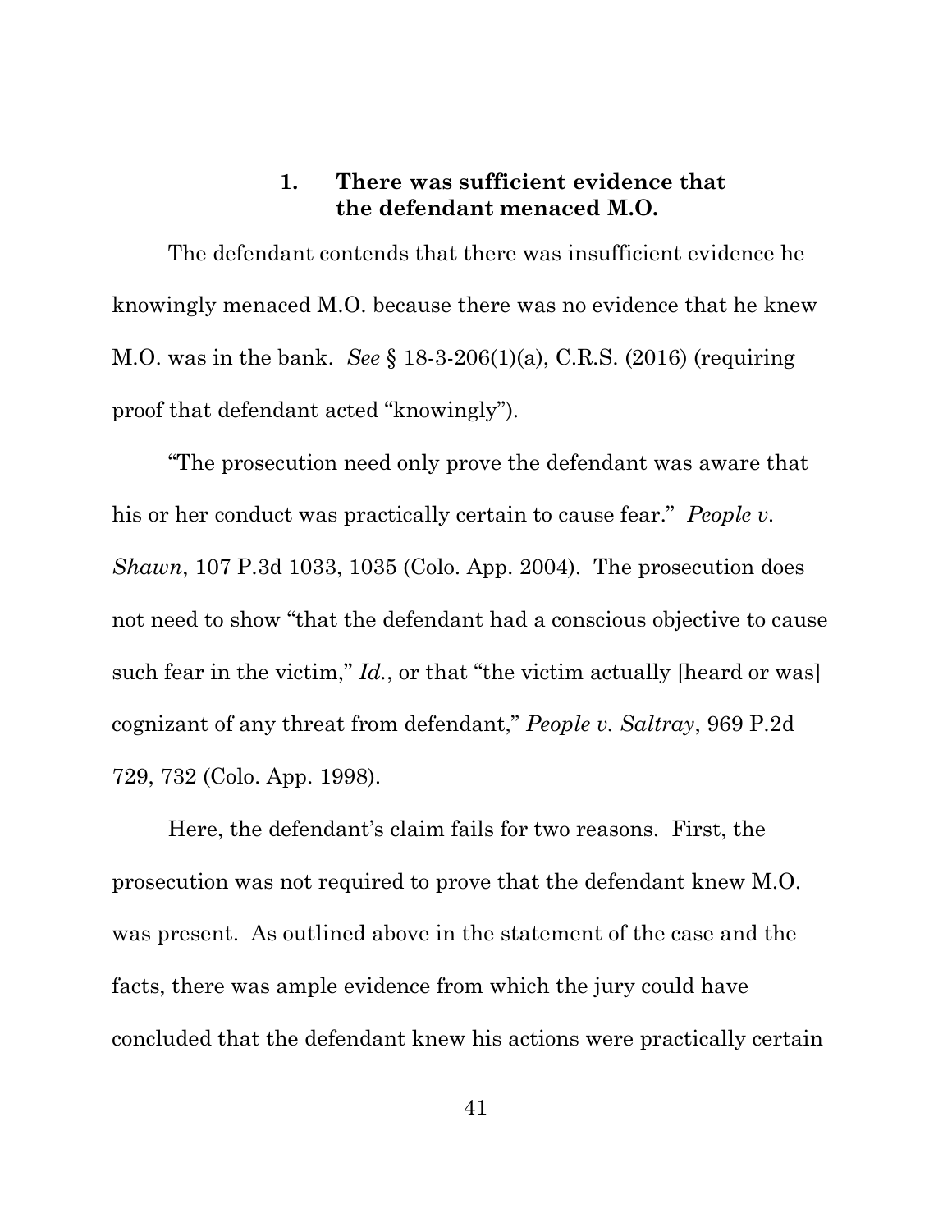### 1. There was sufficient evidence that the defendant menaced M.O.

The defendant contends that there was insufficient evidence he knowingly menaced M.O. because there was no evidence that he knew M.O. was in the bank. *See* § 18-3-206(1)(a), C.R.S. (2016) (requiring proof that defendant acted "knowingly").

"The prosecution need only prove the defendant was aware that his or her conduct was practically certain to cause fear." *People v. Shawn*, 107 P.3d 1033, 1035 (Colo. App. 2004). The prosecution does not need to show "that the defendant had a conscious objective to cause such fear in the victim," *Id.*, or that "the victim actually [heard or was] cognizant of any threat from defendant," *People v. Saltray*, 969 P.2d 729, 732 (Colo. App. 1998).

Here, the defendant's claim fails for two reasons. First, the prosecution was not required to prove that the defendant knew M.O. was present. As outlined above in the statement of the case and the facts, there was ample evidence from which the jury could have concluded that the defendant knew his actions were practically certain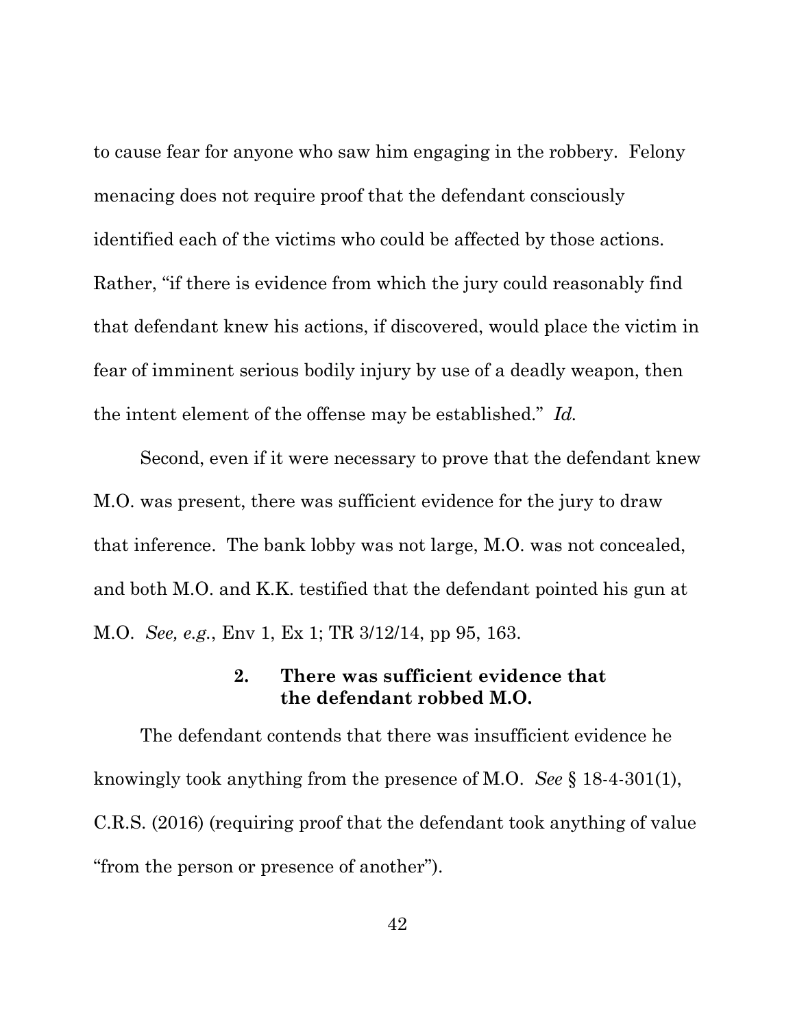to cause fear for anyone who saw him engaging in the robbery. Felony menacing does not require proof that the defendant consciously identified each of the victims who could be affected by those actions. Rather, "if there is evidence from which the jury could reasonably find that defendant knew his actions, if discovered, would place the victim in fear of imminent serious bodily injury by use of a deadly weapon, then the intent element of the offense may be established." *Id.*

Second, even if it were necessary to prove that the defendant knew M.O. was present, there was sufficient evidence for the jury to draw that inference. The bank lobby was not large, M.O. was not concealed, and both M.O. and K.K. testified that the defendant pointed his gun at M.O. *See, e.g.*, Env 1, Ex 1; TR 3/12/14, pp 95, 163.

### 2. There was sufficient evidence that the defendant robbed M.O.

The defendant contends that there was insufficient evidence he knowingly took anything from the presence of M.O. *See* § 18-4-301(1), C.R.S. (2016) (requiring proof that the defendant took anything of value "from the person or presence of another").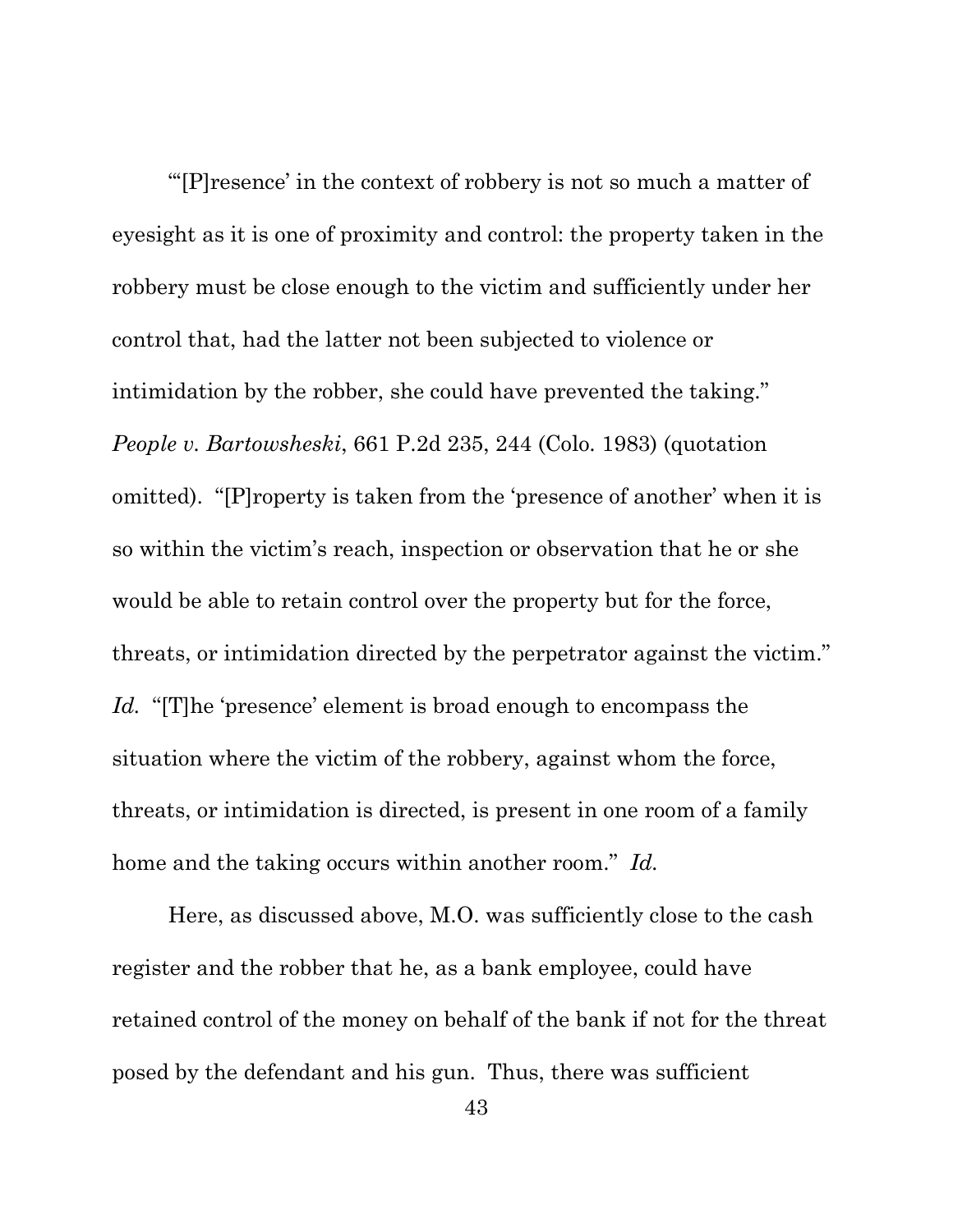"'[P]resence' in the context of robbery is not so much a matter of eyesight as it is one of proximity and control: the property taken in the robbery must be close enough to the victim and sufficiently under her control that, had the latter not been subjected to violence or intimidation by the robber, she could have prevented the taking." *People v. Bartowsheski*, 661 P.2d 235, 244 (Colo. 1983) (quotation omitted). "[P]roperty is taken from the 'presence of another' when it is so within the victim's reach, inspection or observation that he or she would be able to retain control over the property but for the force, threats, or intimidation directed by the perpetrator against the victim." *Id.* "[T]he 'presence' element is broad enough to encompass the situation where the victim of the robbery, against whom the force, threats, or intimidation is directed, is present in one room of a family home and the taking occurs within another room." *Id.*

Here, as discussed above, M.O. was sufficiently close to the cash register and the robber that he, as a bank employee, could have retained control of the money on behalf of the bank if not for the threat posed by the defendant and his gun. Thus, there was sufficient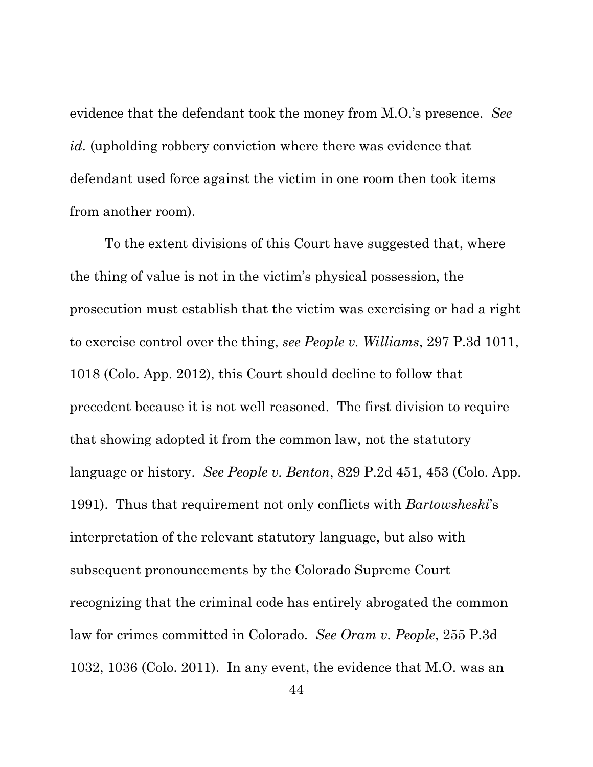evidence that the defendant took the money from M.O.'s presence. *See id.* (upholding robbery conviction where there was evidence that defendant used force against the victim in one room then took items from another room).

To the extent divisions of this Court have suggested that, where the thing of value is not in the victim's physical possession, the prosecution must establish that the victim was exercising or had a right to exercise control over the thing, *see People v. Williams*, 297 P.3d 1011, 1018 (Colo. App. 2012), this Court should decline to follow that precedent because it is not well reasoned. The first division to require that showing adopted it from the common law, not the statutory language or history. *See People v. Benton*, 829 P.2d 451, 453 (Colo. App. 1991). Thus that requirement not only conflicts with *Bartowsheski*'s interpretation of the relevant statutory language, but also with subsequent pronouncements by the Colorado Supreme Court recognizing that the criminal code has entirely abrogated the common law for crimes committed in Colorado. *See Oram v. People*, 255 P.3d 1032, 1036 (Colo. 2011). In any event, the evidence that M.O. was an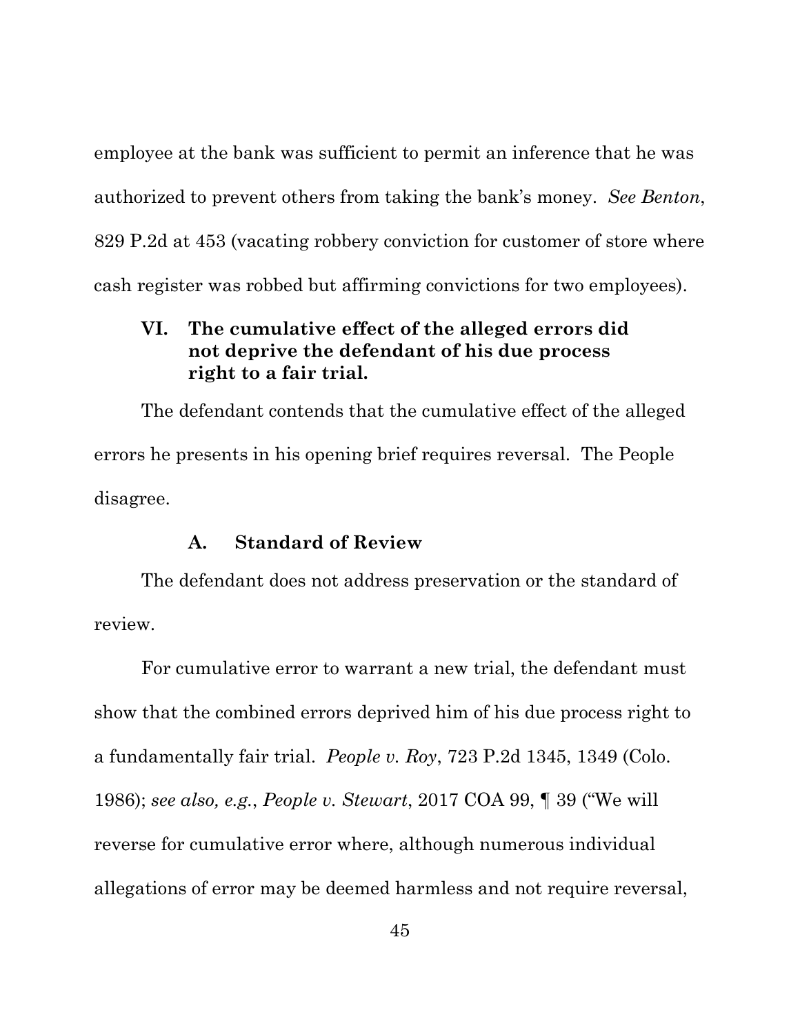employee at the bank was sufficient to permit an inference that he was authorized to prevent others from taking the bank's money. *See Benton*, 829 P.2d at 453 (vacating robbery conviction for customer of store where cash register was robbed but affirming convictions for two employees).

## VI. The cumulative effect of the alleged errors did not deprive the defendant of his due process right to a fair trial.

The defendant contends that the cumulative effect of the alleged errors he presents in his opening brief requires reversal. The People disagree.

### A. Standard of Review

The defendant does not address preservation or the standard of review.

For cumulative error to warrant a new trial, the defendant must show that the combined errors deprived him of his due process right to a fundamentally fair trial. *People v. Roy*, 723 P.2d 1345, 1349 (Colo. 1986); *see also, e.g.*, *People v. Stewart*, 2017 COA 99, ¶ 39 ("We will reverse for cumulative error where, although numerous individual allegations of error may be deemed harmless and not require reversal,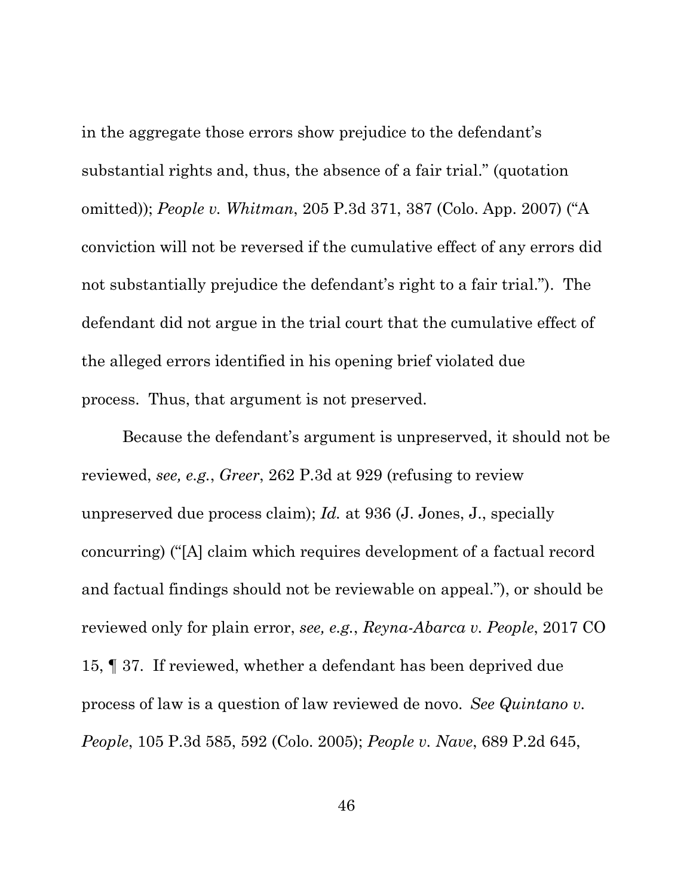in the aggregate those errors show prejudice to the defendant's substantial rights and, thus, the absence of a fair trial." (quotation omitted)); *People v. Whitman*, 205 P.3d 371, 387 (Colo. App. 2007) ("A conviction will not be reversed if the cumulative effect of any errors did not substantially prejudice the defendant's right to a fair trial."). The defendant did not argue in the trial court that the cumulative effect of the alleged errors identified in his opening brief violated due process. Thus, that argument is not preserved.

Because the defendant's argument is unpreserved, it should not be reviewed, *see, e.g.*, *Greer*, 262 P.3d at 929 (refusing to review unpreserved due process claim); *Id.* at 936 (J. Jones, J., specially concurring) ("[A] claim which requires development of a factual record and factual findings should not be reviewable on appeal."), or should be reviewed only for plain error, *see, e.g.*, *Reyna-Abarca v. People*, 2017 CO 15, ¶ 37. If reviewed, whether a defendant has been deprived due process of law is a question of law reviewed de novo. *See Quintano v. People*, 105 P.3d 585, 592 (Colo. 2005); *People v. Nave*, 689 P.2d 645,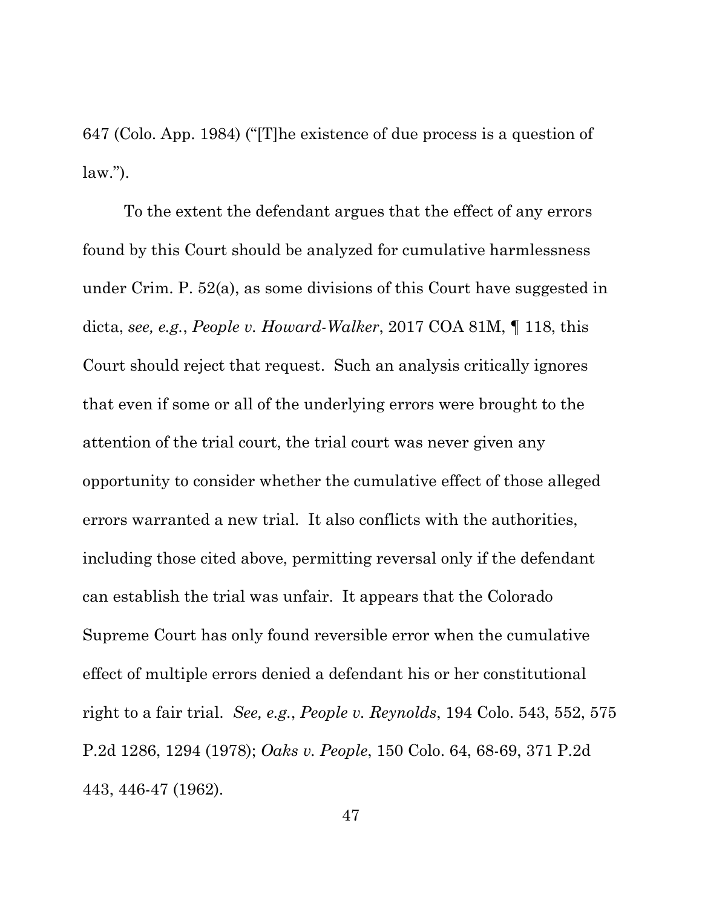647 (Colo. App. 1984) ("[T]he existence of due process is a question of law.").

To the extent the defendant argues that the effect of any errors found by this Court should be analyzed for cumulative harmlessness under Crim. P. 52(a), as some divisions of this Court have suggested in dicta, *see, e.g.*, *People v. Howard-Walker*, 2017 COA 81M, ¶ 118, this Court should reject that request. Such an analysis critically ignores that even if some or all of the underlying errors were brought to the attention of the trial court, the trial court was never given any opportunity to consider whether the cumulative effect of those alleged errors warranted a new trial. It also conflicts with the authorities, including those cited above, permitting reversal only if the defendant can establish the trial was unfair. It appears that the Colorado Supreme Court has only found reversible error when the cumulative effect of multiple errors denied a defendant his or her constitutional right to a fair trial. *See, e.g.*, *People v. Reynolds*, 194 Colo. 543, 552, 575 P.2d 1286, 1294 (1978); *Oaks v. People*, 150 Colo. 64, 68-69, 371 P.2d 443, 446-47 (1962).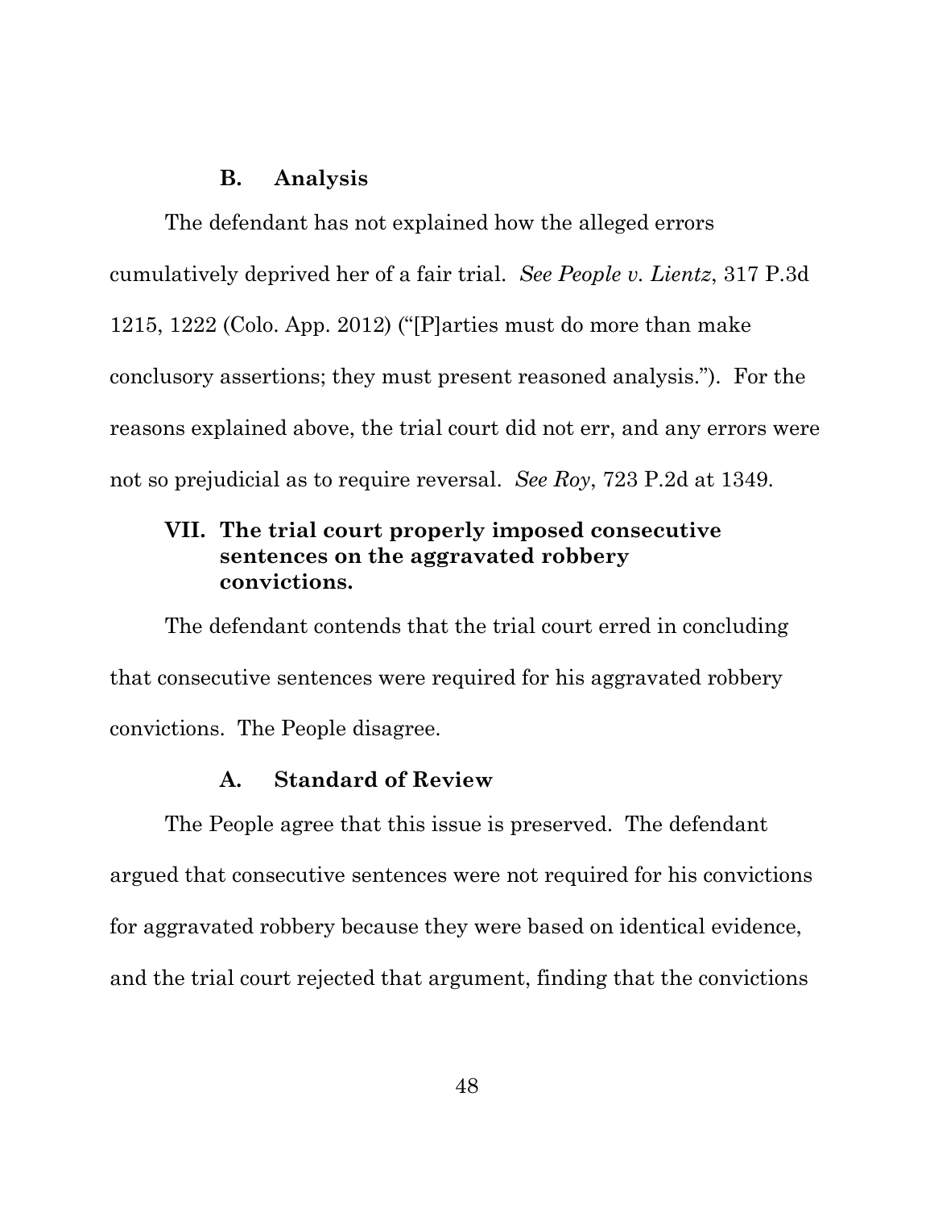### B. Analysis

The defendant has not explained how the alleged errors cumulatively deprived her of a fair trial. *See People v. Lientz*, 317 P.3d 1215, 1222 (Colo. App. 2012) ("[P]arties must do more than make conclusory assertions; they must present reasoned analysis."). For the reasons explained above, the trial court did not err, and any errors were not so prejudicial as to require reversal. *See Roy*, 723 P.2d at 1349.

## VII. The trial court properly imposed consecutive sentences on the aggravated robbery convictions.

The defendant contends that the trial court erred in concluding that consecutive sentences were required for his aggravated robbery convictions. The People disagree.

### A. Standard of Review

The People agree that this issue is preserved. The defendant argued that consecutive sentences were not required for his convictions for aggravated robbery because they were based on identical evidence, and the trial court rejected that argument, finding that the convictions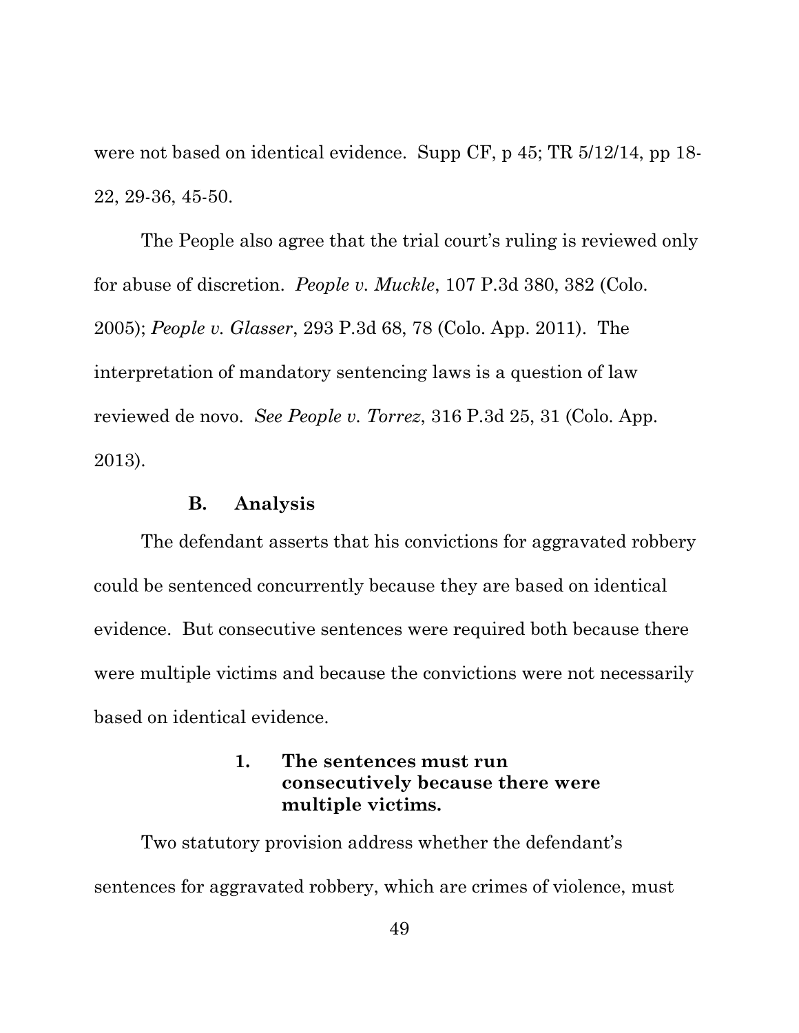were not based on identical evidence. Supp CF, p 45; TR 5/12/14, pp 18-22, 29-36, 45-50.

The People also agree that the trial court's ruling is reviewed only for abuse of discretion. *People v. Muckle*, 107 P.3d 380, 382 (Colo. 2005); *People v. Glasser*, 293 P.3d 68, 78 (Colo. App. 2011). The interpretation of mandatory sentencing laws is a question of law reviewed de novo. *See People v. Torrez*, 316 P.3d 25, 31 (Colo. App. 2013).

### B. Analysis

The defendant asserts that his convictions for aggravated robbery could be sentenced concurrently because they are based on identical evidence. But consecutive sentences were required both because there were multiple victims and because the convictions were not necessarily based on identical evidence.

#### 1. The sentences must run consecutively because there were multiple victims.

Two statutory provision address whether the defendant's sentences for aggravated robbery, which are crimes of violence, must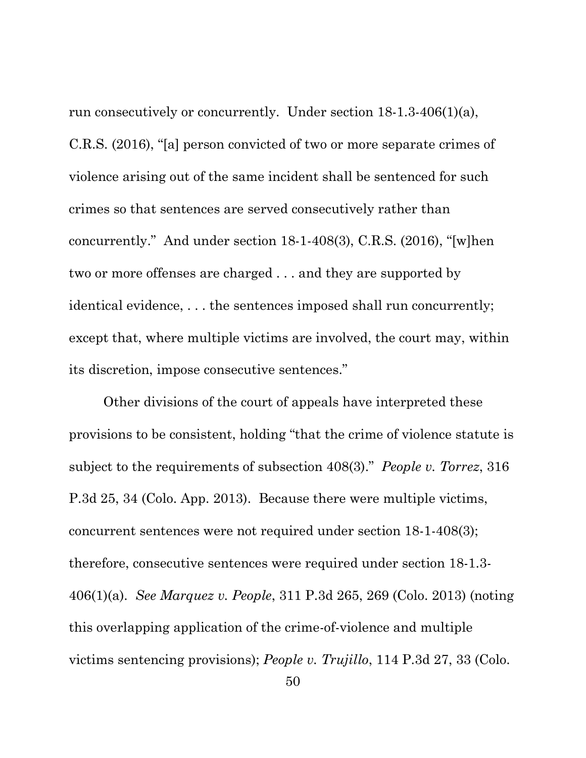run consecutively or concurrently. Under section 18-1.3-406(1)(a), C.R.S. (2016), "[a] person convicted of two or more separate crimes of violence arising out of the same incident shall be sentenced for such crimes so that sentences are served consecutively rather than concurrently." And under section 18-1-408(3), C.R.S. (2016), "[w]hen two or more offenses are charged . . . and they are supported by identical evidence, . . . the sentences imposed shall run concurrently; except that, where multiple victims are involved, the court may, within its discretion, impose consecutive sentences."

Other divisions of the court of appeals have interpreted these provisions to be consistent, holding "that the crime of violence statute is subject to the requirements of subsection 408(3)." *People v. Torrez*, 316 P.3d 25, 34 (Colo. App. 2013). Because there were multiple victims, concurrent sentences were not required under section 18-1-408(3); therefore, consecutive sentences were required under section 18-1.3-406(1)(a). *See Marquez v. People*, 311 P.3d 265, 269 (Colo. 2013) (noting this overlapping application of the crime-of-violence and multiple victims sentencing provisions); *People v. Trujillo*, 114 P.3d 27, 33 (Colo.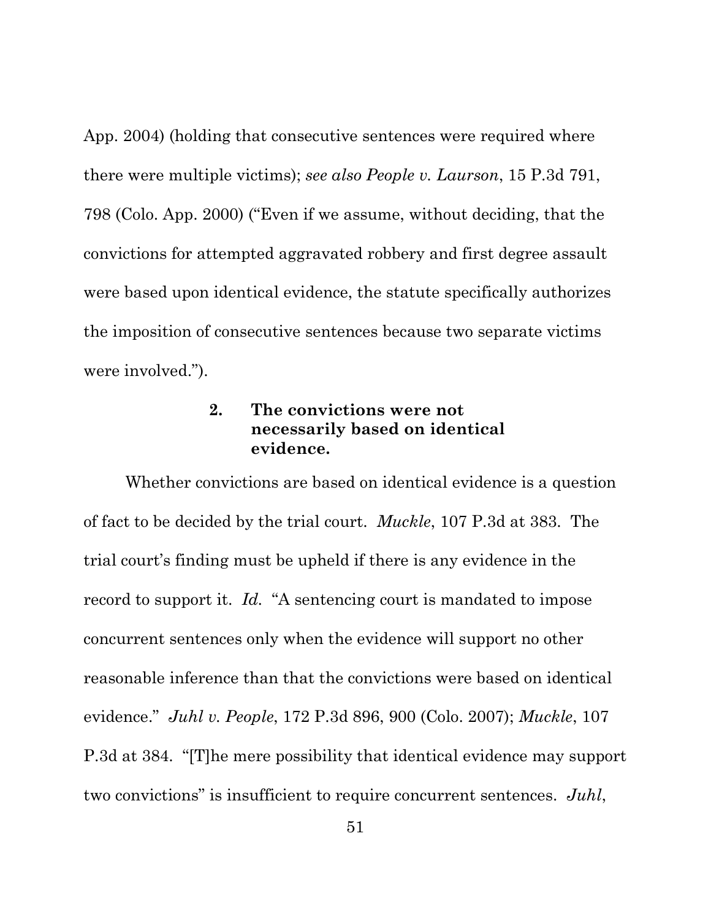App. 2004) (holding that consecutive sentences were required where there were multiple victims); *see also People v. Laurson*, 15 P.3d 791, 798 (Colo. App. 2000) ("Even if we assume, without deciding, that the convictions for attempted aggravated robbery and first degree assault were based upon identical evidence, the statute specifically authorizes the imposition of consecutive sentences because two separate victims were involved.").

### 2. The convictions were not necessarily based on identical evidence.

Whether convictions are based on identical evidence is a question of fact to be decided by the trial court. *Muckle*, 107 P.3d at 383. The trial court's finding must be upheld if there is any evidence in the record to support it. *Id.* "A sentencing court is mandated to impose concurrent sentences only when the evidence will support no other reasonable inference than that the convictions were based on identical evidence." *Juhl v. People*, 172 P.3d 896, 900 (Colo. 2007); *Muckle*, 107 P.3d at 384. "[T]he mere possibility that identical evidence may support two convictions" is insufficient to require concurrent sentences. *Juhl*,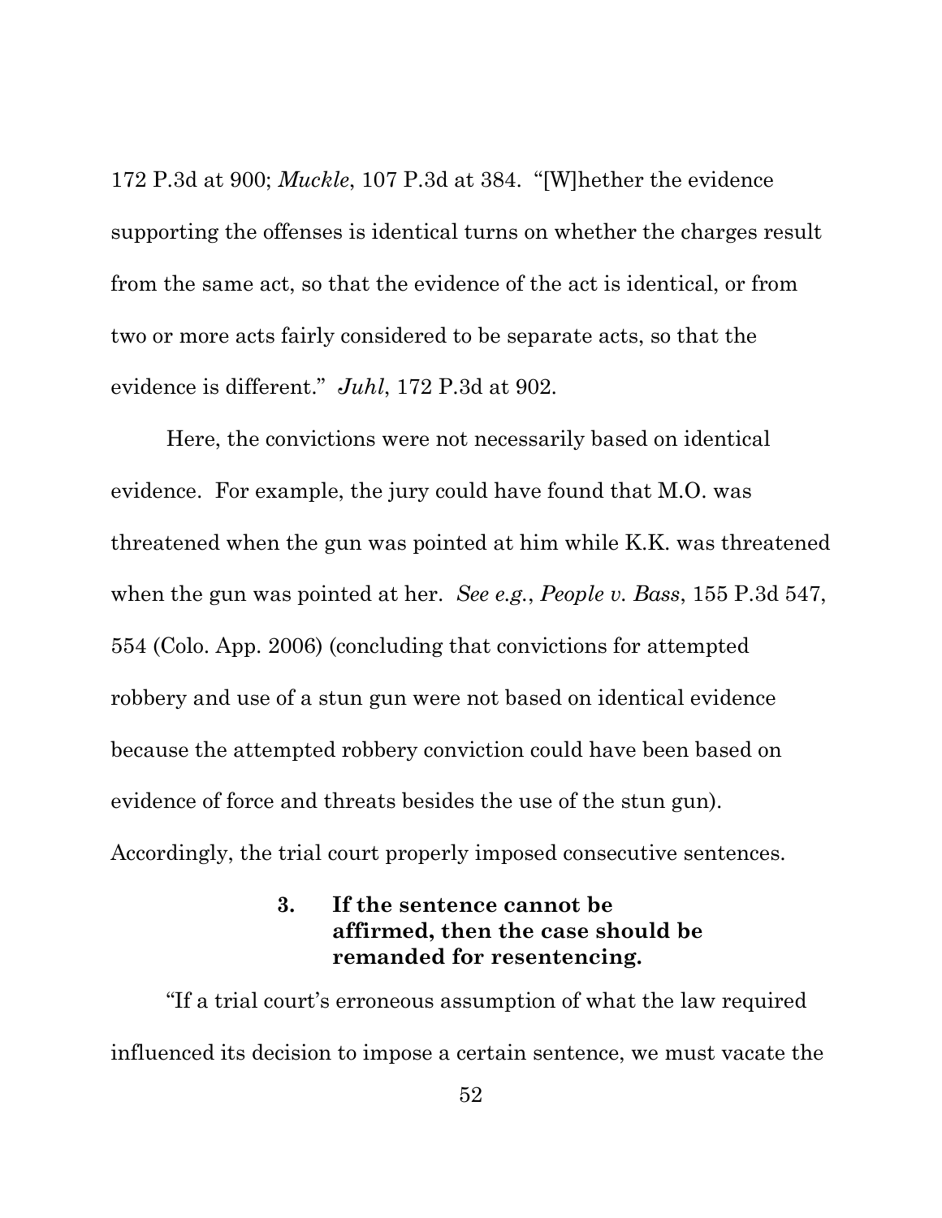172 P.3d at 900; *Muckle*, 107 P.3d at 384. "[W]hether the evidence supporting the offenses is identical turns on whether the charges result from the same act, so that the evidence of the act is identical, or from two or more acts fairly considered to be separate acts, so that the evidence is different." *Juhl*, 172 P.3d at 902.

Here, the convictions were not necessarily based on identical evidence. For example, the jury could have found that M.O. was threatened when the gun was pointed at him while K.K. was threatened when the gun was pointed at her. *See e.g.*, *People v. Bass*, 155 P.3d 547, 554 (Colo. App. 2006) (concluding that convictions for attempted robbery and use of a stun gun were not based on identical evidence because the attempted robbery conviction could have been based on evidence of force and threats besides the use of the stun gun). Accordingly, the trial court properly imposed consecutive sentences.

### 3. If the sentence cannot be affirmed, then the case should be remanded for resentencing.

"If a trial court's erroneous assumption of what the law required influenced its decision to impose a certain sentence, we must vacate the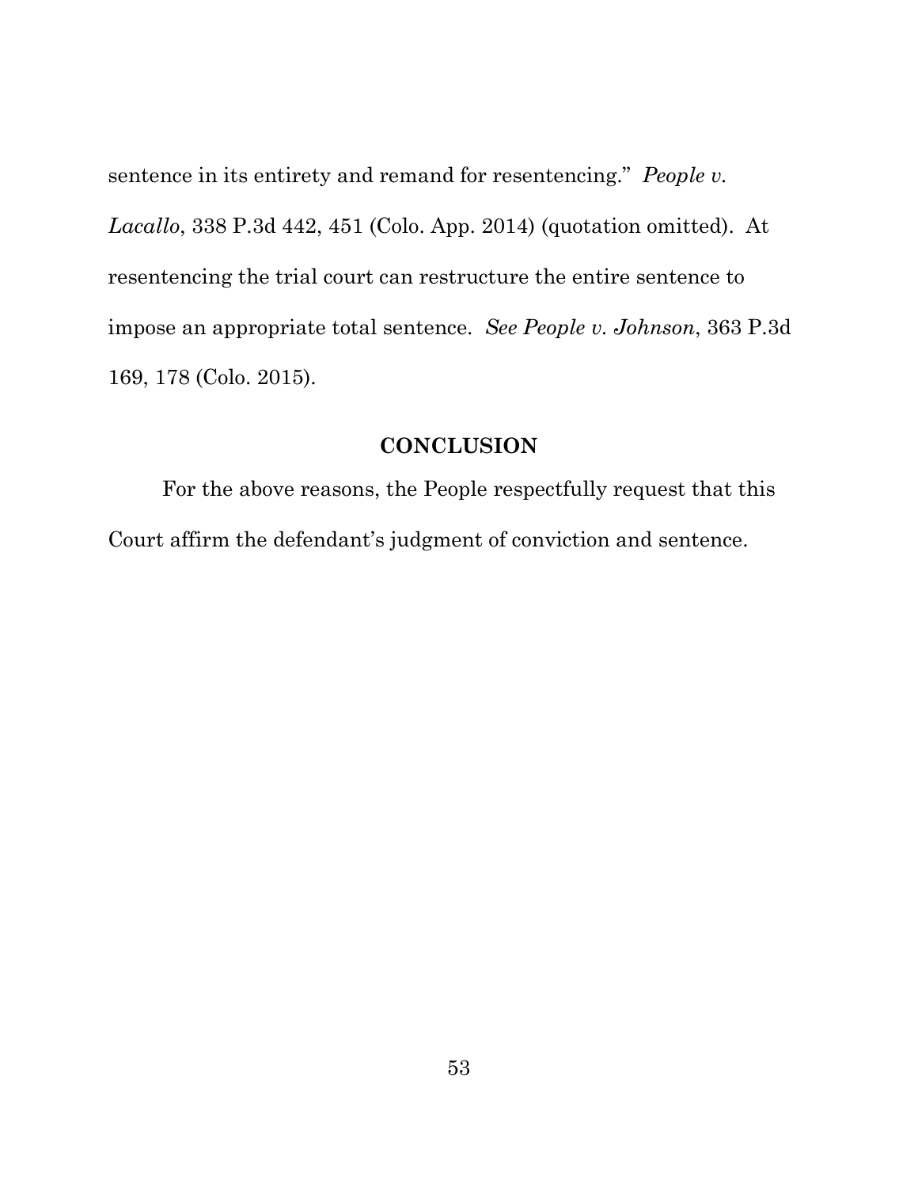sentence in its entirety and remand for resentencing." *People v. Lacallo*, 338 P.3d 442, 451 (Colo. App. 2014) (quotation omitted). At resentencing the trial court can restructure the entire sentence to impose an appropriate total sentence. *See People v. Johnson*, 363 P.3d 169, 178 (Colo. 2015).

## CONCLUSION

For the above reasons, the People respectfully request that this Court affirm the defendant's judgment of conviction and sentence.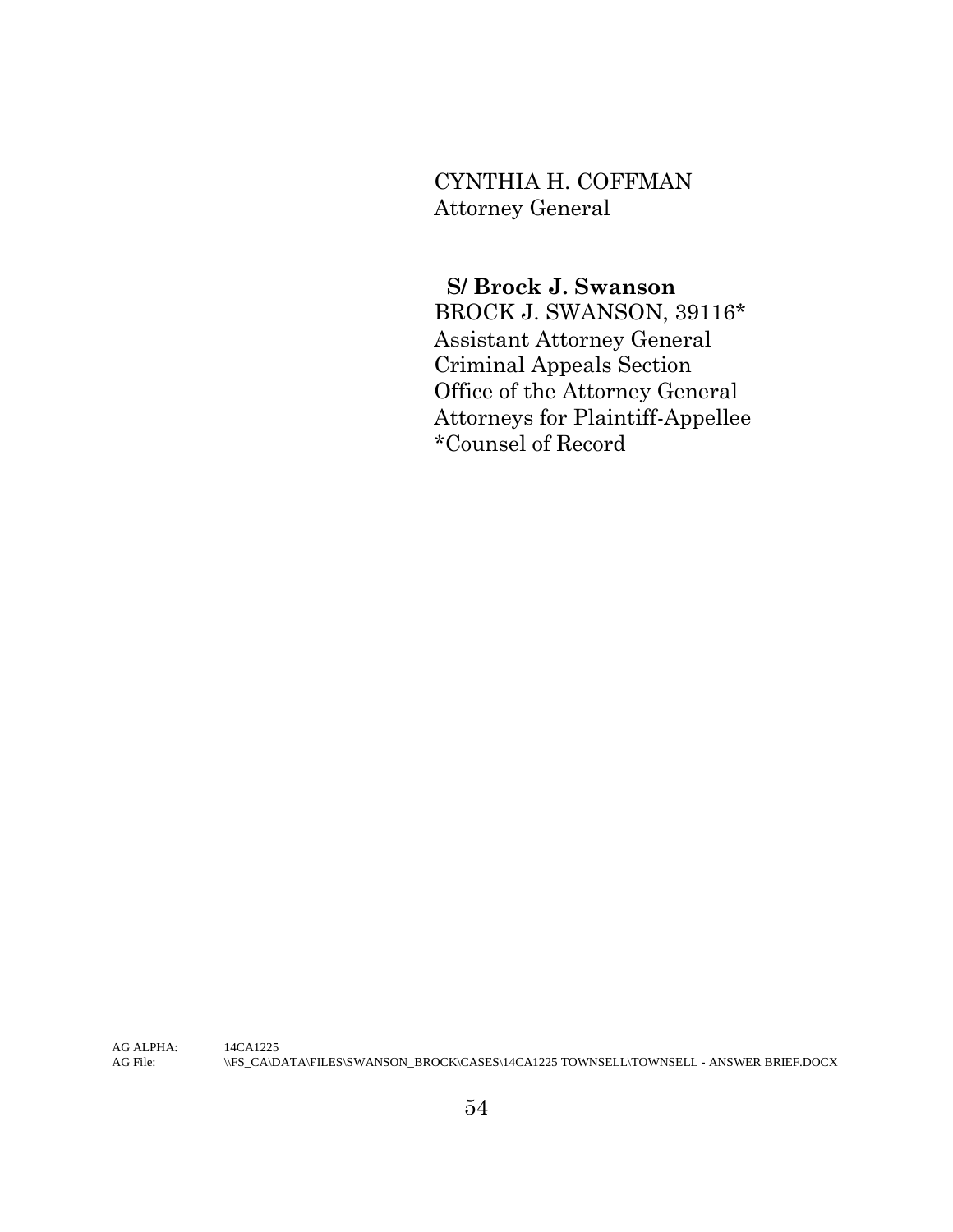CYNTHIA H. COFFMAN
Attorney General

**S/ Brock J. Swanson**
BROCK J. SWANSON, 39116*
Assistant Attorney General
Criminal Appeals Section
Office of the Attorney General
Attorneys for Plaintiff-Appellee
*Counsel of Record

AG ALPHA: 14CA1225
AG File: \\FS_CA\DATA\FILES\SWANSON_BROCK\CASES\14CA1225 TOWNSELL\TOWNSELL - ANSWER BRIEF.DOCX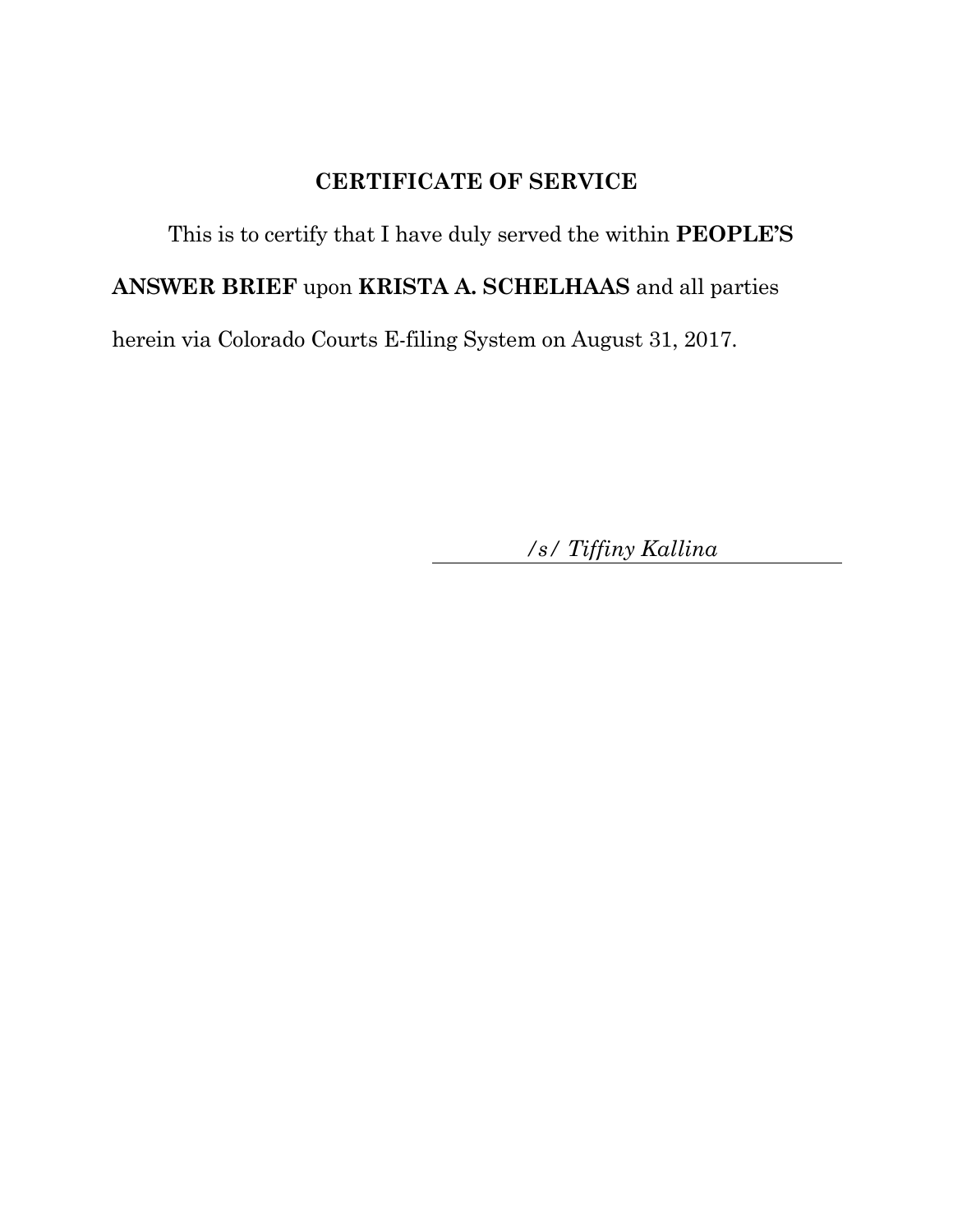## CERTIFICATE OF SERVICE

This is to certify that I have duly served the within **PEOPLE'S ANSWER BRIEF** upon **KRISTA A. SCHELHAAS** and all parties herein via Colorado Courts E-filing System on August 31, 2017.

*/s/ Tiffiny Kallina*